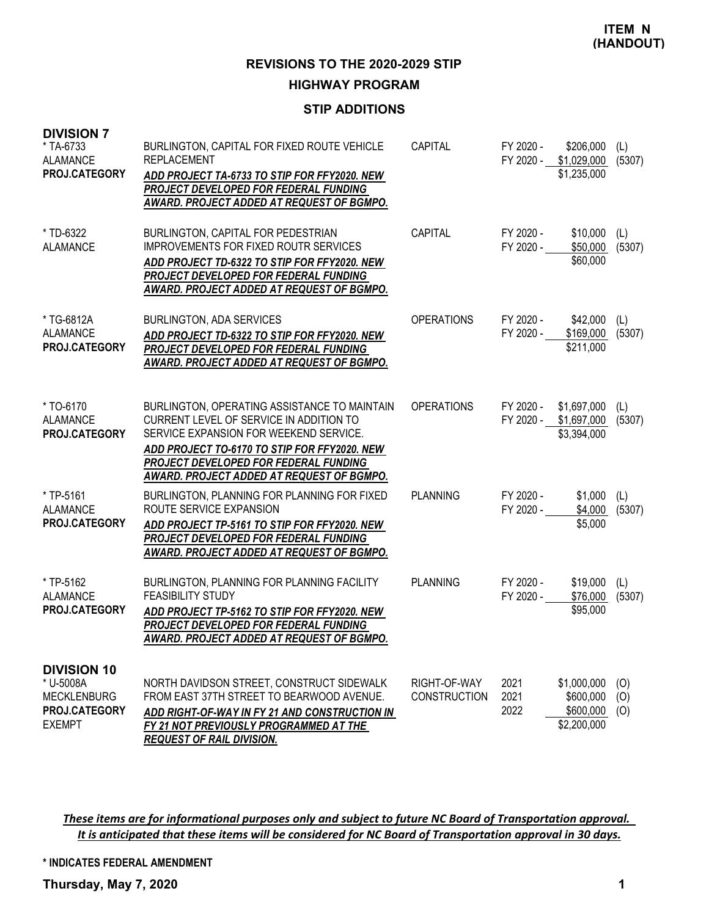**ITEM N (HANDOUT)**

## REVISIONS TO THE 2020-2029 STIP

### HIGHWAY PROGRAM

### STIP ADDITIONS

**DIVISION 7**

| Project | Description | Category | Year | Amount | Source |
|---|---|---|---|---|---|
| * TA-6733<br>ALAMANCE<br>**PROJ.CATEGORY** | BURLINGTON, CAPITAL FOR FIXED ROUTE VEHICLE REPLACEMENT<br>***ADD PROJECT TA-6733 TO STIP FOR FFY2020. NEW PROJECT DEVELOPED FOR FEDERAL FUNDING AWARD. PROJECT ADDED AT REQUEST OF BGMPO.*** | CAPITAL | FY 2020 -<br>FY 2020 - | \$206,000<br>\$1,029,000<br>\$1,235,000 | (L)<br>(5307) |
| * TD-6322<br>ALAMANCE | BURLINGTON, CAPITAL FOR PEDESTRIAN IMPROVEMENTS FOR FIXED ROUTR SERVICES<br>***ADD PROJECT TD-6322 TO STIP FOR FFY2020. NEW PROJECT DEVELOPED FOR FEDERAL FUNDING AWARD. PROJECT ADDED AT REQUEST OF BGMPO.*** | CAPITAL | FY 2020 -<br>FY 2020 - | \$10,000<br>\$50,000<br>\$60,000 | (L)<br>(5307) |
| * TG-6812A<br>ALAMANCE<br>**PROJ.CATEGORY** | BURLINGTON, ADA SERVICES<br>***ADD PROJECT TD-6322 TO STIP FOR FFY2020. NEW PROJECT DEVELOPED FOR FEDERAL FUNDING AWARD. PROJECT ADDED AT REQUEST OF BGMPO.*** | OPERATIONS | FY 2020 -<br>FY 2020 - | \$42,000<br>\$169,000<br>\$211,000 | (L)<br>(5307) |
| * TO-6170<br>ALAMANCE<br>**PROJ.CATEGORY** | BURLINGTON, OPERATING ASSISTANCE TO MAINTAIN CURRENT LEVEL OF SERVICE IN ADDITION TO SERVICE EXPANSION FOR WEEKEND SERVICE.<br>***ADD PROJECT TO-6170 TO STIP FOR FFY2020. NEW PROJECT DEVELOPED FOR FEDERAL FUNDING AWARD. PROJECT ADDED AT REQUEST OF BGMPO.*** | OPERATIONS | FY 2020 -<br>FY 2020 - | \$1,697,000<br>\$1,697,000<br>\$3,394,000 | (L)<br>(5307) |
| * TP-5161<br>ALAMANCE<br>**PROJ.CATEGORY** | BURLINGTON, PLANNING FOR PLANNING FOR FIXED ROUTE SERVICE EXPANSION<br>***ADD PROJECT TP-5161 TO STIP FOR FFY2020. NEW PROJECT DEVELOPED FOR FEDERAL FUNDING AWARD. PROJECT ADDED AT REQUEST OF BGMPO.*** | PLANNING | FY 2020 -<br>FY 2020 - | \$1,000<br>\$4,000<br>\$5,000 | (L)<br>(5307) |
| * TP-5162<br>ALAMANCE<br>**PROJ.CATEGORY** | BURLINGTON, PLANNING FOR PLANNING FACILITY FEASIBILITY STUDY<br>***ADD PROJECT TP-5162 TO STIP FOR FFY2020. NEW PROJECT DEVELOPED FOR FEDERAL FUNDING AWARD. PROJECT ADDED AT REQUEST OF BGMPO.*** | PLANNING | FY 2020 -<br>FY 2020 - | \$19,000<br>\$76,000<br>\$95,000 | (L)<br>(5307) |

**DIVISION 10**

| Project | Description | Category | Year | Amount | Source |
|---|---|---|---|---|---|
| * U-5008A<br>MECKLENBURG<br>**PROJ.CATEGORY**<br>EXEMPT | NORTH DAVIDSON STREET, CONSTRUCT SIDEWALK FROM EAST 37TH STREET TO BEARWOOD AVENUE.<br>***ADD RIGHT-OF-WAY IN FY 21 AND CONSTRUCTION IN FY 21 NOT PREVIOUSLY PROGRAMMED AT THE REQUEST OF RAIL DIVISION.*** | RIGHT-OF-WAY<br>CONSTRUCTION | 2021<br>2021<br>2022 | \$1,000,000<br>\$600,000<br>\$600,000<br>\$2,200,000 | (O)<br>(O)<br>(O) |

***These items are for informational purposes only and subject to future NC Board of Transportation approval. It is anticipated that these items will be considered for NC Board of Transportation approval in 30 days.***

**\* INDICATES FEDERAL AMENDMENT**

**Thursday, May 7, 2020**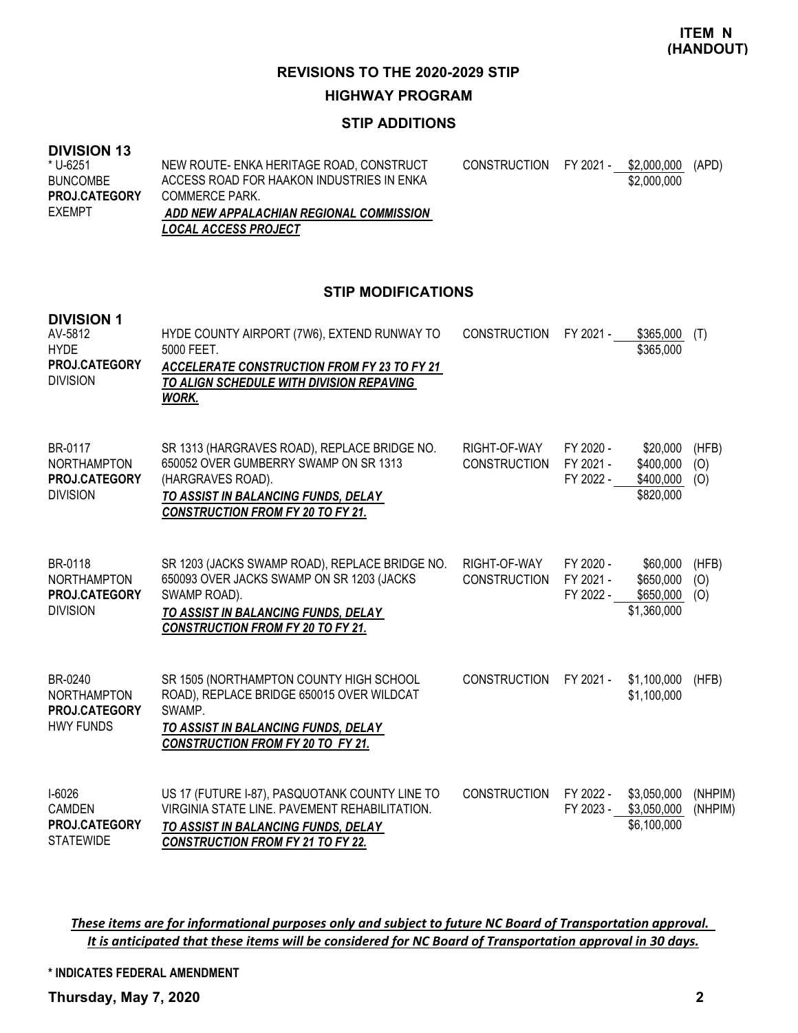**ITEM N (HANDOUT)**

# REVISIONS TO THE 2020-2029 STIP

## HIGHWAY PROGRAM

### STIP ADDITIONS

**DIVISION 13**

| Project | Description | Phase | Fiscal Year | Amount | Fund |
|---|---|---|---|---|---|
| * U-6251<br>BUNCOMBE<br>**PROJ.CATEGORY**<br>EXEMPT | NEW ROUTE- ENKA HERITAGE ROAD, CONSTRUCT ACCESS ROAD FOR HAAKON INDUSTRIES IN ENKA COMMERCE PARK.<br>***ADD NEW APPALACHIAN REGIONAL COMMISSION LOCAL ACCESS PROJECT*** | CONSTRUCTION | FY 2021 - | $2,000,000 | (APD) |
| | | | | $2,000,000 | |

### STIP MODIFICATIONS

**DIVISION 1**

| Project | Description | Phase | Fiscal Year | Amount | Fund |
|---|---|---|---|---|---|
| AV-5812<br>HYDE<br>**PROJ.CATEGORY**<br>DIVISION | HYDE COUNTY AIRPORT (7W6), EXTEND RUNWAY TO 5000 FEET.<br>***ACCELERATE CONSTRUCTION FROM FY 23 TO FY 21 TO ALIGN SCHEDULE WITH DIVISION REPAVING WORK.*** | CONSTRUCTION | FY 2021 - | $365,000 | (T) |
| | | | | $365,000 | |
| BR-0117<br>NORTHAMPTON<br>**PROJ.CATEGORY**<br>DIVISION | SR 1313 (HARGRAVES ROAD), REPLACE BRIDGE NO. 650052 OVER GUMBERRY SWAMP ON SR 1313 (HARGRAVES ROAD).<br>***TO ASSIST IN BALANCING FUNDS, DELAY CONSTRUCTION FROM FY 20 TO FY 21.*** | RIGHT-OF-WAY | FY 2020 - | $20,000 | (HFB) |
| | | CONSTRUCTION | FY 2021 - | $400,000 | (O) |
| | | | FY 2022 - | $400,000 | (O) |
| | | | | $820,000 | |
| BR-0118<br>NORTHAMPTON<br>**PROJ.CATEGORY**<br>DIVISION | SR 1203 (JACKS SWAMP ROAD), REPLACE BRIDGE NO. 650093 OVER JACKS SWAMP ON SR 1203 (JACKS SWAMP ROAD).<br>***TO ASSIST IN BALANCING FUNDS, DELAY CONSTRUCTION FROM FY 20 TO FY 21.*** | RIGHT-OF-WAY | FY 2020 - | $60,000 | (HFB) |
| | | CONSTRUCTION | FY 2021 - | $650,000 | (O) |
| | | | FY 2022 - | $650,000 | (O) |
| | | | | $1,360,000 | |
| BR-0240<br>NORTHAMPTON<br>**PROJ.CATEGORY**<br>HWY FUNDS | SR 1505 (NORTHAMPTON COUNTY HIGH SCHOOL ROAD), REPLACE BRIDGE 650015 OVER WILDCAT SWAMP.<br>***TO ASSIST IN BALANCING FUNDS, DELAY CONSTRUCTION FROM FY 20 TO FY 21.*** | CONSTRUCTION | FY 2021 - | $1,100,000 | (HFB) |
| | | | | $1,100,000 | |
| I-6026<br>CAMDEN<br>**PROJ.CATEGORY**<br>STATEWIDE | US 17 (FUTURE I-87), PASQUOTANK COUNTY LINE TO VIRGINIA STATE LINE. PAVEMENT REHABILITATION.<br>***TO ASSIST IN BALANCING FUNDS, DELAY CONSTRUCTION FROM FY 21 TO FY 22.*** | CONSTRUCTION | FY 2022 - | $3,050,000 | (NHPIM) |
| | | | FY 2023 - | $3,050,000 | (NHPIM) |
| | | | | $6,100,000 | |

***These items are for informational purposes only and subject to future NC Board of Transportation approval. It is anticipated that these items will be considered for NC Board of Transportation approval in 30 days.***

**\* INDICATES FEDERAL AMENDMENT**

**Thursday, May 7, 2020**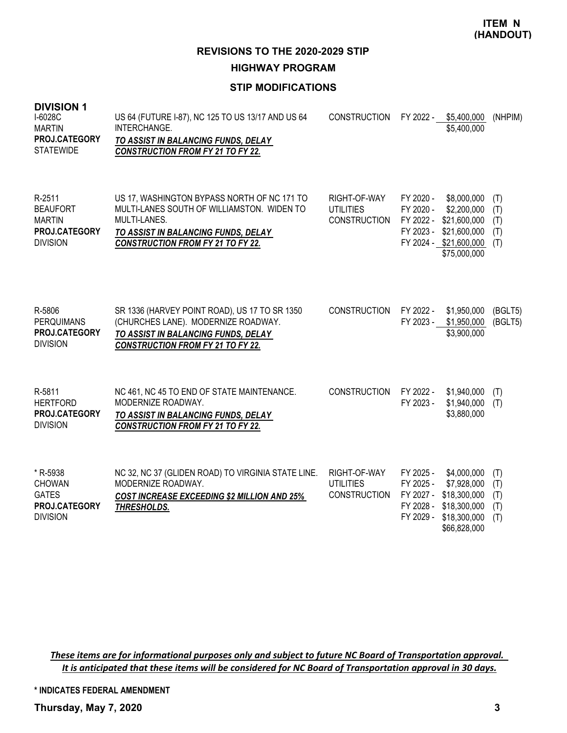**ITEM N (HANDOUT)**

# REVISIONS TO THE 2020-2029 STIP

## HIGHWAY PROGRAM

### STIP MODIFICATIONS

**DIVISION 1**

| Project | Description | Work Type | Fiscal Year | Amount | Fund |
|---|---|---|---|---|---|
| I-6028C<br>MARTIN<br>**PROJ.CATEGORY**<br>STATEWIDE | US 64 (FUTURE I-87), NC 125 TO US 13/17 AND US 64 INTERCHANGE.<br>***TO ASSIST IN BALANCING FUNDS, DELAY CONSTRUCTION FROM FY 21 TO FY 22.*** | CONSTRUCTION | FY 2022 - | $5,400,000 | (NHPIM) |
| | | | | $5,400,000 | |
| R-2511<br>BEAUFORT<br>MARTIN<br>**PROJ.CATEGORY**<br>DIVISION | US 17, WASHINGTON BYPASS NORTH OF NC 171 TO MULTI-LANES SOUTH OF WILLIAMSTON. WIDEN TO MULTI-LANES.<br>***TO ASSIST IN BALANCING FUNDS, DELAY CONSTRUCTION FROM FY 21 TO FY 22.*** | RIGHT-OF-WAY | FY 2020 - | $8,000,000 | (T) |
| | | UTILITIES | FY 2020 - | $2,200,000 | (T) |
| | | CONSTRUCTION | FY 2022 - | $21,600,000 | (T) |
| | | | FY 2023 - | $21,600,000 | (T) |
| | | | FY 2024 - | $21,600,000 | (T) |
| | | | | $75,000,000 | |
| R-5806<br>PERQUIMANS<br>**PROJ.CATEGORY**<br>DIVISION | SR 1336 (HARVEY POINT ROAD), US 17 TO SR 1350 (CHURCHES LANE). MODERNIZE ROADWAY.<br>***TO ASSIST IN BALANCING FUNDS, DELAY CONSTRUCTION FROM FY 21 TO FY 22.*** | CONSTRUCTION | FY 2022 - | $1,950,000 | (BGLT5) |
| | | | FY 2023 - | $1,950,000 | (BGLT5) |
| | | | | $3,900,000 | |
| R-5811<br>HERTFORD<br>**PROJ.CATEGORY**<br>DIVISION | NC 461, NC 45 TO END OF STATE MAINTENANCE. MODERNIZE ROADWAY.<br>***TO ASSIST IN BALANCING FUNDS, DELAY CONSTRUCTION FROM FY 21 TO FY 22.*** | CONSTRUCTION | FY 2022 - | $1,940,000 | (T) |
| | | | FY 2023 - | $1,940,000 | (T) |
| | | | | $3,880,000 | |
| * R-5938<br>CHOWAN<br>GATES<br>**PROJ.CATEGORY**<br>DIVISION | NC 32, NC 37 (GLIDEN ROAD) TO VIRGINIA STATE LINE. MODERNIZE ROADWAY.<br>***COST INCREASE EXCEEDING $2 MILLION AND 25% THRESHOLDS.*** | RIGHT-OF-WAY | FY 2025 - | $4,000,000 | (T) |
| | | UTILITIES | FY 2025 - | $7,928,000 | (T) |
| | | CONSTRUCTION | FY 2027 - | $18,300,000 | (T) |
| | | | FY 2028 - | $18,300,000 | (T) |
| | | | FY 2029 - | $18,300,000 | (T) |
| | | | | $66,828,000 | |

*These items are for informational purposes only and subject to future NC Board of Transportation approval. It is anticipated that these items will be considered for NC Board of Transportation approval in 30 days.*

**\* INDICATES FEDERAL AMENDMENT**

**Thursday, May 7, 2020**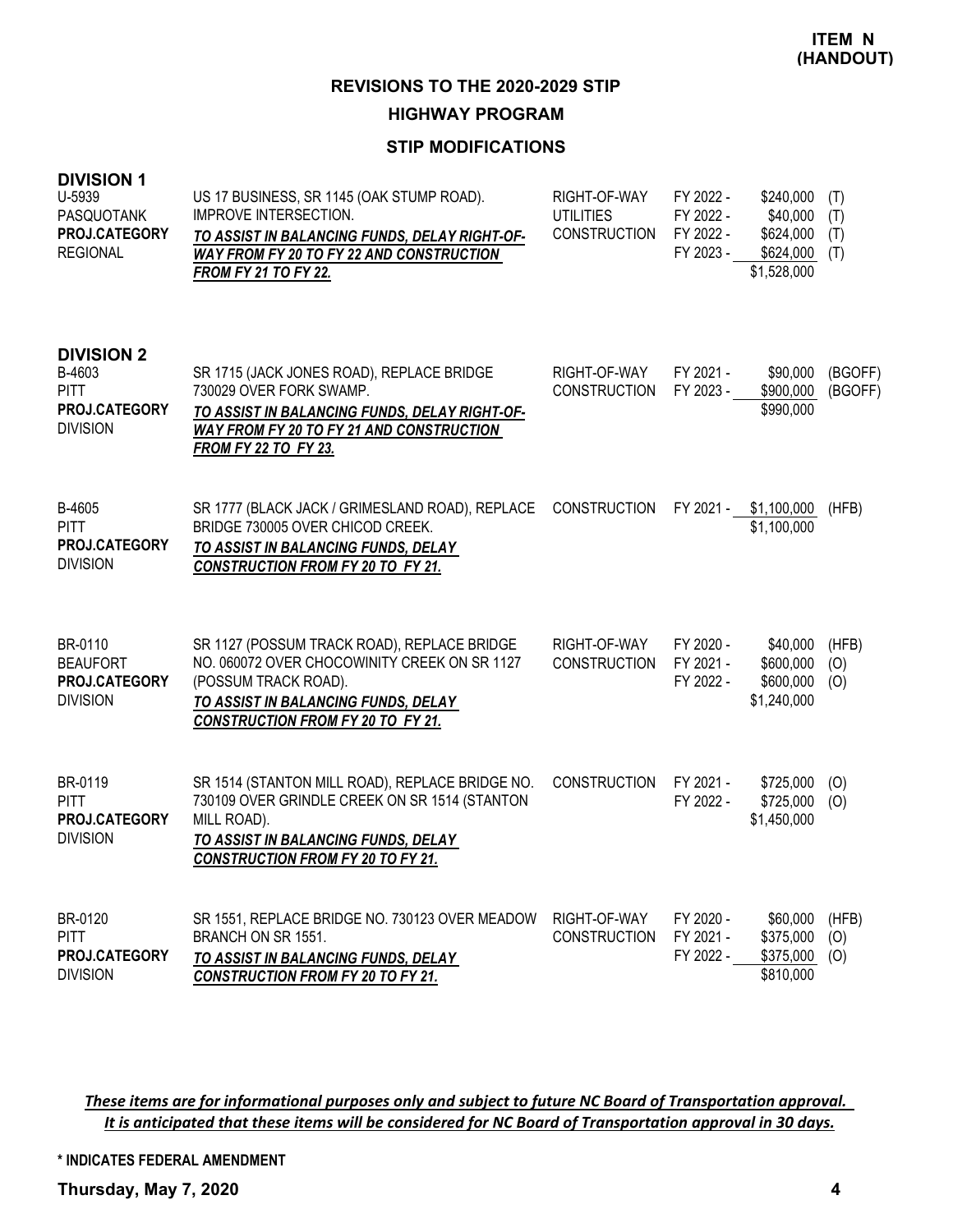**ITEM N (HANDOUT)**

# REVISIONS TO THE 2020-2029 STIP

## HIGHWAY PROGRAM

### STIP MODIFICATIONS

**DIVISION 1**

| Project | Description | Phase | FY | Amount | Fund |
|---|---|---|---|---|---|
| U-5939<br>PASQUOTANK<br>**PROJ.CATEGORY**<br>REGIONAL | US 17 BUSINESS, SR 1145 (OAK STUMP ROAD). IMPROVE INTERSECTION.<br>***TO ASSIST IN BALANCING FUNDS, DELAY RIGHT-OF-WAY FROM FY 20 TO FY 22 AND CONSTRUCTION FROM FY 21 TO FY 22.*** | RIGHT-OF-WAY | FY 2022 - | $240,000 | (T) |
| | | UTILITIES | FY 2022 - | $40,000 | (T) |
| | | CONSTRUCTION | FY 2022 - | $624,000 | (T) |
| | | | FY 2023 - | $624,000 | (T) |
| | | | | $1,528,000 | |

**DIVISION 2**

| Project | Description | Phase | FY | Amount | Fund |
|---|---|---|---|---|---|
| B-4603<br>PITT<br>**PROJ.CATEGORY**<br>DIVISION | SR 1715 (JACK JONES ROAD), REPLACE BRIDGE 730029 OVER FORK SWAMP.<br>***TO ASSIST IN BALANCING FUNDS, DELAY RIGHT-OF-WAY FROM FY 20 TO FY 21 AND CONSTRUCTION FROM FY 22 TO FY 23.*** | RIGHT-OF-WAY | FY 2021 - | $90,000 | (BGOFF) |
| | | CONSTRUCTION | FY 2023 - | $900,000 | (BGOFF) |
| | | | | $990,000 | |
| B-4605<br>PITT<br>**PROJ.CATEGORY**<br>DIVISION | SR 1777 (BLACK JACK / GRIMESLAND ROAD), REPLACE BRIDGE 730005 OVER CHICOD CREEK.<br>***TO ASSIST IN BALANCING FUNDS, DELAY CONSTRUCTION FROM FY 20 TO FY 21.*** | CONSTRUCTION | FY 2021 - | $1,100,000 | (HFB) |
| | | | | $1,100,000 | |
| BR-0110<br>BEAUFORT<br>**PROJ.CATEGORY**<br>DIVISION | SR 1127 (POSSUM TRACK ROAD), REPLACE BRIDGE NO. 060072 OVER CHOCOWINITY CREEK ON SR 1127 (POSSUM TRACK ROAD).<br>***TO ASSIST IN BALANCING FUNDS, DELAY CONSTRUCTION FROM FY 20 TO FY 21.*** | RIGHT-OF-WAY | FY 2020 - | $40,000 | (HFB) |
| | | CONSTRUCTION | FY 2021 - | $600,000 | (O) |
| | | | FY 2022 - | $600,000 | (O) |
| | | | | $1,240,000 | |
| BR-0119<br>PITT<br>**PROJ.CATEGORY**<br>DIVISION | SR 1514 (STANTON MILL ROAD), REPLACE BRIDGE NO. 730109 OVER GRINDLE CREEK ON SR 1514 (STANTON MILL ROAD).<br>***TO ASSIST IN BALANCING FUNDS, DELAY CONSTRUCTION FROM FY 20 TO FY 21.*** | CONSTRUCTION | FY 2021 - | $725,000 | (O) |
| | | | FY 2022 - | $725,000 | (O) |
| | | | | $1,450,000 | |
| BR-0120<br>PITT<br>**PROJ.CATEGORY**<br>DIVISION | SR 1551, REPLACE BRIDGE NO. 730123 OVER MEADOW BRANCH ON SR 1551.<br>***TO ASSIST IN BALANCING FUNDS, DELAY CONSTRUCTION FROM FY 20 TO FY 21.*** | RIGHT-OF-WAY | FY 2020 - | $60,000 | (HFB) |
| | | CONSTRUCTION | FY 2021 - | $375,000 | (O) |
| | | | FY 2022 - | $375,000 | (O) |
| | | | | $810,000 | |

***These items are for informational purposes only and subject to future NC Board of Transportation approval. It is anticipated that these items will be considered for NC Board of Transportation approval in 30 days.***

**\* INDICATES FEDERAL AMENDMENT**

**Thursday, May 7, 2020**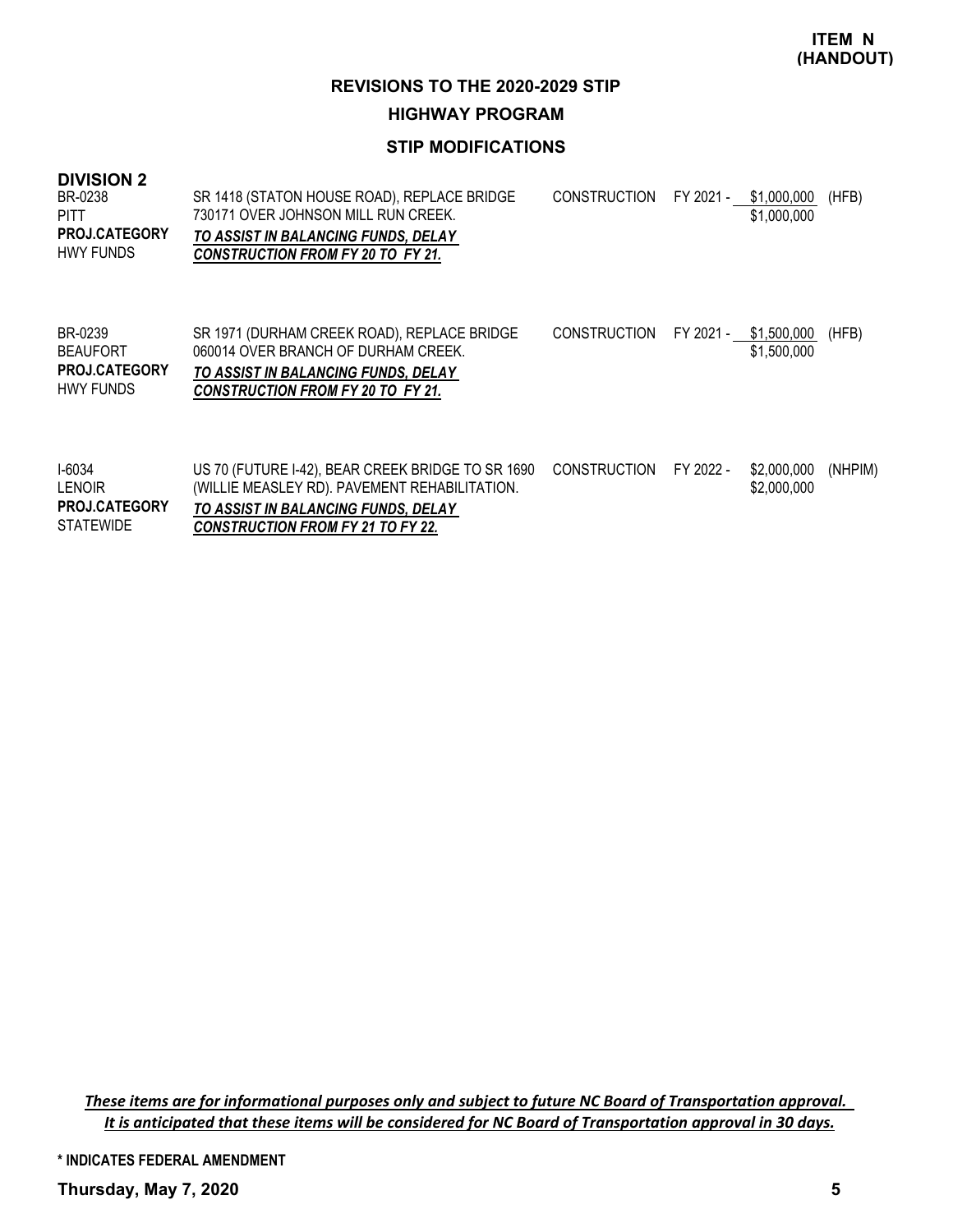**ITEM N (HANDOUT)**

## REVISIONS TO THE 2020-2029 STIP

## HIGHWAY PROGRAM

### STIP MODIFICATIONS

### DIVISION 2

| Project | Description | Phase | Fiscal Year | Amount | Fund |
|---|---|---|---|---|---|
| BR-0238<br>PITT<br>**PROJ.CATEGORY**<br>HWY FUNDS | SR 1418 (STATON HOUSE ROAD), REPLACE BRIDGE 730171 OVER JOHNSON MILL RUN CREEK.<br>***TO ASSIST IN BALANCING FUNDS, DELAY CONSTRUCTION FROM FY 20 TO FY 21.*** | CONSTRUCTION | FY 2021 - | \$1,000,000<br>\$1,000,000 | (HFB) |
| BR-0239<br>BEAUFORT<br>**PROJ.CATEGORY**<br>HWY FUNDS | SR 1971 (DURHAM CREEK ROAD), REPLACE BRIDGE 060014 OVER BRANCH OF DURHAM CREEK.<br>***TO ASSIST IN BALANCING FUNDS, DELAY CONSTRUCTION FROM FY 20 TO FY 21.*** | CONSTRUCTION | FY 2021 - | \$1,500,000<br>\$1,500,000 | (HFB) |
| I-6034<br>LENOIR<br>**PROJ.CATEGORY**<br>STATEWIDE | US 70 (FUTURE I-42), BEAR CREEK BRIDGE TO SR 1690 (WILLIE MEASLEY RD). PAVEMENT REHABILITATION.<br>***TO ASSIST IN BALANCING FUNDS, DELAY CONSTRUCTION FROM FY 21 TO FY 22.*** | CONSTRUCTION | FY 2022 - | \$2,000,000<br>\$2,000,000 | (NHPIM) |

*These items are for informational purposes only and subject to future NC Board of Transportation approval. It is anticipated that these items will be considered for NC Board of Transportation approval in 30 days.*

\* INDICATES FEDERAL AMENDMENT

**Thursday, May 7, 2020**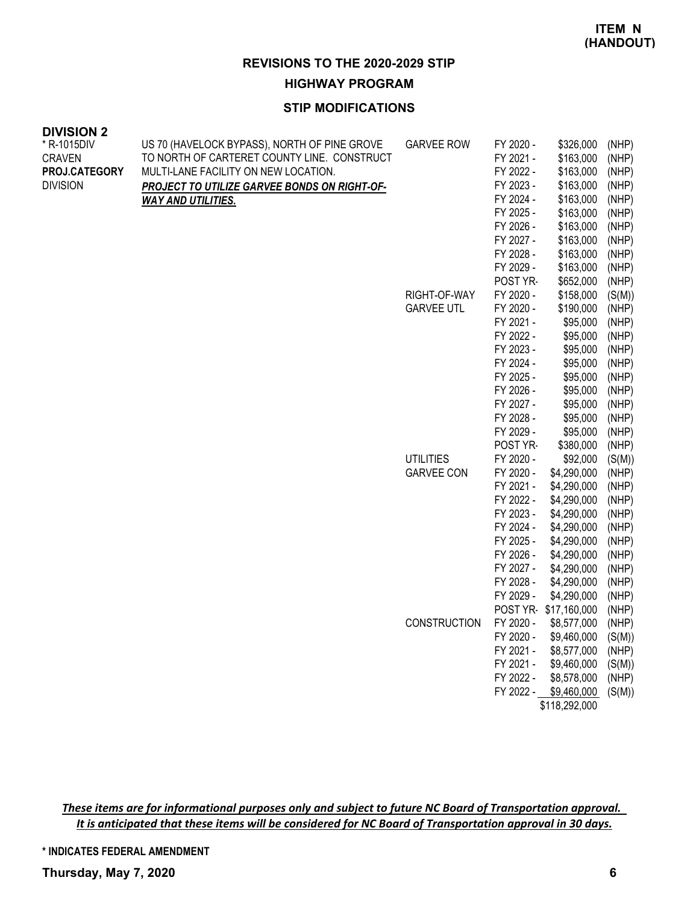**ITEM N (HANDOUT)**

## REVISIONS TO THE 2020-2029 STIP

### HIGHWAY PROGRAM

### STIP MODIFICATIONS

**DIVISION 2**

| Project | Description | Phase | Year | Amount | Fund |
|---|---|---|---|---|---|
| * R-1015DIV<br>CRAVEN<br>**PROJ.CATEGORY**<br>DIVISION | US 70 (HAVELOCK BYPASS), NORTH OF PINE GROVE TO NORTH OF CARTERET COUNTY LINE. CONSTRUCT MULTI-LANE FACILITY ON NEW LOCATION.<br>***PROJECT TO UTILIZE GARVEE BONDS ON RIGHT-OF-WAY AND UTILITIES.*** | GARVEE ROW | FY 2020 - | $326,000 | (NHP) |
| | | | FY 2021 - | $163,000 | (NHP) |
| | | | FY 2022 - | $163,000 | (NHP) |
| | | | FY 2023 - | $163,000 | (NHP) |
| | | | FY 2024 - | $163,000 | (NHP) |
| | | | FY 2025 - | $163,000 | (NHP) |
| | | | FY 2026 - | $163,000 | (NHP) |
| | | | FY 2027 - | $163,000 | (NHP) |
| | | | FY 2028 - | $163,000 | (NHP) |
| | | | FY 2029 - | $163,000 | (NHP) |
| | | | POST YR- | $652,000 | (NHP) |
| | | RIGHT-OF-WAY | FY 2020 - | $158,000 | (S(M)) |
| | | GARVEE UTL | FY 2020 - | $190,000 | (NHP) |
| | | | FY 2021 - | $95,000 | (NHP) |
| | | | FY 2022 - | $95,000 | (NHP) |
| | | | FY 2023 - | $95,000 | (NHP) |
| | | | FY 2024 - | $95,000 | (NHP) |
| | | | FY 2025 - | $95,000 | (NHP) |
| | | | FY 2026 - | $95,000 | (NHP) |
| | | | FY 2027 - | $95,000 | (NHP) |
| | | | FY 2028 - | $95,000 | (NHP) |
| | | | FY 2029 - | $95,000 | (NHP) |
| | | | POST YR- | $380,000 | (NHP) |
| | | UTILITIES | FY 2020 - | $92,000 | (S(M)) |
| | | GARVEE CON | FY 2020 - | $4,290,000 | (NHP) |
| | | | FY 2021 - | $4,290,000 | (NHP) |
| | | | FY 2022 - | $4,290,000 | (NHP) |
| | | | FY 2023 - | $4,290,000 | (NHP) |
| | | | FY 2024 - | $4,290,000 | (NHP) |
| | | | FY 2025 - | $4,290,000 | (NHP) |
| | | | FY 2026 - | $4,290,000 | (NHP) |
| | | | FY 2027 - | $4,290,000 | (NHP) |
| | | | FY 2028 - | $4,290,000 | (NHP) |
| | | | FY 2029 - | $4,290,000 | (NHP) |
| | | | POST YR- | $17,160,000 | (NHP) |
| | | CONSTRUCTION | FY 2020 - | $8,577,000 | (NHP) |
| | | | FY 2020 - | $9,460,000 | (S(M)) |
| | | | FY 2021 - | $8,577,000 | (NHP) |
| | | | FY 2021 - | $9,460,000 | (S(M)) |
| | | | FY 2022 - | $8,578,000 | (NHP) |
| | | | FY 2022 - | $9,460,000 | (S(M)) |
| | | | | $118,292,000 | |

*These items are for informational purposes only and subject to future NC Board of Transportation approval. It is anticipated that these items will be considered for NC Board of Transportation approval in 30 days.*

**\* INDICATES FEDERAL AMENDMENT**

**Thursday, May 7, 2020**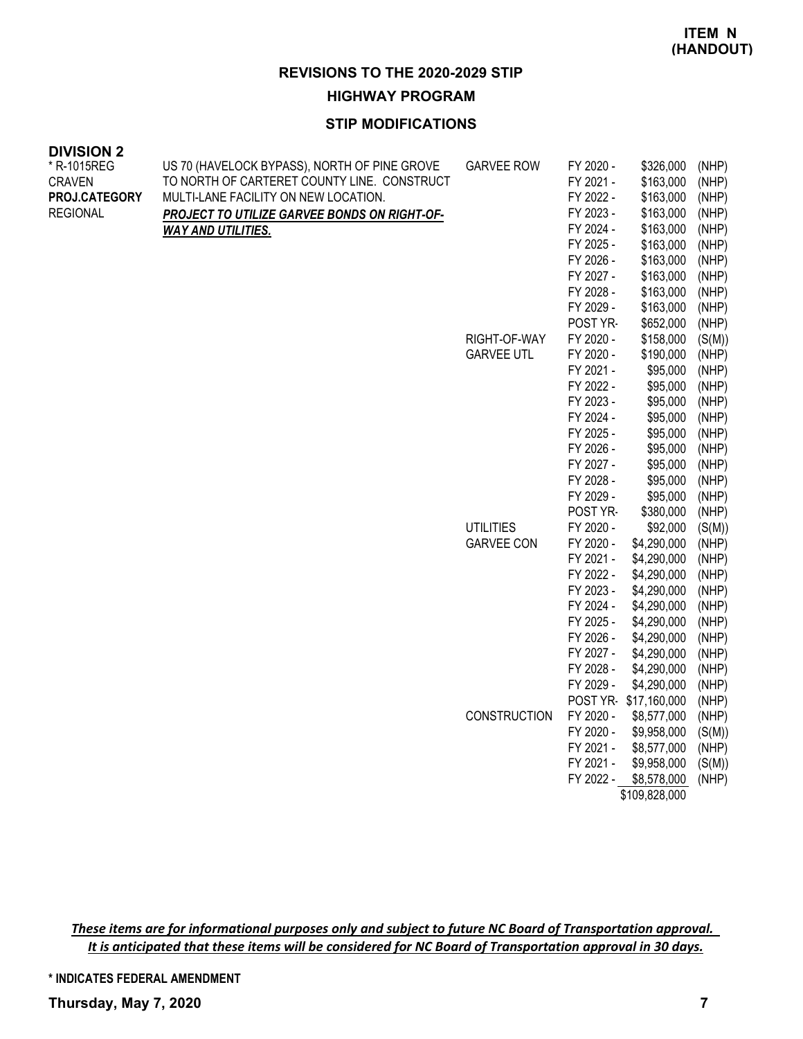**ITEM N (HANDOUT)**

## REVISIONS TO THE 2020-2029 STIP

### HIGHWAY PROGRAM

### STIP MODIFICATIONS

**DIVISION 2**

| Project | Description | Work Type | Fiscal Year | Amount | Fund |
|---|---|---|---|---|---|
| * R-1015REG<br>CRAVEN<br>**PROJ.CATEGORY**<br>REGIONAL | US 70 (HAVELOCK BYPASS), NORTH OF PINE GROVE TO NORTH OF CARTERET COUNTY LINE. CONSTRUCT MULTI-LANE FACILITY ON NEW LOCATION.<br>***PROJECT TO UTILIZE GARVEE BONDS ON RIGHT-OF-WAY AND UTILITIES.*** | GARVEE ROW | FY 2020 - | $326,000 | (NHP) |
| | | | FY 2021 - | $163,000 | (NHP) |
| | | | FY 2022 - | $163,000 | (NHP) |
| | | | FY 2023 - | $163,000 | (NHP) |
| | | | FY 2024 - | $163,000 | (NHP) |
| | | | FY 2025 - | $163,000 | (NHP) |
| | | | FY 2026 - | $163,000 | (NHP) |
| | | | FY 2027 - | $163,000 | (NHP) |
| | | | FY 2028 - | $163,000 | (NHP) |
| | | | FY 2029 - | $163,000 | (NHP) |
| | | | POST YR- | $652,000 | (NHP) |
| | | RIGHT-OF-WAY | FY 2020 - | $158,000 | (S(M)) |
| | | GARVEE UTL | FY 2020 - | $190,000 | (NHP) |
| | | | FY 2021 - | $95,000 | (NHP) |
| | | | FY 2022 - | $95,000 | (NHP) |
| | | | FY 2023 - | $95,000 | (NHP) |
| | | | FY 2024 - | $95,000 | (NHP) |
| | | | FY 2025 - | $95,000 | (NHP) |
| | | | FY 2026 - | $95,000 | (NHP) |
| | | | FY 2027 - | $95,000 | (NHP) |
| | | | FY 2028 - | $95,000 | (NHP) |
| | | | FY 2029 - | $95,000 | (NHP) |
| | | | POST YR- | $380,000 | (NHP) |
| | | UTILITIES | FY 2020 - | $92,000 | (S(M)) |
| | | GARVEE CON | FY 2020 - | $4,290,000 | (NHP) |
| | | | FY 2021 - | $4,290,000 | (NHP) |
| | | | FY 2022 - | $4,290,000 | (NHP) |
| | | | FY 2023 - | $4,290,000 | (NHP) |
| | | | FY 2024 - | $4,290,000 | (NHP) |
| | | | FY 2025 - | $4,290,000 | (NHP) |
| | | | FY 2026 - | $4,290,000 | (NHP) |
| | | | FY 2027 - | $4,290,000 | (NHP) |
| | | | FY 2028 - | $4,290,000 | (NHP) |
| | | | FY 2029 - | $4,290,000 | (NHP) |
| | | | POST YR- | $17,160,000 | (NHP) |
| | | CONSTRUCTION | FY 2020 - | $8,577,000 | (NHP) |
| | | | FY 2020 - | $9,958,000 | (S(M)) |
| | | | FY 2021 - | $8,577,000 | (NHP) |
| | | | FY 2021 - | $9,958,000 | (S(M)) |
| | | | FY 2022 - | $8,578,000 | (NHP) |
| | | | | $109,828,000 | |

*__These items are for informational purposes only and subject to future NC Board of Transportation approval. It is anticipated that these items will be considered for NC Board of Transportation approval in 30 days.__*

**\* INDICATES FEDERAL AMENDMENT**

**Thursday, May 7, 2020**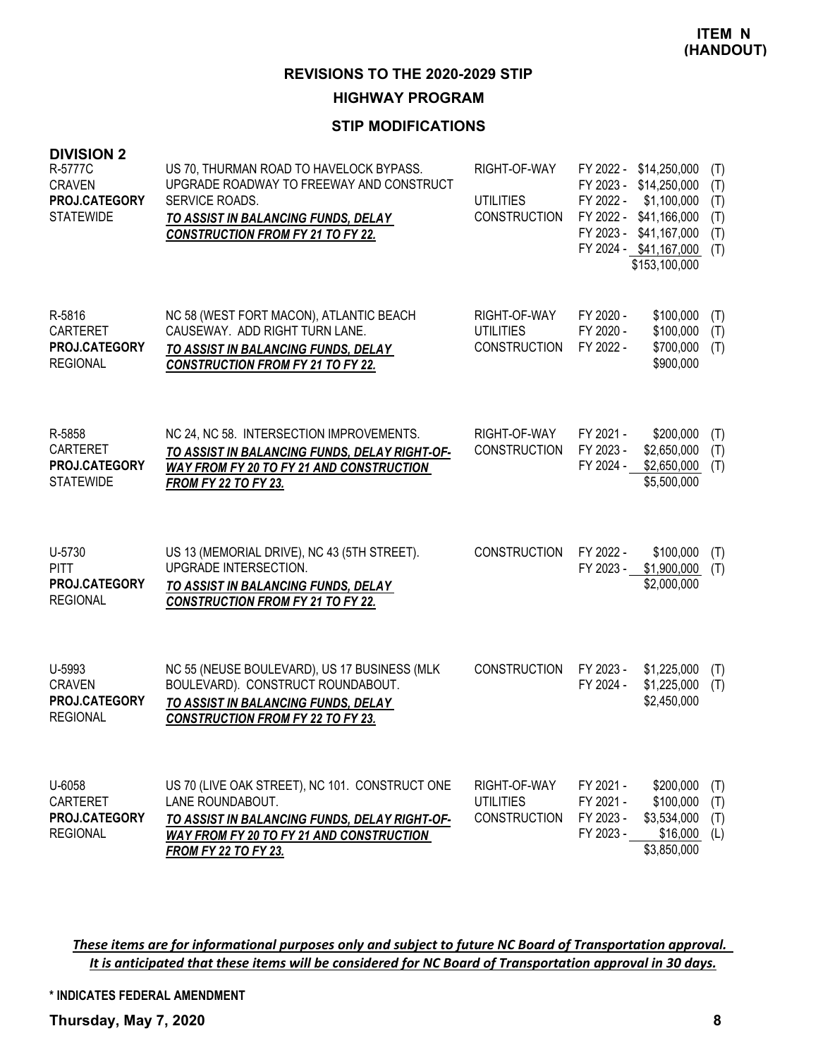**ITEM N (HANDOUT)**

## REVISIONS TO THE 2020-2029 STIP

## HIGHWAY PROGRAM

### STIP MODIFICATIONS

**DIVISION 2**

| Project | Description | Phase | Fiscal Year | Amount | Source |
|---|---|---|---|---|---|
| R-5777C<br>CRAVEN<br>**PROJ.CATEGORY**<br>STATEWIDE | US 70, THURMAN ROAD TO HAVELOCK BYPASS. UPGRADE ROADWAY TO FREEWAY AND CONSTRUCT SERVICE ROADS.<br>***TO ASSIST IN BALANCING FUNDS, DELAY CONSTRUCTION FROM FY 21 TO FY 22.*** | RIGHT-OF-WAY | FY 2022 - | $14,250,000 | (T) |
| | | | FY 2023 - | $14,250,000 | (T) |
| | | UTILITIES | FY 2022 - | $1,100,000 | (T) |
| | | CONSTRUCTION | FY 2022 - | $41,166,000 | (T) |
| | | | FY 2023 - | $41,167,000 | (T) |
| | | | FY 2024 - | $41,167,000 | (T) |
| | | | | $153,100,000 | |
| R-5816<br>CARTERET<br>**PROJ.CATEGORY**<br>REGIONAL | NC 58 (WEST FORT MACON), ATLANTIC BEACH CAUSEWAY. ADD RIGHT TURN LANE.<br>***TO ASSIST IN BALANCING FUNDS, DELAY CONSTRUCTION FROM FY 21 TO FY 22.*** | RIGHT-OF-WAY | FY 2020 - | $100,000 | (T) |
| | | UTILITIES | FY 2020 - | $100,000 | (T) |
| | | CONSTRUCTION | FY 2022 - | $700,000 | (T) |
| | | | | $900,000 | |
| R-5858<br>CARTERET<br>**PROJ.CATEGORY**<br>STATEWIDE | NC 24, NC 58. INTERSECTION IMPROVEMENTS.<br>***TO ASSIST IN BALANCING FUNDS, DELAY RIGHT-OF-WAY FROM FY 20 TO FY 21 AND CONSTRUCTION FROM FY 22 TO FY 23.*** | RIGHT-OF-WAY | FY 2021 - | $200,000 | (T) |
| | | CONSTRUCTION | FY 2023 - | $2,650,000 | (T) |
| | | | FY 2024 - | $2,650,000 | (T) |
| | | | | $5,500,000 | |
| U-5730<br>PITT<br>**PROJ.CATEGORY**<br>REGIONAL | US 13 (MEMORIAL DRIVE), NC 43 (5TH STREET). UPGRADE INTERSECTION.<br>***TO ASSIST IN BALANCING FUNDS, DELAY CONSTRUCTION FROM FY 21 TO FY 22.*** | CONSTRUCTION | FY 2022 - | $100,000 | (T) |
| | | | FY 2023 - | $1,900,000 | (T) |
| | | | | $2,000,000 | |
| U-5993<br>CRAVEN<br>**PROJ.CATEGORY**<br>REGIONAL | NC 55 (NEUSE BOULEVARD), US 17 BUSINESS (MLK BOULEVARD). CONSTRUCT ROUNDABOUT.<br>***TO ASSIST IN BALANCING FUNDS, DELAY CONSTRUCTION FROM FY 22 TO FY 23.*** | CONSTRUCTION | FY 2023 - | $1,225,000 | (T) |
| | | | FY 2024 - | $1,225,000 | (T) |
| | | | | $2,450,000 | |
| U-6058<br>CARTERET<br>**PROJ.CATEGORY**<br>REGIONAL | US 70 (LIVE OAK STREET), NC 101. CONSTRUCT ONE LANE ROUNDABOUT.<br>***TO ASSIST IN BALANCING FUNDS, DELAY RIGHT-OF-WAY FROM FY 20 TO FY 21 AND CONSTRUCTION FROM FY 22 TO FY 23.*** | RIGHT-OF-WAY | FY 2021 - | $200,000 | (T) |
| | | UTILITIES | FY 2021 - | $100,000 | (T) |
| | | CONSTRUCTION | FY 2023 - | $3,534,000 | (T) |
| | | | FY 2023 - | $16,000 | (L) |
| | | | | $3,850,000 | |

***These items are for informational purposes only and subject to future NC Board of Transportation approval. It is anticipated that these items will be considered for NC Board of Transportation approval in 30 days.***

**\* INDICATES FEDERAL AMENDMENT**

**Thursday, May 7, 2020**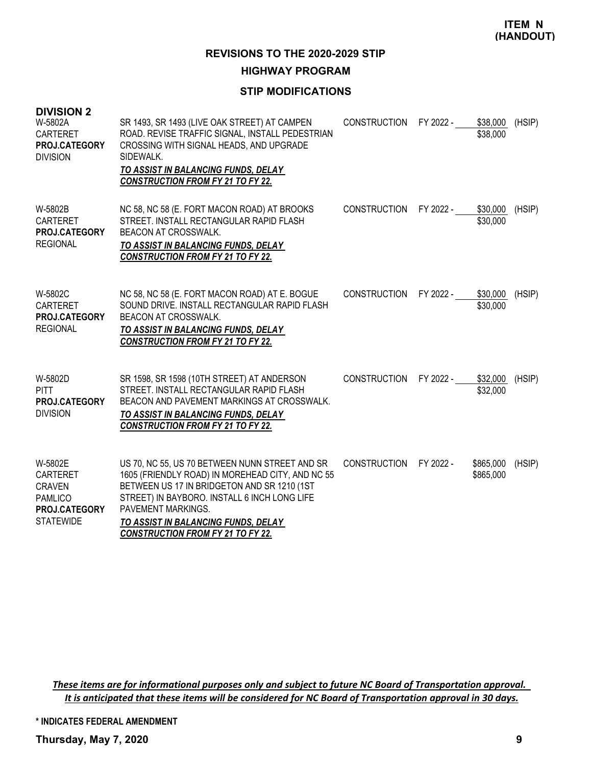**ITEM N (HANDOUT)**

## REVISIONS TO THE 2020-2029 STIP

### HIGHWAY PROGRAM

### STIP MODIFICATIONS

**DIVISION 2**

| Project | Description | Phase | Fiscal Year | Amount | Fund |
|---|---|---|---|---|---|
| W-5802A<br>CARTERET<br>**PROJ.CATEGORY**<br>DIVISION | SR 1493, SR 1493 (LIVE OAK STREET) AT CAMPEN ROAD. REVISE TRAFFIC SIGNAL, INSTALL PEDESTRIAN CROSSING WITH SIGNAL HEADS, AND UPGRADE SIDEWALK.<br>***TO ASSIST IN BALANCING FUNDS, DELAY CONSTRUCTION FROM FY 21 TO FY 22.*** | CONSTRUCTION | FY 2022 - | \$38,000<br>\$38,000 | (HSIP) |
| W-5802B<br>CARTERET<br>**PROJ.CATEGORY**<br>REGIONAL | NC 58, NC 58 (E. FORT MACON ROAD) AT BROOKS STREET. INSTALL RECTANGULAR RAPID FLASH BEACON AT CROSSWALK.<br>***TO ASSIST IN BALANCING FUNDS, DELAY CONSTRUCTION FROM FY 21 TO FY 22.*** | CONSTRUCTION | FY 2022 - | \$30,000<br>\$30,000 | (HSIP) |
| W-5802C<br>CARTERET<br>**PROJ.CATEGORY**<br>REGIONAL | NC 58, NC 58 (E. FORT MACON ROAD) AT E. BOGUE SOUND DRIVE. INSTALL RECTANGULAR RAPID FLASH BEACON AT CROSSWALK.<br>***TO ASSIST IN BALANCING FUNDS, DELAY CONSTRUCTION FROM FY 21 TO FY 22.*** | CONSTRUCTION | FY 2022 - | \$30,000<br>\$30,000 | (HSIP) |
| W-5802D<br>PITT<br>**PROJ.CATEGORY**<br>DIVISION | SR 1598, SR 1598 (10TH STREET) AT ANDERSON STREET. INSTALL RECTANGULAR RAPID FLASH BEACON AND PAVEMENT MARKINGS AT CROSSWALK.<br>***TO ASSIST IN BALANCING FUNDS, DELAY CONSTRUCTION FROM FY 21 TO FY 22.*** | CONSTRUCTION | FY 2022 - | \$32,000<br>\$32,000 | (HSIP) |
| W-5802E<br>CARTERET<br>CRAVEN<br>PAMLICO<br>**PROJ.CATEGORY**<br>STATEWIDE | US 70, NC 55, US 70 BETWEEN NUNN STREET AND SR 1605 (FRIENDLY ROAD) IN MOREHEAD CITY, AND NC 55 BETWEEN US 17 IN BRIDGETON AND SR 1210 (1ST STREET) IN BAYBORO. INSTALL 6 INCH LONG LIFE PAVEMENT MARKINGS.<br>***TO ASSIST IN BALANCING FUNDS, DELAY CONSTRUCTION FROM FY 21 TO FY 22.*** | CONSTRUCTION | FY 2022 - | \$865,000<br>\$865,000 | (HSIP) |

***These items are for informational purposes only and subject to future NC Board of Transportation approval. It is anticipated that these items will be considered for NC Board of Transportation approval in 30 days.***

\* INDICATES FEDERAL AMENDMENT

**Thursday, May 7, 2020**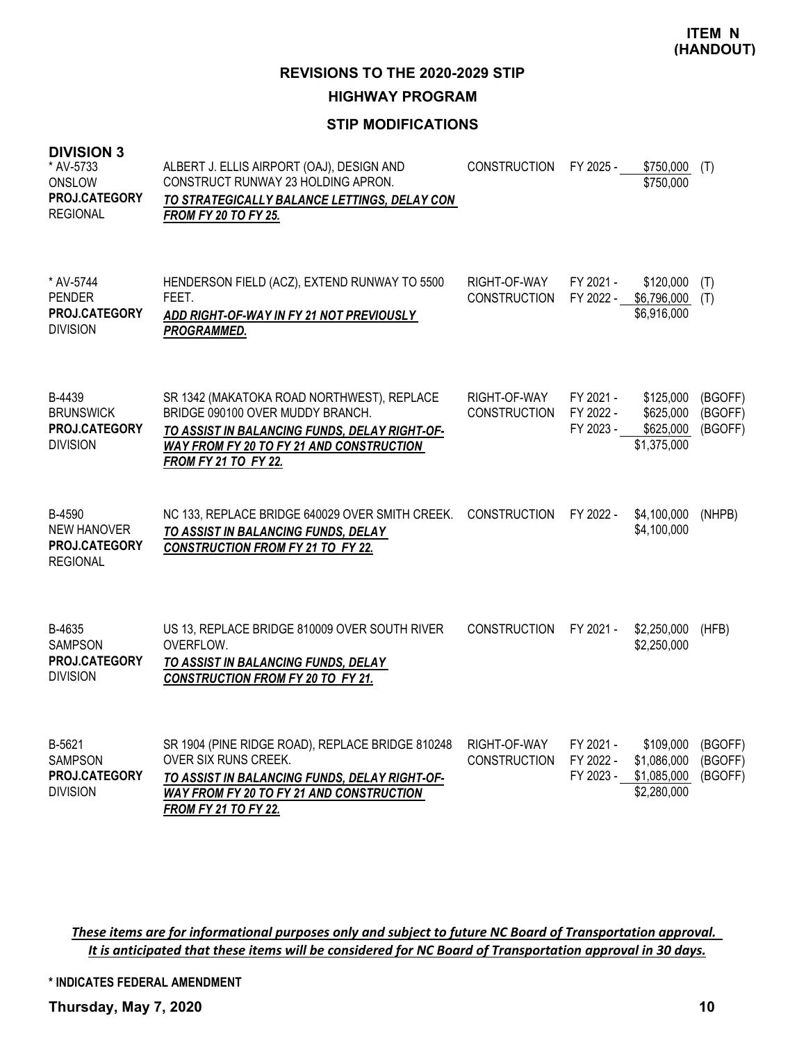**ITEM N (HANDOUT)**

## REVISIONS TO THE 2020-2029 STIP

## HIGHWAY PROGRAM

### STIP MODIFICATIONS

### DIVISION 3

| Project | Description | Work Type | Fiscal Year | Amount | Funding |
|---|---|---|---|---|---|
| * AV-5733<br>ONSLOW<br>**PROJ.CATEGORY**<br>REGIONAL | ALBERT J. ELLIS AIRPORT (OAJ), DESIGN AND CONSTRUCT RUNWAY 23 HOLDING APRON.<br>***TO STRATEGICALLY BALANCE LETTINGS, DELAY CON FROM FY 20 TO FY 25.*** | CONSTRUCTION | FY 2025 - | $750,000<br>$750,000 | (T) |
| * AV-5744<br>PENDER<br>**PROJ.CATEGORY**<br>DIVISION | HENDERSON FIELD (ACZ), EXTEND RUNWAY TO 5500 FEET.<br>***ADD RIGHT-OF-WAY IN FY 21 NOT PREVIOUSLY PROGRAMMED.*** | RIGHT-OF-WAY<br>CONSTRUCTION | FY 2021 -<br>FY 2022 - | $120,000<br>$6,796,000<br>$6,916,000 | (T)<br>(T) |
| B-4439<br>BRUNSWICK<br>**PROJ.CATEGORY**<br>DIVISION | SR 1342 (MAKATOKA ROAD NORTHWEST), REPLACE BRIDGE 090100 OVER MUDDY BRANCH.<br>***TO ASSIST IN BALANCING FUNDS, DELAY RIGHT-OF-WAY FROM FY 20 TO FY 21 AND CONSTRUCTION FROM FY 21 TO FY 22.*** | RIGHT-OF-WAY<br>CONSTRUCTION | FY 2021 -<br>FY 2022 -<br>FY 2023 - | $125,000<br>$625,000<br>$625,000<br>$1,375,000 | (BGOFF)<br>(BGOFF)<br>(BGOFF) |
| B-4590<br>NEW HANOVER<br>**PROJ.CATEGORY**<br>REGIONAL | NC 133, REPLACE BRIDGE 640029 OVER SMITH CREEK.<br>***TO ASSIST IN BALANCING FUNDS, DELAY CONSTRUCTION FROM FY 21 TO FY 22.*** | CONSTRUCTION | FY 2022 - | $4,100,000<br>$4,100,000 | (NHPB) |
| B-4635<br>SAMPSON<br>**PROJ.CATEGORY**<br>DIVISION | US 13, REPLACE BRIDGE 810009 OVER SOUTH RIVER OVERFLOW.<br>***TO ASSIST IN BALANCING FUNDS, DELAY CONSTRUCTION FROM FY 20 TO FY 21.*** | CONSTRUCTION | FY 2021 - | $2,250,000<br>$2,250,000 | (HFB) |
| B-5621<br>SAMPSON<br>**PROJ.CATEGORY**<br>DIVISION | SR 1904 (PINE RIDGE ROAD), REPLACE BRIDGE 810248 OVER SIX RUNS CREEK.<br>***TO ASSIST IN BALANCING FUNDS, DELAY RIGHT-OF-WAY FROM FY 20 TO FY 21 AND CONSTRUCTION FROM FY 21 TO FY 22.*** | RIGHT-OF-WAY<br>CONSTRUCTION | FY 2021 -<br>FY 2022 -<br>FY 2023 - | $109,000<br>$1,086,000<br>$1,085,000<br>$2,280,000 | (BGOFF)<br>(BGOFF)<br>(BGOFF) |

***These items are for informational purposes only and subject to future NC Board of Transportation approval. It is anticipated that these items will be considered for NC Board of Transportation approval in 30 days.***

**\* INDICATES FEDERAL AMENDMENT**

**Thursday, May 7, 2020**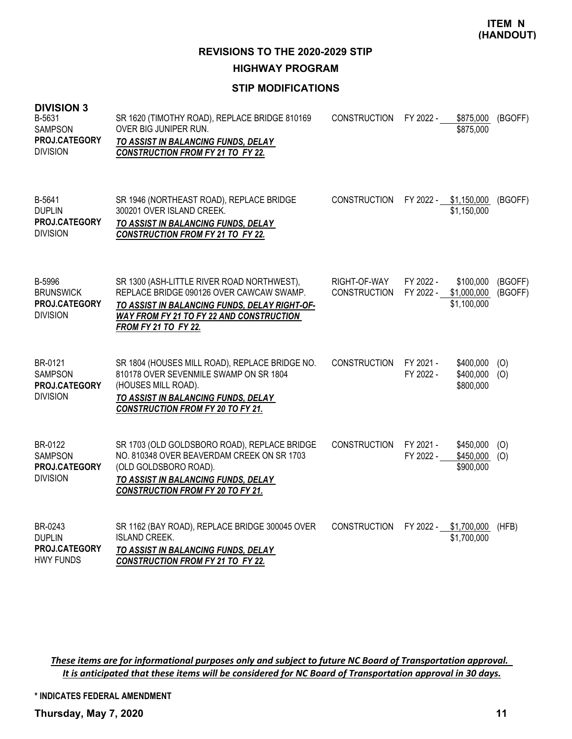**ITEM N (HANDOUT)**

## REVISIONS TO THE 2020-2029 STIP

### HIGHWAY PROGRAM

### STIP MODIFICATIONS

**DIVISION 3**

| | | | | | |
|---|---|---|---|---|---|
| B-5631<br>SAMPSON<br>**PROJ.CATEGORY**<br>DIVISION | SR 1620 (TIMOTHY ROAD), REPLACE BRIDGE 810169 OVER BIG JUNIPER RUN.<br>***TO ASSIST IN BALANCING FUNDS, DELAY CONSTRUCTION FROM FY 21 TO FY 22.*** | CONSTRUCTION | FY 2022 - | $875,000<br>$875,000 | (BGOFF) |
| B-5641<br>DUPLIN<br>**PROJ.CATEGORY**<br>DIVISION | SR 1946 (NORTHEAST ROAD), REPLACE BRIDGE 300201 OVER ISLAND CREEK.<br>***TO ASSIST IN BALANCING FUNDS, DELAY CONSTRUCTION FROM FY 21 TO FY 22.*** | CONSTRUCTION | FY 2022 - | $1,150,000<br>$1,150,000 | (BGOFF) |
| B-5996<br>BRUNSWICK<br>**PROJ.CATEGORY**<br>DIVISION | SR 1300 (ASH-LITTLE RIVER ROAD NORTHWEST), REPLACE BRIDGE 090126 OVER CAWCAW SWAMP.<br>***TO ASSIST IN BALANCING FUNDS, DELAY RIGHT-OF-WAY FROM FY 21 TO FY 22 AND CONSTRUCTION FROM FY 21 TO FY 22.*** | RIGHT-OF-WAY<br>CONSTRUCTION | FY 2022 -<br>FY 2022 - | $100,000<br>$1,000,000<br>$1,100,000 | (BGOFF)<br>(BGOFF) |
| BR-0121<br>SAMPSON<br>**PROJ.CATEGORY**<br>DIVISION | SR 1804 (HOUSES MILL ROAD), REPLACE BRIDGE NO. 810178 OVER SEVENMILE SWAMP ON SR 1804 (HOUSES MILL ROAD).<br>***TO ASSIST IN BALANCING FUNDS, DELAY CONSTRUCTION FROM FY 20 TO FY 21.*** | CONSTRUCTION | FY 2021 -<br>FY 2022 - | $400,000<br>$400,000<br>$800,000 | (O)<br>(O) |
| BR-0122<br>SAMPSON<br>**PROJ.CATEGORY**<br>DIVISION | SR 1703 (OLD GOLDSBORO ROAD), REPLACE BRIDGE NO. 810348 OVER BEAVERDAM CREEK ON SR 1703 (OLD GOLDSBORO ROAD).<br>***TO ASSIST IN BALANCING FUNDS, DELAY CONSTRUCTION FROM FY 20 TO FY 21.*** | CONSTRUCTION | FY 2021 -<br>FY 2022 - | $450,000<br>$450,000<br>$900,000 | (O)<br>(O) |
| BR-0243<br>DUPLIN<br>**PROJ.CATEGORY**<br>HWY FUNDS | SR 1162 (BAY ROAD), REPLACE BRIDGE 300045 OVER ISLAND CREEK.<br>***TO ASSIST IN BALANCING FUNDS, DELAY CONSTRUCTION FROM FY 21 TO FY 22.*** | CONSTRUCTION | FY 2022 - | $1,700,000<br>$1,700,000 | (HFB) |

*These items are for informational purposes only and subject to future NC Board of Transportation approval. It is anticipated that these items will be considered for NC Board of Transportation approval in 30 days.*

**\* INDICATES FEDERAL AMENDMENT**

**Thursday, May 7, 2020**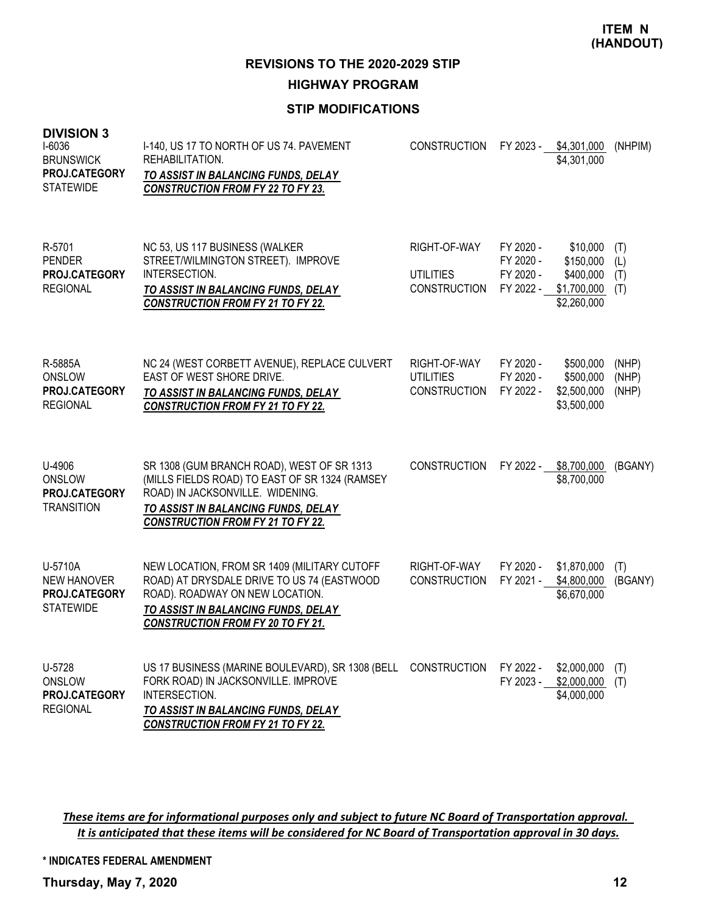**ITEM N (HANDOUT)**

## REVISIONS TO THE 2020-2029 STIP

### HIGHWAY PROGRAM

### STIP MODIFICATIONS

**DIVISION 3**

| Project | Description | Work Type | Fiscal Year | Amount | Fund |
|---|---|---|---|---|---|
| I-6036<br>BRUNSWICK<br>**PROJ.CATEGORY**<br>STATEWIDE | I-140, US 17 TO NORTH OF US 74. PAVEMENT REHABILITATION.<br>***TO ASSIST IN BALANCING FUNDS, DELAY CONSTRUCTION FROM FY 22 TO FY 23.*** | CONSTRUCTION | FY 2023 - | $4,301,000 | (NHPIM) |
| | | | | $4,301,000 | |
| R-5701<br>PENDER<br>**PROJ.CATEGORY**<br>REGIONAL | NC 53, US 117 BUSINESS (WALKER STREET/WILMINGTON STREET). IMPROVE INTERSECTION.<br>***TO ASSIST IN BALANCING FUNDS, DELAY CONSTRUCTION FROM FY 21 TO FY 22.*** | RIGHT-OF-WAY | FY 2020 - | $10,000 | (T) |
| | | | FY 2020 - | $150,000 | (L) |
| | | UTILITIES | FY 2020 - | $400,000 | (T) |
| | | CONSTRUCTION | FY 2022 - | $1,700,000 | (T) |
| | | | | $2,260,000 | |
| R-5885A<br>ONSLOW<br>**PROJ.CATEGORY**<br>REGIONAL | NC 24 (WEST CORBETT AVENUE), REPLACE CULVERT EAST OF WEST SHORE DRIVE.<br>***TO ASSIST IN BALANCING FUNDS, DELAY CONSTRUCTION FROM FY 21 TO FY 22.*** | RIGHT-OF-WAY | FY 2020 - | $500,000 | (NHP) |
| | | UTILITIES | FY 2020 - | $500,000 | (NHP) |
| | | CONSTRUCTION | FY 2022 - | $2,500,000 | (NHP) |
| | | | | $3,500,000 | |
| U-4906<br>ONSLOW<br>**PROJ.CATEGORY**<br>TRANSITION | SR 1308 (GUM BRANCH ROAD), WEST OF SR 1313 (MILLS FIELDS ROAD) TO EAST OF SR 1324 (RAMSEY ROAD) IN JACKSONVILLE. WIDENING.<br>***TO ASSIST IN BALANCING FUNDS, DELAY CONSTRUCTION FROM FY 21 TO FY 22.*** | CONSTRUCTION | FY 2022 - | $8,700,000 | (BGANY) |
| | | | | $8,700,000 | |
| U-5710A<br>NEW HANOVER<br>**PROJ.CATEGORY**<br>STATEWIDE | NEW LOCATION, FROM SR 1409 (MILITARY CUTOFF ROAD) AT DRYSDALE DRIVE TO US 74 (EASTWOOD ROAD). ROADWAY ON NEW LOCATION.<br>***TO ASSIST IN BALANCING FUNDS, DELAY CONSTRUCTION FROM FY 20 TO FY 21.*** | RIGHT-OF-WAY | FY 2020 - | $1,870,000 | (T) |
| | | CONSTRUCTION | FY 2021 - | $4,800,000 | (BGANY) |
| | | | | $6,670,000 | |
| U-5728<br>ONSLOW<br>**PROJ.CATEGORY**<br>REGIONAL | US 17 BUSINESS (MARINE BOULEVARD), SR 1308 (BELL FORK ROAD) IN JACKSONVILLE. IMPROVE INTERSECTION.<br>***TO ASSIST IN BALANCING FUNDS, DELAY CONSTRUCTION FROM FY 21 TO FY 22.*** | CONSTRUCTION | FY 2022 - | $2,000,000 | (T) |
| | | | FY 2023 - | $2,000,000 | (T) |
| | | | | $4,000,000 | |

***These items are for informational purposes only and subject to future NC Board of Transportation approval. It is anticipated that these items will be considered for NC Board of Transportation approval in 30 days.***

**\* INDICATES FEDERAL AMENDMENT**

**Thursday, May 7, 2020**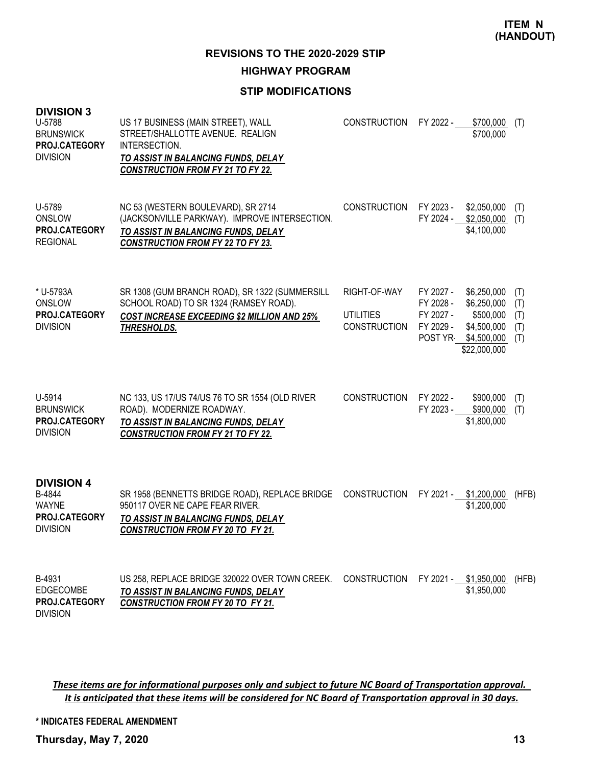**ITEM N (HANDOUT)**

## REVISIONS TO THE 2020-2029 STIP

### HIGHWAY PROGRAM

### STIP MODIFICATIONS

#### DIVISION 3

| Project | Description | Work Type | Fiscal Year | Amount | Fund |
|---|---|---|---|---|---|
| U-5788<br>BRUNSWICK<br>**PROJ.CATEGORY**<br>DIVISION | US 17 BUSINESS (MAIN STREET), WALL STREET/SHALLOTTE AVENUE. REALIGN INTERSECTION.<br>***TO ASSIST IN BALANCING FUNDS, DELAY CONSTRUCTION FROM FY 21 TO FY 22.*** | CONSTRUCTION | FY 2022 - | $700,000 | (T) |
| | | | | $700,000 | |
| U-5789<br>ONSLOW<br>**PROJ.CATEGORY**<br>REGIONAL | NC 53 (WESTERN BOULEVARD), SR 2714 (JACKSONVILLE PARKWAY). IMPROVE INTERSECTION.<br>***TO ASSIST IN BALANCING FUNDS, DELAY CONSTRUCTION FROM FY 22 TO FY 23.*** | CONSTRUCTION | FY 2023 - | $2,050,000 | (T) |
| | | | FY 2024 - | $2,050,000 | (T) |
| | | | | $4,100,000 | |
| * U-5793A<br>ONSLOW<br>**PROJ.CATEGORY**<br>DIVISION | SR 1308 (GUM BRANCH ROAD), SR 1322 (SUMMERSILL SCHOOL ROAD) TO SR 1324 (RAMSEY ROAD).<br>***COST INCREASE EXCEEDING $2 MILLION AND 25% THRESHOLDS.*** | RIGHT-OF-WAY | FY 2027 - | $6,250,000 | (T) |
| | | | FY 2028 - | $6,250,000 | (T) |
| | | UTILITIES | FY 2027 - | $500,000 | (T) |
| | | CONSTRUCTION | FY 2029 - | $4,500,000 | (T) |
| | | | POST YR- | $4,500,000 | (T) |
| | | | | $22,000,000 | |
| U-5914<br>BRUNSWICK<br>**PROJ.CATEGORY**<br>DIVISION | NC 133, US 17/US 74/US 76 TO SR 1554 (OLD RIVER ROAD). MODERNIZE ROADWAY.<br>***TO ASSIST IN BALANCING FUNDS, DELAY CONSTRUCTION FROM FY 21 TO FY 22.*** | CONSTRUCTION | FY 2022 - | $900,000 | (T) |
| | | | FY 2023 - | $900,000 | (T) |
| | | | | $1,800,000 | |

#### DIVISION 4

| Project | Description | Work Type | Fiscal Year | Amount | Fund |
|---|---|---|---|---|---|
| B-4844<br>WAYNE<br>**PROJ.CATEGORY**<br>DIVISION | SR 1958 (BENNETTS BRIDGE ROAD), REPLACE BRIDGE 950117 OVER NE CAPE FEAR RIVER.<br>***TO ASSIST IN BALANCING FUNDS, DELAY CONSTRUCTION FROM FY 20 TO FY 21.*** | CONSTRUCTION | FY 2021 - | $1,200,000 | (HFB) |
| | | | | $1,200,000 | |
| B-4931<br>EDGECOMBE<br>**PROJ.CATEGORY**<br>DIVISION | US 258, REPLACE BRIDGE 320022 OVER TOWN CREEK.<br>***TO ASSIST IN BALANCING FUNDS, DELAY CONSTRUCTION FROM FY 20 TO FY 21.*** | CONSTRUCTION | FY 2021 - | $1,950,000 | (HFB) |
| | | | | $1,950,000 | |

***These items are for informational purposes only and subject to future NC Board of Transportation approval. It is anticipated that these items will be considered for NC Board of Transportation approval in 30 days.***

**\* INDICATES FEDERAL AMENDMENT**

**Thursday, May 7, 2020**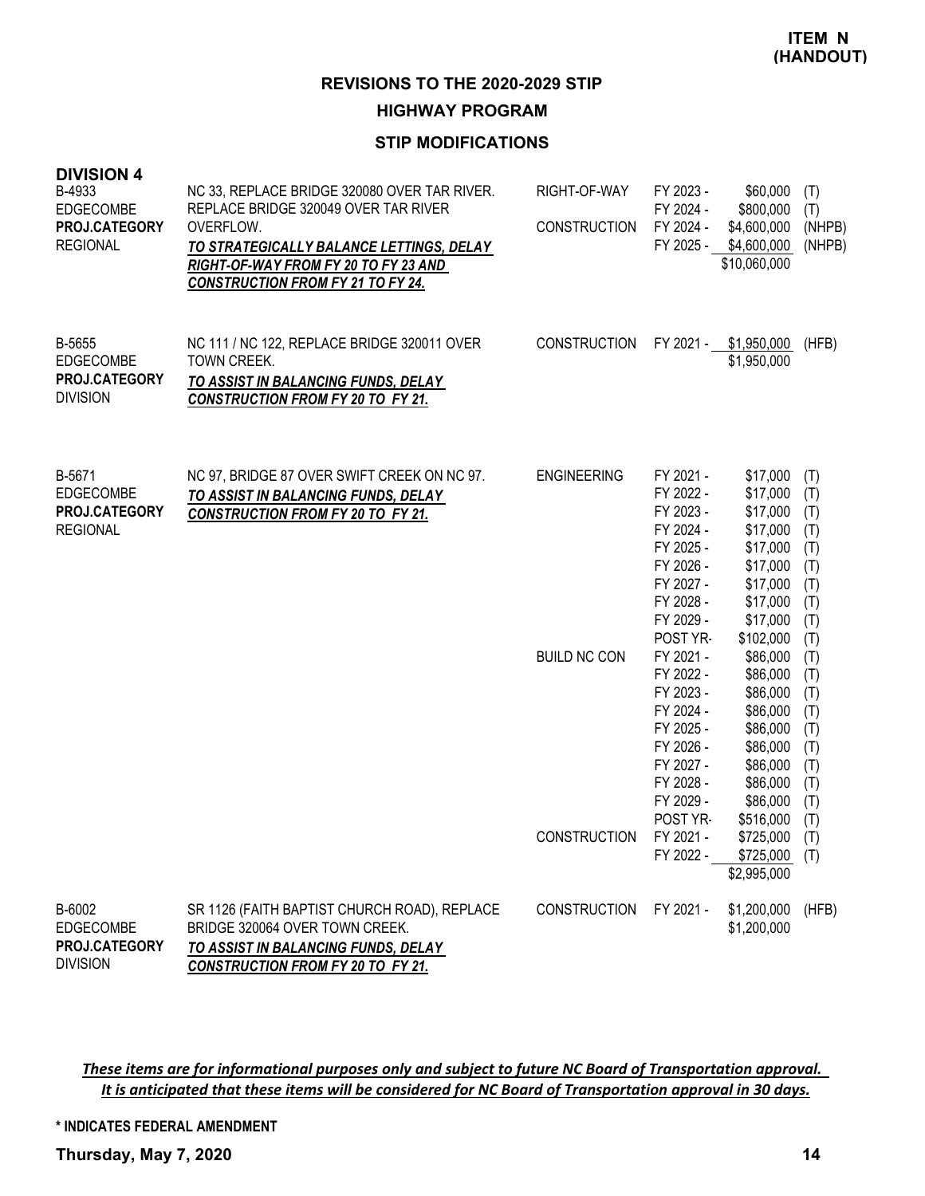**ITEM N (HANDOUT)**

# REVISIONS TO THE 2020-2029 STIP

## HIGHWAY PROGRAM

### STIP MODIFICATIONS

**DIVISION 4**

| Project | Description | Phase | Year | Amount | Fund |
|---|---|---|---|---|---|
| B-4933<br>EDGECOMBE<br>**PROJ.CATEGORY**<br>REGIONAL | NC 33, REPLACE BRIDGE 320080 OVER TAR RIVER. REPLACE BRIDGE 320049 OVER TAR RIVER OVERFLOW.<br>***TO STRATEGICALLY BALANCE LETTINGS, DELAY RIGHT-OF-WAY FROM FY 20 TO FY 23 AND CONSTRUCTION FROM FY 21 TO FY 24.*** | RIGHT-OF-WAY | FY 2023 - | $60,000 | (T) |
| | | | FY 2024 - | $800,000 | (T) |
| | | CONSTRUCTION | FY 2024 - | $4,600,000 | (NHPB) |
| | | | FY 2025 - | $4,600,000 | (NHPB) |
| | | | | $10,060,000 | |
| B-5655<br>EDGECOMBE<br>**PROJ.CATEGORY**<br>DIVISION | NC 111 / NC 122, REPLACE BRIDGE 320011 OVER TOWN CREEK.<br>***TO ASSIST IN BALANCING FUNDS, DELAY CONSTRUCTION FROM FY 20 TO FY 21.*** | CONSTRUCTION | FY 2021 - | $1,950,000 | (HFB) |
| | | | | $1,950,000 | |
| B-5671<br>EDGECOMBE<br>**PROJ.CATEGORY**<br>REGIONAL | NC 97, BRIDGE 87 OVER SWIFT CREEK ON NC 97.<br>***TO ASSIST IN BALANCING FUNDS, DELAY CONSTRUCTION FROM FY 20 TO FY 21.*** | ENGINEERING | FY 2021 - | $17,000 | (T) |
| | | | FY 2022 - | $17,000 | (T) |
| | | | FY 2023 - | $17,000 | (T) |
| | | | FY 2024 - | $17,000 | (T) |
| | | | FY 2025 - | $17,000 | (T) |
| | | | FY 2026 - | $17,000 | (T) |
| | | | FY 2027 - | $17,000 | (T) |
| | | | FY 2028 - | $17,000 | (T) |
| | | | FY 2029 - | $17,000 | (T) |
| | | | POST YR- | $102,000 | (T) |
| | | BUILD NC CON | FY 2021 - | $86,000 | (T) |
| | | | FY 2022 - | $86,000 | (T) |
| | | | FY 2023 - | $86,000 | (T) |
| | | | FY 2024 - | $86,000 | (T) |
| | | | FY 2025 - | $86,000 | (T) |
| | | | FY 2026 - | $86,000 | (T) |
| | | | FY 2027 - | $86,000 | (T) |
| | | | FY 2028 - | $86,000 | (T) |
| | | | FY 2029 - | $86,000 | (T) |
| | | | POST YR- | $516,000 | (T) |
| | | CONSTRUCTION | FY 2021 - | $725,000 | (T) |
| | | | FY 2022 - | $725,000 | (T) |
| | | | | $2,995,000 | |
| B-6002<br>EDGECOMBE<br>**PROJ.CATEGORY**<br>DIVISION | SR 1126 (FAITH BAPTIST CHURCH ROAD), REPLACE BRIDGE 320064 OVER TOWN CREEK.<br>***TO ASSIST IN BALANCING FUNDS, DELAY CONSTRUCTION FROM FY 20 TO FY 21.*** | CONSTRUCTION | FY 2021 - | $1,200,000 | (HFB) |
| | | | | $1,200,000 | |

***These items are for informational purposes only and subject to future NC Board of Transportation approval. It is anticipated that these items will be considered for NC Board of Transportation approval in 30 days.***

**\* INDICATES FEDERAL AMENDMENT**

**Thursday, May 7, 2020**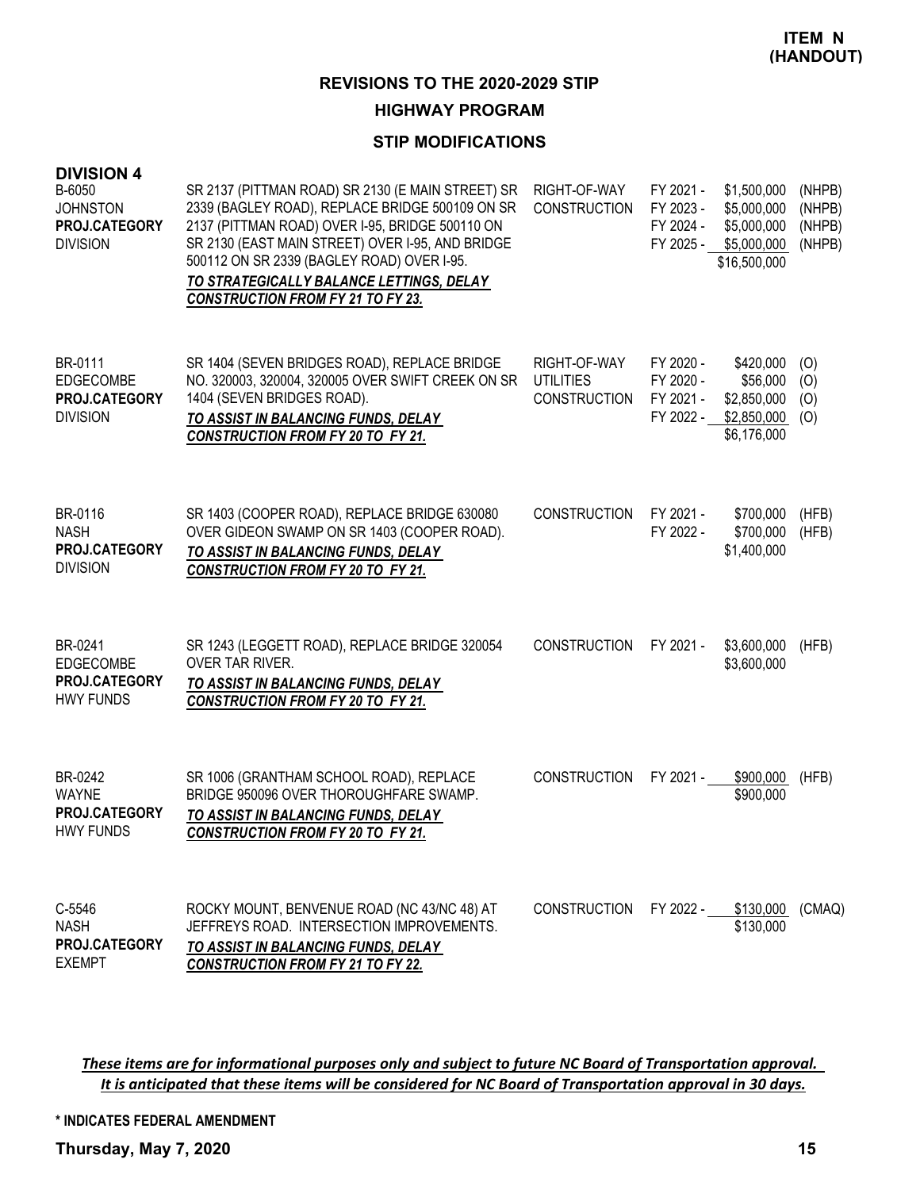**ITEM N (HANDOUT)**

# REVISIONS TO THE 2020-2029 STIP

## HIGHWAY PROGRAM

### STIP MODIFICATIONS

**DIVISION 4**

| Project | Description | Work Type | Fiscal Year | Amount | Funding |
|---|---|---|---|---|---|
| B-6050<br>JOHNSTON<br>**PROJ.CATEGORY**<br>DIVISION | SR 2137 (PITTMAN ROAD) SR 2130 (E MAIN STREET) SR 2339 (BAGLEY ROAD), REPLACE BRIDGE 500109 ON SR 2137 (PITTMAN ROAD) OVER I-95, BRIDGE 500110 ON SR 2130 (EAST MAIN STREET) OVER I-95, AND BRIDGE 500112 ON SR 2339 (BAGLEY ROAD) OVER I-95.<br>***TO STRATEGICALLY BALANCE LETTINGS, DELAY CONSTRUCTION FROM FY 21 TO FY 23.*** | RIGHT-OF-WAY<br>CONSTRUCTION | FY 2021 -<br>FY 2023 -<br>FY 2024 -<br>FY 2025 - | \$1,500,000<br>\$5,000,000<br>\$5,000,000<br>\$5,000,000<br>\$16,500,000 | (NHPB)<br>(NHPB)<br>(NHPB)<br>(NHPB) |
| BR-0111<br>EDGECOMBE<br>**PROJ.CATEGORY**<br>DIVISION | SR 1404 (SEVEN BRIDGES ROAD), REPLACE BRIDGE NO. 320003, 320004, 320005 OVER SWIFT CREEK ON SR 1404 (SEVEN BRIDGES ROAD).<br>***TO ASSIST IN BALANCING FUNDS, DELAY CONSTRUCTION FROM FY 20 TO FY 21.*** | RIGHT-OF-WAY<br>UTILITIES<br>CONSTRUCTION | FY 2020 -<br>FY 2020 -<br>FY 2021 -<br>FY 2022 - | \$420,000<br>\$56,000<br>\$2,850,000<br>\$2,850,000<br>\$6,176,000 | (O)<br>(O)<br>(O)<br>(O) |
| BR-0116<br>NASH<br>**PROJ.CATEGORY**<br>DIVISION | SR 1403 (COOPER ROAD), REPLACE BRIDGE 630080 OVER GIDEON SWAMP ON SR 1403 (COOPER ROAD).<br>***TO ASSIST IN BALANCING FUNDS, DELAY CONSTRUCTION FROM FY 20 TO FY 21.*** | CONSTRUCTION | FY 2021 -<br>FY 2022 - | \$700,000<br>\$700,000<br>\$1,400,000 | (HFB)<br>(HFB) |
| BR-0241<br>EDGECOMBE<br>**PROJ.CATEGORY**<br>HWY FUNDS | SR 1243 (LEGGETT ROAD), REPLACE BRIDGE 320054 OVER TAR RIVER.<br>***TO ASSIST IN BALANCING FUNDS, DELAY CONSTRUCTION FROM FY 20 TO FY 21.*** | CONSTRUCTION | FY 2021 - | \$3,600,000<br>\$3,600,000 | (HFB) |
| BR-0242<br>WAYNE<br>**PROJ.CATEGORY**<br>HWY FUNDS | SR 1006 (GRANTHAM SCHOOL ROAD), REPLACE BRIDGE 950096 OVER THOROUGHFARE SWAMP.<br>***TO ASSIST IN BALANCING FUNDS, DELAY CONSTRUCTION FROM FY 20 TO FY 21.*** | CONSTRUCTION | FY 2021 - | \$900,000<br>\$900,000 | (HFB) |
| C-5546<br>NASH<br>**PROJ.CATEGORY**<br>EXEMPT | ROCKY MOUNT, BENVENUE ROAD (NC 43/NC 48) AT JEFFREYS ROAD. INTERSECTION IMPROVEMENTS.<br>***TO ASSIST IN BALANCING FUNDS, DELAY CONSTRUCTION FROM FY 21 TO FY 22.*** | CONSTRUCTION | FY 2022 - | \$130,000<br>\$130,000 | (CMAQ) |

***These items are for informational purposes only and subject to future NC Board of Transportation approval. It is anticipated that these items will be considered for NC Board of Transportation approval in 30 days.***

**\* INDICATES FEDERAL AMENDMENT**

**Thursday, May 7, 2020**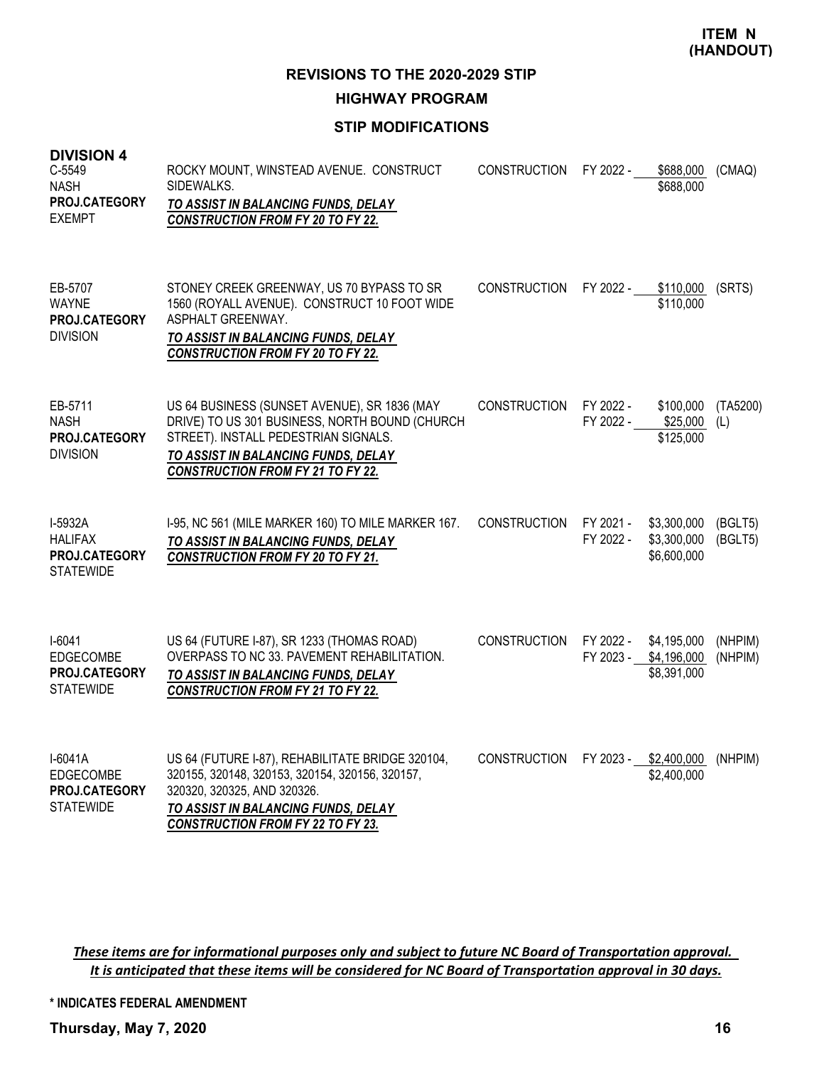**ITEM N (HANDOUT)**

## REVISIONS TO THE 2020-2029 STIP

### HIGHWAY PROGRAM

### STIP MODIFICATIONS

**DIVISION 4**

| Project | Description | Phase | Fiscal Year | Amount | Fund |
|---|---|---|---|---|---|
| C-5549<br>NASH<br>**PROJ.CATEGORY**<br>EXEMPT | ROCKY MOUNT, WINSTEAD AVENUE. CONSTRUCT SIDEWALKS.<br>***TO ASSIST IN BALANCING FUNDS, DELAY CONSTRUCTION FROM FY 20 TO FY 22.*** | CONSTRUCTION | FY 2022 - | $688,000<br>$688,000 | (CMAQ) |
| EB-5707<br>WAYNE<br>**PROJ.CATEGORY**<br>DIVISION | STONEY CREEK GREENWAY, US 70 BYPASS TO SR 1560 (ROYALL AVENUE). CONSTRUCT 10 FOOT WIDE ASPHALT GREENWAY.<br>***TO ASSIST IN BALANCING FUNDS, DELAY CONSTRUCTION FROM FY 20 TO FY 22.*** | CONSTRUCTION | FY 2022 - | $110,000<br>$110,000 | (SRTS) |
| EB-5711<br>NASH<br>**PROJ.CATEGORY**<br>DIVISION | US 64 BUSINESS (SUNSET AVENUE), SR 1836 (MAY DRIVE) TO US 301 BUSINESS, NORTH BOUND (CHURCH STREET). INSTALL PEDESTRIAN SIGNALS.<br>***TO ASSIST IN BALANCING FUNDS, DELAY CONSTRUCTION FROM FY 21 TO FY 22.*** | CONSTRUCTION | FY 2022 -<br>FY 2022 - | $100,000<br>$25,000<br>$125,000 | (TA5200)<br>(L) |
| I-5932A<br>HALIFAX<br>**PROJ.CATEGORY**<br>STATEWIDE | I-95, NC 561 (MILE MARKER 160) TO MILE MARKER 167.<br>***TO ASSIST IN BALANCING FUNDS, DELAY CONSTRUCTION FROM FY 20 TO FY 21.*** | CONSTRUCTION | FY 2021 -<br>FY 2022 - | $3,300,000<br>$3,300,000<br>$6,600,000 | (BGLT5)<br>(BGLT5) |
| I-6041<br>EDGECOMBE<br>**PROJ.CATEGORY**<br>STATEWIDE | US 64 (FUTURE I-87), SR 1233 (THOMAS ROAD) OVERPASS TO NC 33. PAVEMENT REHABILITATION.<br>***TO ASSIST IN BALANCING FUNDS, DELAY CONSTRUCTION FROM FY 21 TO FY 22.*** | CONSTRUCTION | FY 2022 -<br>FY 2023 - | $4,195,000<br>$4,196,000<br>$8,391,000 | (NHPIM)<br>(NHPIM) |
| I-6041A<br>EDGECOMBE<br>**PROJ.CATEGORY**<br>STATEWIDE | US 64 (FUTURE I-87), REHABILITATE BRIDGE 320104, 320155, 320148, 320153, 320154, 320156, 320157, 320320, 320325, AND 320326.<br>***TO ASSIST IN BALANCING FUNDS, DELAY CONSTRUCTION FROM FY 22 TO FY 23.*** | CONSTRUCTION | FY 2023 - | $2,400,000<br>$2,400,000 | (NHPIM) |

*These items are for informational purposes only and subject to future NC Board of Transportation approval. It is anticipated that these items will be considered for NC Board of Transportation approval in 30 days.*

**\* INDICATES FEDERAL AMENDMENT**

**Thursday, May 7, 2020**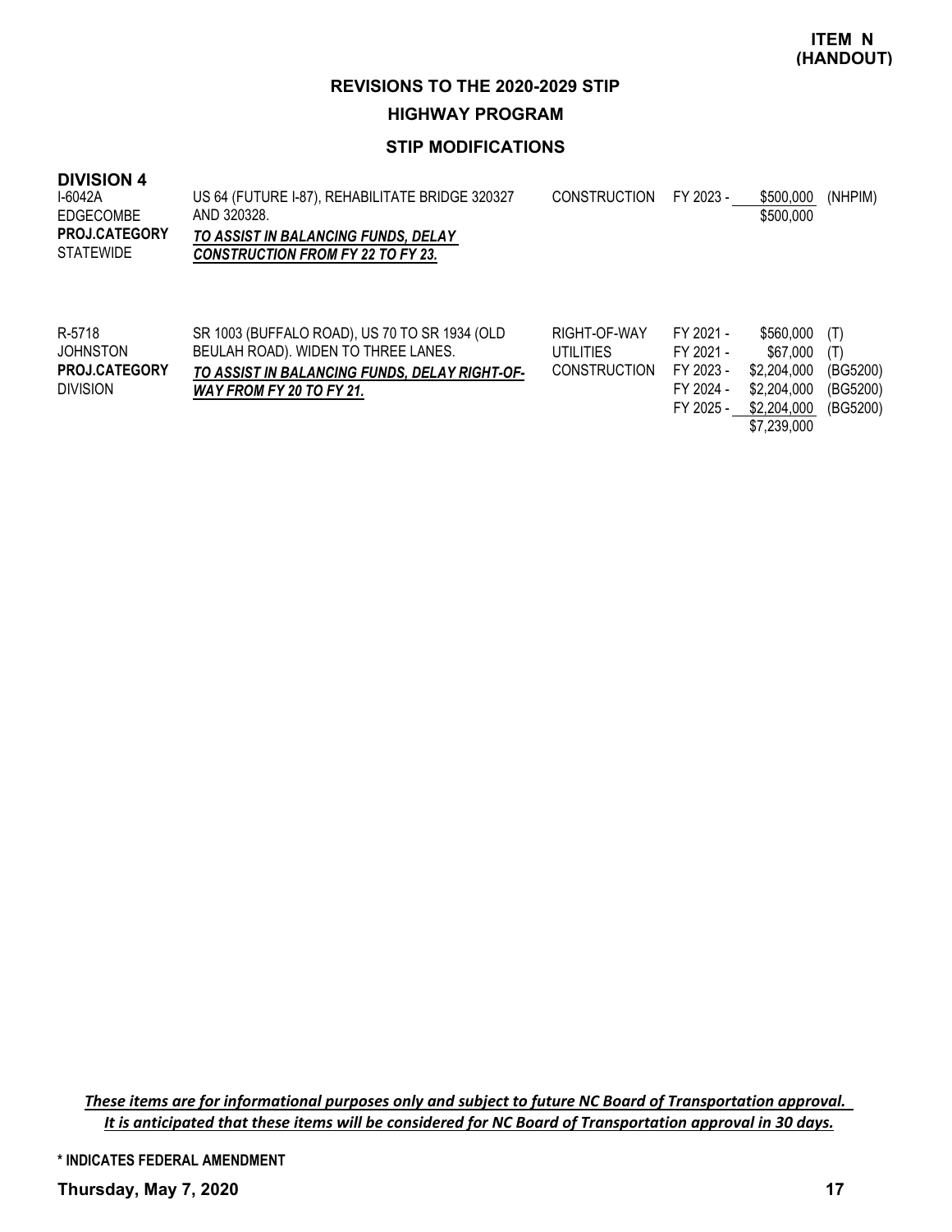**ITEM N (HANDOUT)**

## REVISIONS TO THE 2020-2029 STIP

### HIGHWAY PROGRAM

### STIP MODIFICATIONS

**DIVISION 4**

| Project | Description | Work Type | Fiscal Year | Amount | Fund |
|---|---|---|---|---|---|
| I-6042A<br>EDGECOMBE<br>**PROJ.CATEGORY**<br>STATEWIDE | US 64 (FUTURE I-87), REHABILITATE BRIDGE 320327 AND 320328.<br>***TO ASSIST IN BALANCING FUNDS, DELAY CONSTRUCTION FROM FY 22 TO FY 23.*** | CONSTRUCTION | FY 2023 - | $500,000 | (NHPIM) |
| | | | | $500,000 | |
| R-5718<br>JOHNSTON<br>**PROJ.CATEGORY**<br>DIVISION | SR 1003 (BUFFALO ROAD), US 70 TO SR 1934 (OLD BEULAH ROAD). WIDEN TO THREE LANES.<br>***TO ASSIST IN BALANCING FUNDS, DELAY RIGHT-OF-WAY FROM FY 20 TO FY 21.*** | RIGHT-OF-WAY | FY 2021 - | $560,000 | (T) |
| | | UTILITIES | FY 2021 - | $67,000 | (T) |
| | | CONSTRUCTION | FY 2023 - | $2,204,000 | (BG5200) |
| | | | FY 2024 - | $2,204,000 | (BG5200) |
| | | | FY 2025 - | $2,204,000 | (BG5200) |
| | | | | $7,239,000 | |

*These items are for informational purposes only and subject to future NC Board of Transportation approval. It is anticipated that these items will be considered for NC Board of Transportation approval in 30 days.*

**\* INDICATES FEDERAL AMENDMENT**

**Thursday, May 7, 2020**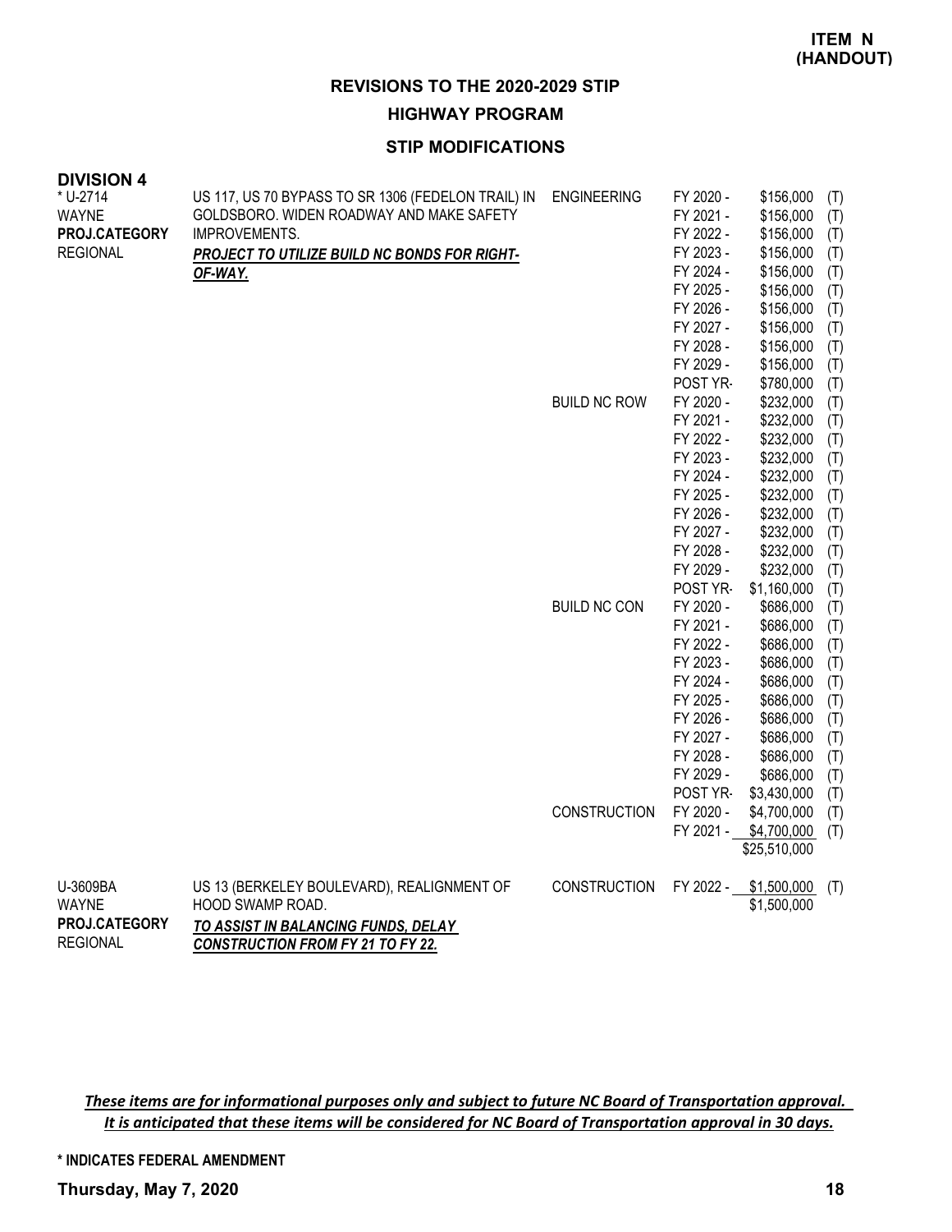**ITEM N (HANDOUT)**

## REVISIONS TO THE 2020-2029 STIP

### HIGHWAY PROGRAM

### STIP MODIFICATIONS

**DIVISION 4**

| Project | Description | Work Type | Fiscal Year | Amount | |
|---|---|---|---|---|---|
| * U-2714<br>WAYNE<br>**PROJ.CATEGORY**<br>REGIONAL | US 117, US 70 BYPASS TO SR 1306 (FEDELON TRAIL) IN GOLDSBORO. WIDEN ROADWAY AND MAKE SAFETY IMPROVEMENTS.<br>***PROJECT TO UTILIZE BUILD NC BONDS FOR RIGHT-OF-WAY.*** | ENGINEERING | FY 2020 - | $156,000 | (T) |
| | | | FY 2021 - | $156,000 | (T) |
| | | | FY 2022 - | $156,000 | (T) |
| | | | FY 2023 - | $156,000 | (T) |
| | | | FY 2024 - | $156,000 | (T) |
| | | | FY 2025 - | $156,000 | (T) |
| | | | FY 2026 - | $156,000 | (T) |
| | | | FY 2027 - | $156,000 | (T) |
| | | | FY 2028 - | $156,000 | (T) |
| | | | FY 2029 - | $156,000 | (T) |
| | | | POST YR- | $780,000 | (T) |
| | | BUILD NC ROW | FY 2020 - | $232,000 | (T) |
| | | | FY 2021 - | $232,000 | (T) |
| | | | FY 2022 - | $232,000 | (T) |
| | | | FY 2023 - | $232,000 | (T) |
| | | | FY 2024 - | $232,000 | (T) |
| | | | FY 2025 - | $232,000 | (T) |
| | | | FY 2026 - | $232,000 | (T) |
| | | | FY 2027 - | $232,000 | (T) |
| | | | FY 2028 - | $232,000 | (T) |
| | | | FY 2029 - | $232,000 | (T) |
| | | | POST YR- | $1,160,000 | (T) |
| | | BUILD NC CON | FY 2020 - | $686,000 | (T) |
| | | | FY 2021 - | $686,000 | (T) |
| | | | FY 2022 - | $686,000 | (T) |
| | | | FY 2023 - | $686,000 | (T) |
| | | | FY 2024 - | $686,000 | (T) |
| | | | FY 2025 - | $686,000 | (T) |
| | | | FY 2026 - | $686,000 | (T) |
| | | | FY 2027 - | $686,000 | (T) |
| | | | FY 2028 - | $686,000 | (T) |
| | | | FY 2029 - | $686,000 | (T) |
| | | | POST YR- | $3,430,000 | (T) |
| | | CONSTRUCTION | FY 2020 - | $4,700,000 | (T) |
| | | | FY 2021 - | $4,700,000 | (T) |
| | | | | $25,510,000 | |
| U-3609BA<br>WAYNE<br>**PROJ.CATEGORY**<br>REGIONAL | US 13 (BERKELEY BOULEVARD), REALIGNMENT OF HOOD SWAMP ROAD.<br>***TO ASSIST IN BALANCING FUNDS, DELAY CONSTRUCTION FROM FY 21 TO FY 22.*** | CONSTRUCTION | FY 2022 - | $1,500,000 | (T) |
| | | | | $1,500,000 | |

***These items are for informational purposes only and subject to future NC Board of Transportation approval. It is anticipated that these items will be considered for NC Board of Transportation approval in 30 days.***

**\* INDICATES FEDERAL AMENDMENT**

**Thursday, May 7, 2020**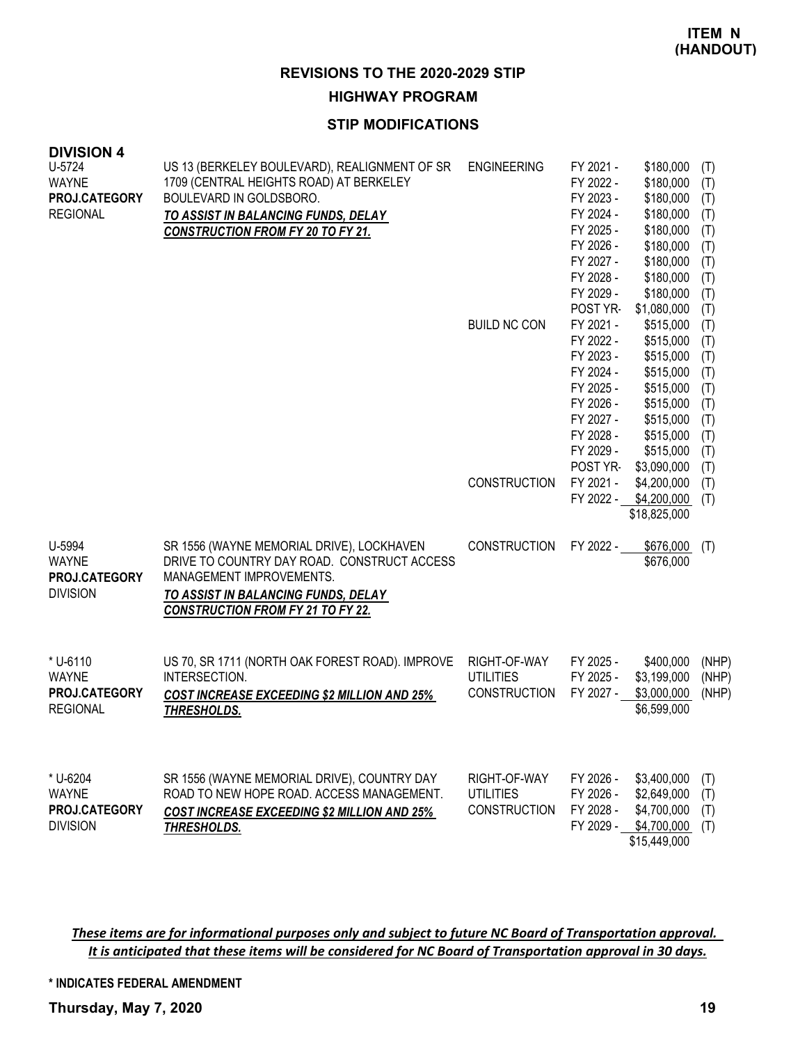**ITEM N (HANDOUT)**

# REVISIONS TO THE 2020-2029 STIP

## HIGHWAY PROGRAM

### STIP MODIFICATIONS

**DIVISION 4**

| Project | Description | Phase | Year | Amount | Fund |
|---|---|---|---|---|---|
| U-5724<br>WAYNE<br>**PROJ.CATEGORY**<br>REGIONAL | US 13 (BERKELEY BOULEVARD), REALIGNMENT OF SR 1709 (CENTRAL HEIGHTS ROAD) AT BERKELEY BOULEVARD IN GOLDSBORO.<br>***TO ASSIST IN BALANCING FUNDS, DELAY CONSTRUCTION FROM FY 20 TO FY 21.*** | ENGINEERING | FY 2021 - | $180,000 | (T) |
| | | | FY 2022 - | $180,000 | (T) |
| | | | FY 2023 - | $180,000 | (T) |
| | | | FY 2024 - | $180,000 | (T) |
| | | | FY 2025 - | $180,000 | (T) |
| | | | FY 2026 - | $180,000 | (T) |
| | | | FY 2027 - | $180,000 | (T) |
| | | | FY 2028 - | $180,000 | (T) |
| | | | FY 2029 - | $180,000 | (T) |
| | | | POST YR- | $1,080,000 | (T) |
| | | BUILD NC CON | FY 2021 - | $515,000 | (T) |
| | | | FY 2022 - | $515,000 | (T) |
| | | | FY 2023 - | $515,000 | (T) |
| | | | FY 2024 - | $515,000 | (T) |
| | | | FY 2025 - | $515,000 | (T) |
| | | | FY 2026 - | $515,000 | (T) |
| | | | FY 2027 - | $515,000 | (T) |
| | | | FY 2028 - | $515,000 | (T) |
| | | | FY 2029 - | $515,000 | (T) |
| | | | POST YR- | $3,090,000 | (T) |
| | | CONSTRUCTION | FY 2021 - | $4,200,000 | (T) |
| | | | FY 2022 - | $4,200,000 | (T) |
| | | | | $18,825,000 | |
| U-5994<br>WAYNE<br>**PROJ.CATEGORY**<br>DIVISION | SR 1556 (WAYNE MEMORIAL DRIVE), LOCKHAVEN DRIVE TO COUNTRY DAY ROAD. CONSTRUCT ACCESS MANAGEMENT IMPROVEMENTS.<br>***TO ASSIST IN BALANCING FUNDS, DELAY CONSTRUCTION FROM FY 21 TO FY 22.*** | CONSTRUCTION | FY 2022 - | $676,000 | (T) |
| | | | | $676,000 | |
| * U-6110<br>WAYNE<br>**PROJ.CATEGORY**<br>REGIONAL | US 70, SR 1711 (NORTH OAK FOREST ROAD). IMPROVE INTERSECTION.<br>***COST INCREASE EXCEEDING $2 MILLION AND 25% THRESHOLDS.*** | RIGHT-OF-WAY | FY 2025 - | $400,000 | (NHP) |
| | | UTILITIES | FY 2025 - | $3,199,000 | (NHP) |
| | | CONSTRUCTION | FY 2027 - | $3,000,000 | (NHP) |
| | | | | $6,599,000 | |
| * U-6204<br>WAYNE<br>**PROJ.CATEGORY**<br>DIVISION | SR 1556 (WAYNE MEMORIAL DRIVE), COUNTRY DAY ROAD TO NEW HOPE ROAD. ACCESS MANAGEMENT.<br>***COST INCREASE EXCEEDING $2 MILLION AND 25% THRESHOLDS.*** | RIGHT-OF-WAY | FY 2026 - | $3,400,000 | (T) |
| | | UTILITIES | FY 2026 - | $2,649,000 | (T) |
| | | CONSTRUCTION | FY 2028 - | $4,700,000 | (T) |
| | | | FY 2029 - | $4,700,000 | (T) |
| | | | | $15,449,000 | |

***These items are for informational purposes only and subject to future NC Board of Transportation approval. It is anticipated that these items will be considered for NC Board of Transportation approval in 30 days.***

**\* INDICATES FEDERAL AMENDMENT**

**Thursday, May 7, 2020**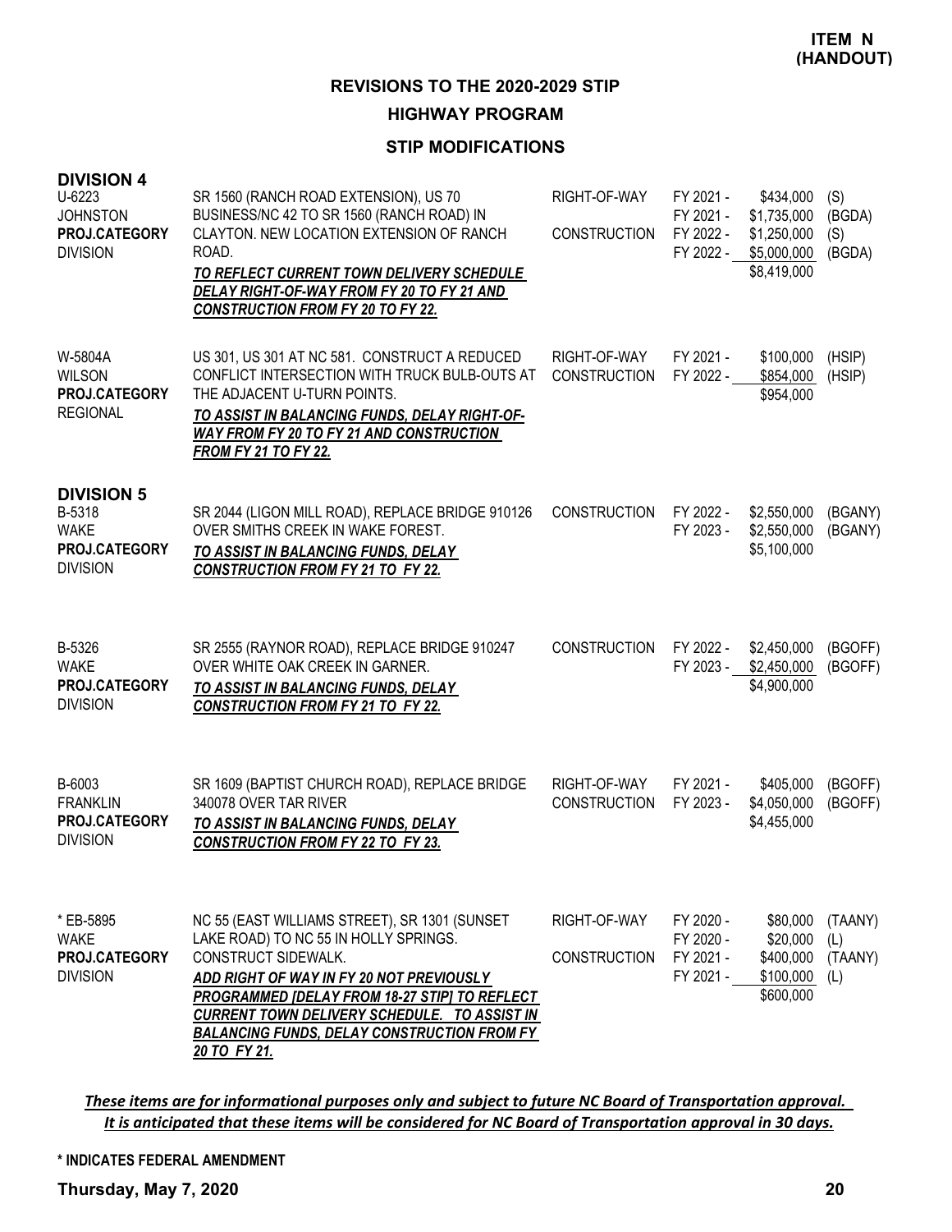**ITEM N (HANDOUT)**

## REVISIONS TO THE 2020-2029 STIP

### HIGHWAY PROGRAM

### STIP MODIFICATIONS

**DIVISION 4**

| Project | Description | Phase | Year | Amount | Fund |
|---|---|---|---|---|---|
| U-6223 JOHNSTON **PROJ.CATEGORY** DIVISION | SR 1560 (RANCH ROAD EXTENSION), US 70 BUSINESS/NC 42 TO SR 1560 (RANCH ROAD) IN CLAYTON. NEW LOCATION EXTENSION OF RANCH ROAD. ***TO REFLECT CURRENT TOWN DELIVERY SCHEDULE DELAY RIGHT-OF-WAY FROM FY 20 TO FY 21 AND CONSTRUCTION FROM FY 20 TO FY 22.*** | RIGHT-OF-WAY | FY 2021 - | $434,000 | (S) |
| | | | FY 2021 - | $1,735,000 | (BGDA) |
| | | CONSTRUCTION | FY 2022 - | $1,250,000 | (S) |
| | | | FY 2022 - | $5,000,000 | (BGDA) |
| | | | | $8,419,000 | |
| W-5804A WILSON **PROJ.CATEGORY** REGIONAL | US 301, US 301 AT NC 581. CONSTRUCT A REDUCED CONFLICT INTERSECTION WITH TRUCK BULB-OUTS AT THE ADJACENT U-TURN POINTS. ***TO ASSIST IN BALANCING FUNDS, DELAY RIGHT-OF-WAY FROM FY 20 TO FY 21 AND CONSTRUCTION FROM FY 21 TO FY 22.*** | RIGHT-OF-WAY | FY 2021 - | $100,000 | (HSIP) |
| | | CONSTRUCTION | FY 2022 - | $854,000 | (HSIP) |
| | | | | $954,000 | |

**DIVISION 5**

| Project | Description | Phase | Year | Amount | Fund |
|---|---|---|---|---|---|
| B-5318 WAKE **PROJ.CATEGORY** DIVISION | SR 2044 (LIGON MILL ROAD), REPLACE BRIDGE 910126 OVER SMITHS CREEK IN WAKE FOREST. ***TO ASSIST IN BALANCING FUNDS, DELAY CONSTRUCTION FROM FY 21 TO FY 22.*** | CONSTRUCTION | FY 2022 - | $2,550,000 | (BGANY) |
| | | | FY 2023 - | $2,550,000 | (BGANY) |
| | | | | $5,100,000 | |
| B-5326 WAKE **PROJ.CATEGORY** DIVISION | SR 2555 (RAYNOR ROAD), REPLACE BRIDGE 910247 OVER WHITE OAK CREEK IN GARNER. ***TO ASSIST IN BALANCING FUNDS, DELAY CONSTRUCTION FROM FY 21 TO FY 22.*** | CONSTRUCTION | FY 2022 - | $2,450,000 | (BGOFF) |
| | | | FY 2023 - | $2,450,000 | (BGOFF) |
| | | | | $4,900,000 | |
| B-6003 FRANKLIN **PROJ.CATEGORY** DIVISION | SR 1609 (BAPTIST CHURCH ROAD), REPLACE BRIDGE 340078 OVER TAR RIVER ***TO ASSIST IN BALANCING FUNDS, DELAY CONSTRUCTION FROM FY 22 TO FY 23.*** | RIGHT-OF-WAY | FY 2021 - | $405,000 | (BGOFF) |
| | | CONSTRUCTION | FY 2023 - | $4,050,000 | (BGOFF) |
| | | | | $4,455,000 | |
| * EB-5895 WAKE **PROJ.CATEGORY** DIVISION | NC 55 (EAST WILLIAMS STREET), SR 1301 (SUNSET LAKE ROAD) TO NC 55 IN HOLLY SPRINGS. CONSTRUCT SIDEWALK. ***ADD RIGHT OF WAY IN FY 20 NOT PREVIOUSLY PROGRAMMED [DELAY FROM 18-27 STIP] TO REFLECT CURRENT TOWN DELIVERY SCHEDULE. TO ASSIST IN BALANCING FUNDS, DELAY CONSTRUCTION FROM FY 20 TO FY 21.*** | RIGHT-OF-WAY | FY 2020 - | $80,000 | (TAANY) |
| | | | FY 2020 - | $20,000 | (L) |
| | | CONSTRUCTION | FY 2021 - | $400,000 | (TAANY) |
| | | | FY 2021 - | $100,000 | (L) |
| | | | | $600,000 | |

***These items are for informational purposes only and subject to future NC Board of Transportation approval. It is anticipated that these items will be considered for NC Board of Transportation approval in 30 days.***

**\* INDICATES FEDERAL AMENDMENT**

**Thursday, May 7, 2020**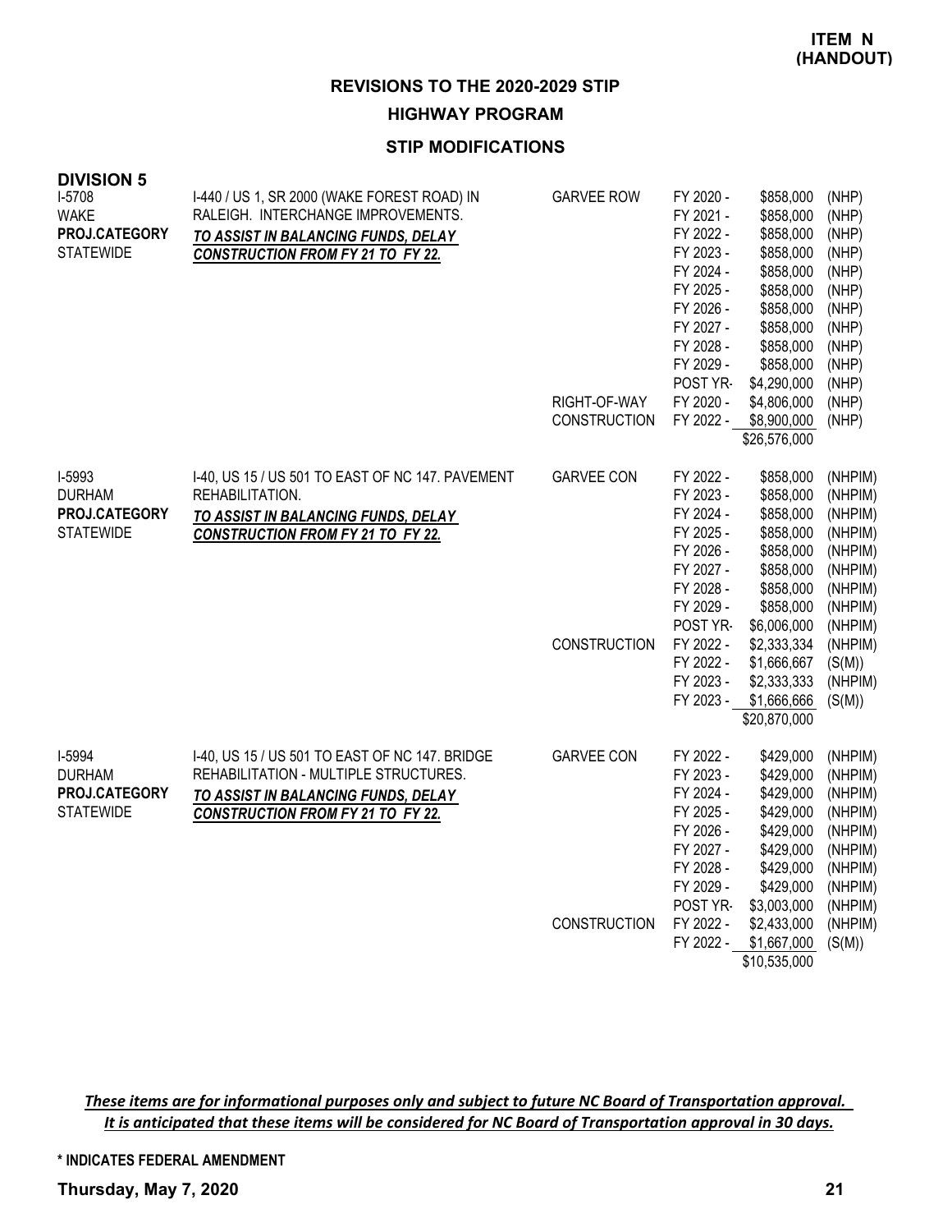**ITEM N (HANDOUT)**

# REVISIONS TO THE 2020-2029 STIP

## HIGHWAY PROGRAM

### STIP MODIFICATIONS

**DIVISION 5**

| Project | Description | Phase | Fiscal Year | Amount | Source |
|---|---|---|---|---|---|
| I-5708<br>WAKE<br>**PROJ.CATEGORY**<br>STATEWIDE | I-440 / US 1, SR 2000 (WAKE FOREST ROAD) IN RALEIGH. INTERCHANGE IMPROVEMENTS.<br>***TO ASSIST IN BALANCING FUNDS, DELAY CONSTRUCTION FROM FY 21 TO FY 22.*** | GARVEE ROW | FY 2020 - | $858,000 | (NHP) |
| | | | FY 2021 - | $858,000 | (NHP) |
| | | | FY 2022 - | $858,000 | (NHP) |
| | | | FY 2023 - | $858,000 | (NHP) |
| | | | FY 2024 - | $858,000 | (NHP) |
| | | | FY 2025 - | $858,000 | (NHP) |
| | | | FY 2026 - | $858,000 | (NHP) |
| | | | FY 2027 - | $858,000 | (NHP) |
| | | | FY 2028 - | $858,000 | (NHP) |
| | | | FY 2029 - | $858,000 | (NHP) |
| | | | POST YR- | $4,290,000 | (NHP) |
| | | RIGHT-OF-WAY | FY 2020 - | $4,806,000 | (NHP) |
| | | CONSTRUCTION | FY 2022 - | $8,900,000 | (NHP) |
| | | | | $26,576,000 | |
| I-5993<br>DURHAM<br>**PROJ.CATEGORY**<br>STATEWIDE | I-40, US 15 / US 501 TO EAST OF NC 147. PAVEMENT REHABILITATION.<br>***TO ASSIST IN BALANCING FUNDS, DELAY CONSTRUCTION FROM FY 21 TO FY 22.*** | GARVEE CON | FY 2022 - | $858,000 | (NHPIM) |
| | | | FY 2023 - | $858,000 | (NHPIM) |
| | | | FY 2024 - | $858,000 | (NHPIM) |
| | | | FY 2025 - | $858,000 | (NHPIM) |
| | | | FY 2026 - | $858,000 | (NHPIM) |
| | | | FY 2027 - | $858,000 | (NHPIM) |
| | | | FY 2028 - | $858,000 | (NHPIM) |
| | | | FY 2029 - | $858,000 | (NHPIM) |
| | | | POST YR- | $6,006,000 | (NHPIM) |
| | | CONSTRUCTION | FY 2022 - | $2,333,334 | (NHPIM) |
| | | | FY 2022 - | $1,666,667 | (S(M)) |
| | | | FY 2023 - | $2,333,333 | (NHPIM) |
| | | | FY 2023 - | $1,666,666 | (S(M)) |
| | | | | $20,870,000 | |
| I-5994<br>DURHAM<br>**PROJ.CATEGORY**<br>STATEWIDE | I-40, US 15 / US 501 TO EAST OF NC 147. BRIDGE REHABILITATION - MULTIPLE STRUCTURES.<br>***TO ASSIST IN BALANCING FUNDS, DELAY CONSTRUCTION FROM FY 21 TO FY 22.*** | GARVEE CON | FY 2022 - | $429,000 | (NHPIM) |
| | | | FY 2023 - | $429,000 | (NHPIM) |
| | | | FY 2024 - | $429,000 | (NHPIM) |
| | | | FY 2025 - | $429,000 | (NHPIM) |
| | | | FY 2026 - | $429,000 | (NHPIM) |
| | | | FY 2027 - | $429,000 | (NHPIM) |
| | | | FY 2028 - | $429,000 | (NHPIM) |
| | | | FY 2029 - | $429,000 | (NHPIM) |
| | | | POST YR- | $3,003,000 | (NHPIM) |
| | | CONSTRUCTION | FY 2022 - | $2,433,000 | (NHPIM) |
| | | | FY 2022 - | $1,667,000 | (S(M)) |
| | | | | $10,535,000 | |

*These items are for informational purposes only and subject to future NC Board of Transportation approval. It is anticipated that these items will be considered for NC Board of Transportation approval in 30 days.*

**\* INDICATES FEDERAL AMENDMENT**

**Thursday, May 7, 2020**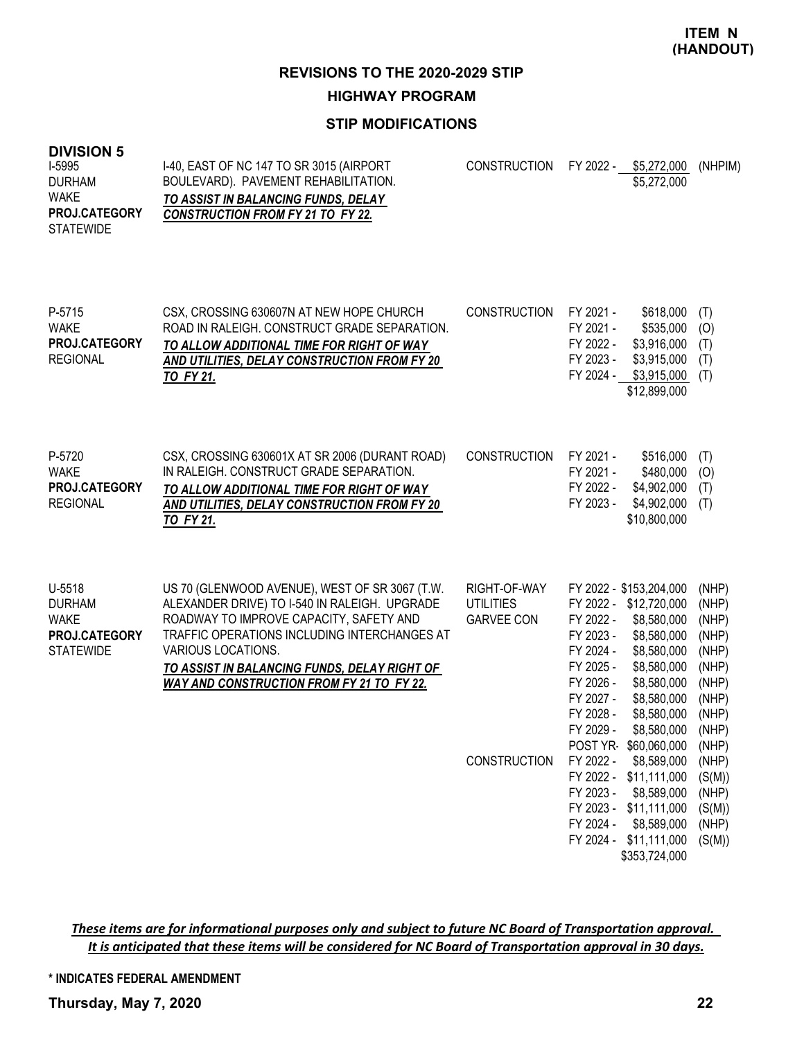**ITEM N (HANDOUT)**

## REVISIONS TO THE 2020-2029 STIP

## HIGHWAY PROGRAM

### STIP MODIFICATIONS

**DIVISION 5**

| Project | Description | Work Type | Fiscal Year / Amount | Fund |
|---|---|---|---|---|
| I-5995<br>DURHAM<br>WAKE<br>**PROJ.CATEGORY**<br>STATEWIDE | I-40, EAST OF NC 147 TO SR 3015 (AIRPORT BOULEVARD). PAVEMENT REHABILITATION.<br>***TO ASSIST IN BALANCING FUNDS, DELAY CONSTRUCTION FROM FY 21 TO FY 22.*** | CONSTRUCTION | FY 2022 - $5,272,000 | (NHPIM) |
| | | | $5,272,000 | |
| P-5715<br>WAKE<br>**PROJ.CATEGORY**<br>REGIONAL | CSX, CROSSING 630607N AT NEW HOPE CHURCH ROAD IN RALEIGH. CONSTRUCT GRADE SEPARATION.<br>***TO ALLOW ADDITIONAL TIME FOR RIGHT OF WAY AND UTILITIES, DELAY CONSTRUCTION FROM FY 20 TO FY 21.*** | CONSTRUCTION | FY 2021 - $618,000 | (T) |
| | | | FY 2021 - $535,000 | (O) |
| | | | FY 2022 - $3,916,000 | (T) |
| | | | FY 2023 - $3,915,000 | (T) |
| | | | FY 2024 - $3,915,000 | (T) |
| | | | $12,899,000 | |
| P-5720<br>WAKE<br>**PROJ.CATEGORY**<br>REGIONAL | CSX, CROSSING 630601X AT SR 2006 (DURANT ROAD) IN RALEIGH. CONSTRUCT GRADE SEPARATION.<br>***TO ALLOW ADDITIONAL TIME FOR RIGHT OF WAY AND UTILITIES, DELAY CONSTRUCTION FROM FY 20 TO FY 21.*** | CONSTRUCTION | FY 2021 - $516,000 | (T) |
| | | | FY 2021 - $480,000 | (O) |
| | | | FY 2022 - $4,902,000 | (T) |
| | | | FY 2023 - $4,902,000 | (T) |
| | | | $10,800,000 | |
| U-5518<br>DURHAM<br>WAKE<br>**PROJ.CATEGORY**<br>STATEWIDE | US 70 (GLENWOOD AVENUE), WEST OF SR 3067 (T.W. ALEXANDER DRIVE) TO I-540 IN RALEIGH. UPGRADE ROADWAY TO IMPROVE CAPACITY, SAFETY AND TRAFFIC OPERATIONS INCLUDING INTERCHANGES AT VARIOUS LOCATIONS.<br>***TO ASSIST IN BALANCING FUNDS, DELAY RIGHT OF WAY AND CONSTRUCTION FROM FY 21 TO FY 22.*** | RIGHT-OF-WAY | FY 2022 - $153,204,000 | (NHP) |
| | | UTILITIES | FY 2022 - $12,720,000 | (NHP) |
| | | GARVEE CON | FY 2022 - $8,580,000 | (NHP) |
| | | | FY 2023 - $8,580,000 | (NHP) |
| | | | FY 2024 - $8,580,000 | (NHP) |
| | | | FY 2025 - $8,580,000 | (NHP) |
| | | | FY 2026 - $8,580,000 | (NHP) |
| | | | FY 2027 - $8,580,000 | (NHP) |
| | | | FY 2028 - $8,580,000 | (NHP) |
| | | | FY 2029 - $8,580,000 | (NHP) |
| | | | POST YR- $60,060,000 | (NHP) |
| | | CONSTRUCTION | FY 2022 - $8,589,000 | (NHP) |
| | | | FY 2022 - $11,111,000 | (S(M)) |
| | | | FY 2023 - $8,589,000 | (NHP) |
| | | | FY 2023 - $11,111,000 | (S(M)) |
| | | | FY 2024 - $8,589,000 | (NHP) |
| | | | FY 2024 - $11,111,000 | (S(M)) |
| | | | $353,724,000 | |

***These items are for informational purposes only and subject to future NC Board of Transportation approval. It is anticipated that these items will be considered for NC Board of Transportation approval in 30 days.***

**\* INDICATES FEDERAL AMENDMENT**

**Thursday, May 7, 2020**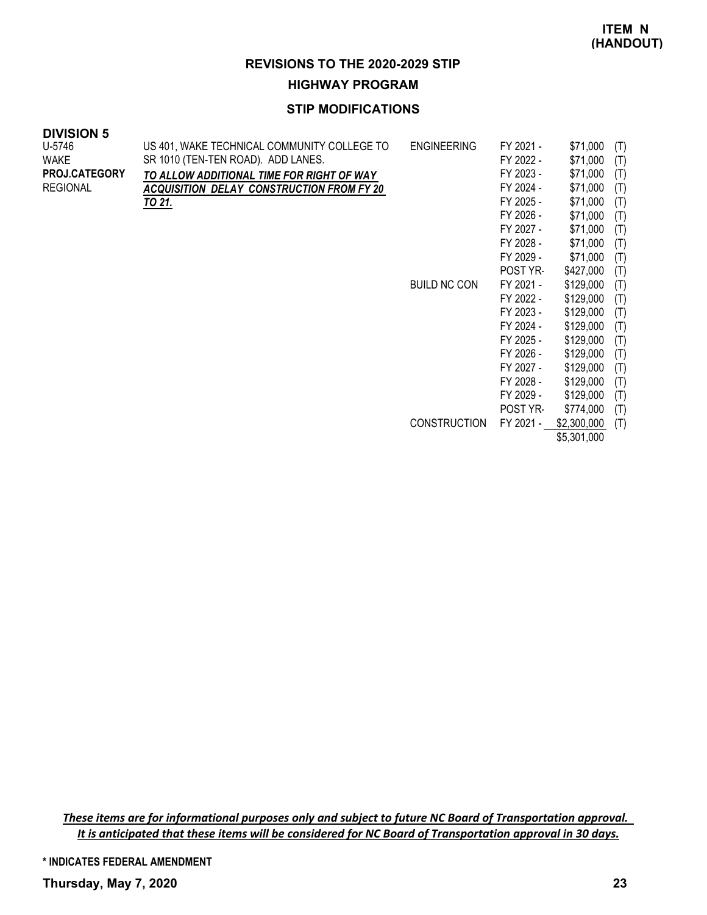**ITEM N (HANDOUT)**

## REVISIONS TO THE 2020-2029 STIP

### HIGHWAY PROGRAM

### STIP MODIFICATIONS

**DIVISION 5**

| | | | | | |
|---|---|---|---|---|---|
| U-5746<br>WAKE<br>**PROJ.CATEGORY**<br>REGIONAL | US 401, WAKE TECHNICAL COMMUNITY COLLEGE TO SR 1010 (TEN-TEN ROAD). ADD LANES.<br>***TO ALLOW ADDITIONAL TIME FOR RIGHT OF WAY ACQUISITION DELAY CONSTRUCTION FROM FY 20 TO 21.*** | ENGINEERING | FY 2021 - | $71,000 | (T) |
| | | | FY 2022 - | $71,000 | (T) |
| | | | FY 2023 - | $71,000 | (T) |
| | | | FY 2024 - | $71,000 | (T) |
| | | | FY 2025 - | $71,000 | (T) |
| | | | FY 2026 - | $71,000 | (T) |
| | | | FY 2027 - | $71,000 | (T) |
| | | | FY 2028 - | $71,000 | (T) |
| | | | FY 2029 - | $71,000 | (T) |
| | | | POST YR- | $427,000 | (T) |
| | | BUILD NC CON | FY 2021 - | $129,000 | (T) |
| | | | FY 2022 - | $129,000 | (T) |
| | | | FY 2023 - | $129,000 | (T) |
| | | | FY 2024 - | $129,000 | (T) |
| | | | FY 2025 - | $129,000 | (T) |
| | | | FY 2026 - | $129,000 | (T) |
| | | | FY 2027 - | $129,000 | (T) |
| | | | FY 2028 - | $129,000 | (T) |
| | | | FY 2029 - | $129,000 | (T) |
| | | | POST YR- | $774,000 | (T) |
| | | CONSTRUCTION | FY 2021 - | $2,300,000 | (T) |
| | | | | $5,301,000 | |

***These items are for informational purposes only and subject to future NC Board of Transportation approval. It is anticipated that these items will be considered for NC Board of Transportation approval in 30 days.***

**\* INDICATES FEDERAL AMENDMENT**

**Thursday, May 7, 2020**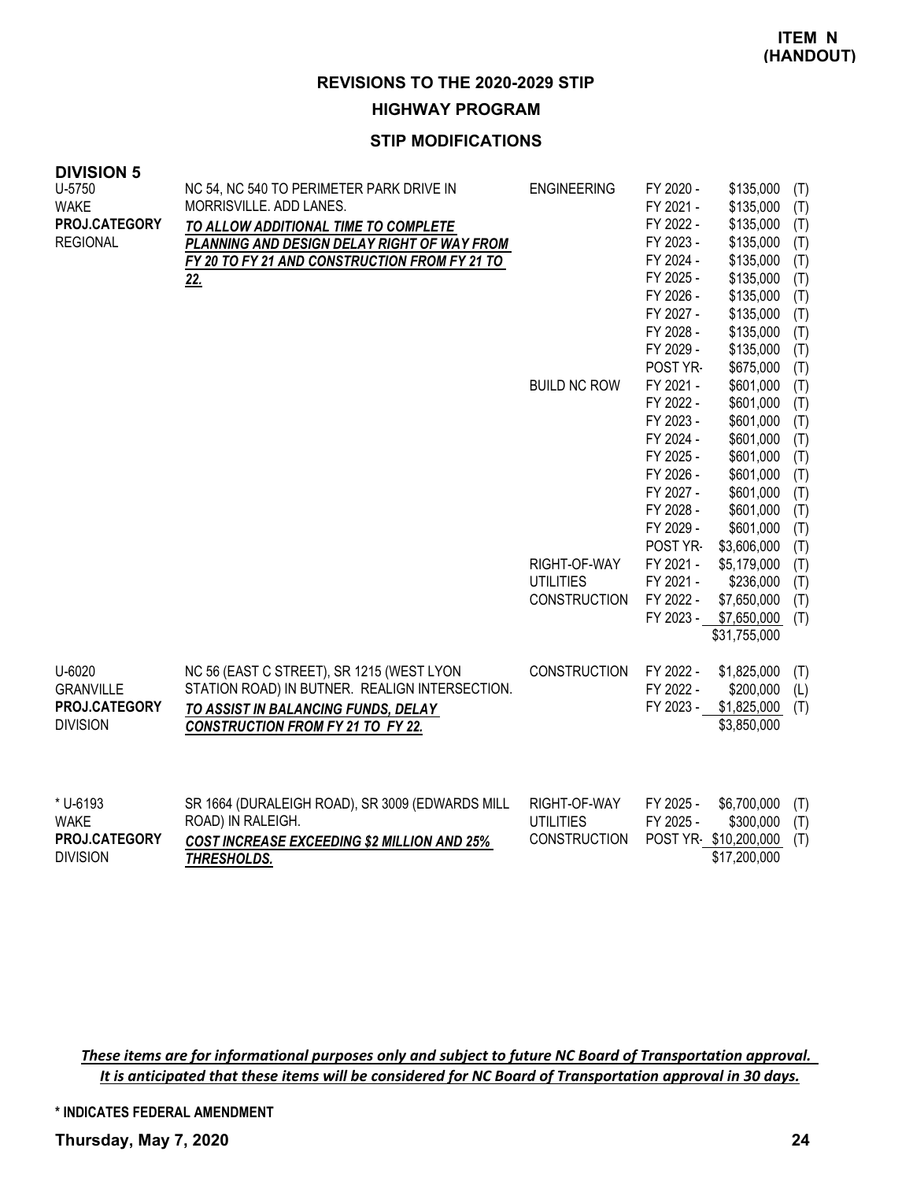**ITEM N (HANDOUT)**

## REVISIONS TO THE 2020-2029 STIP

### HIGHWAY PROGRAM

### STIP MODIFICATIONS

**DIVISION 5**

| Project | Description | Work Type | Fiscal Year | Amount | Source |
|---|---|---|---|---|---|
| U-5750<br>WAKE<br>**PROJ.CATEGORY**<br>REGIONAL | NC 54, NC 540 TO PERIMETER PARK DRIVE IN MORRISVILLE. ADD LANES.<br>***TO ALLOW ADDITIONAL TIME TO COMPLETE PLANNING AND DESIGN DELAY RIGHT OF WAY FROM FY 20 TO FY 21 AND CONSTRUCTION FROM FY 21 TO 22.*** | ENGINEERING | FY 2020 - | $135,000 | (T) |
| | | | FY 2021 - | $135,000 | (T) |
| | | | FY 2022 - | $135,000 | (T) |
| | | | FY 2023 - | $135,000 | (T) |
| | | | FY 2024 - | $135,000 | (T) |
| | | | FY 2025 - | $135,000 | (T) |
| | | | FY 2026 - | $135,000 | (T) |
| | | | FY 2027 - | $135,000 | (T) |
| | | | FY 2028 - | $135,000 | (T) |
| | | | FY 2029 - | $135,000 | (T) |
| | | | POST YR- | $675,000 | (T) |
| | | BUILD NC ROW | FY 2021 - | $601,000 | (T) |
| | | | FY 2022 - | $601,000 | (T) |
| | | | FY 2023 - | $601,000 | (T) |
| | | | FY 2024 - | $601,000 | (T) |
| | | | FY 2025 - | $601,000 | (T) |
| | | | FY 2026 - | $601,000 | (T) |
| | | | FY 2027 - | $601,000 | (T) |
| | | | FY 2028 - | $601,000 | (T) |
| | | | FY 2029 - | $601,000 | (T) |
| | | | POST YR- | $3,606,000 | (T) |
| | | RIGHT-OF-WAY | FY 2021 - | $5,179,000 | (T) |
| | | UTILITIES | FY 2021 - | $236,000 | (T) |
| | | CONSTRUCTION | FY 2022 - | $7,650,000 | (T) |
| | | | FY 2023 - | $7,650,000 | (T) |
| | | | | $31,755,000 | |
| U-6020<br>GRANVILLE<br>**PROJ.CATEGORY**<br>DIVISION | NC 56 (EAST C STREET), SR 1215 (WEST LYON STATION ROAD) IN BUTNER. REALIGN INTERSECTION.<br>***TO ASSIST IN BALANCING FUNDS, DELAY CONSTRUCTION FROM FY 21 TO FY 22.*** | CONSTRUCTION | FY 2022 - | $1,825,000 | (T) |
| | | | FY 2022 - | $200,000 | (L) |
| | | | FY 2023 - | $1,825,000 | (T) |
| | | | | $3,850,000 | |
| * U-6193<br>WAKE<br>**PROJ.CATEGORY**<br>DIVISION | SR 1664 (DURALEIGH ROAD), SR 3009 (EDWARDS MILL ROAD) IN RALEIGH.<br>***COST INCREASE EXCEEDING $2 MILLION AND 25% THRESHOLDS.*** | RIGHT-OF-WAY | FY 2025 - | $6,700,000 | (T) |
| | | UTILITIES | FY 2025 - | $300,000 | (T) |
| | | CONSTRUCTION | POST YR- | $10,200,000 | (T) |
| | | | | $17,200,000 | |

***These items are for informational purposes only and subject to future NC Board of Transportation approval. It is anticipated that these items will be considered for NC Board of Transportation approval in 30 days.***

**\* INDICATES FEDERAL AMENDMENT**

**Thursday, May 7, 2020**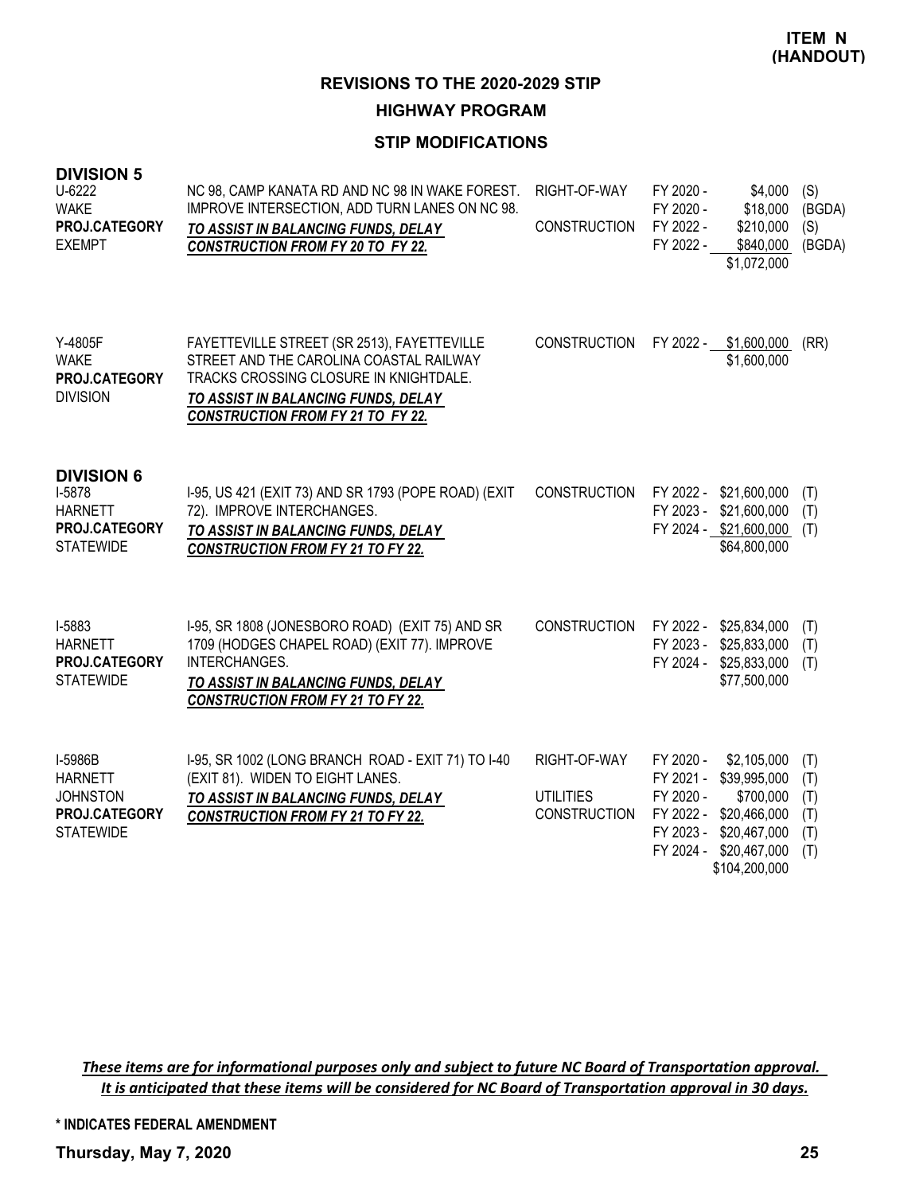**ITEM N (HANDOUT)**

## REVISIONS TO THE 2020-2029 STIP

## HIGHWAY PROGRAM

### STIP MODIFICATIONS

**DIVISION 5**

| Project | Description | Work Type | Fiscal Year | Amount | Fund |
|---|---|---|---|---|---|
| U-6222<br>WAKE<br>**PROJ.CATEGORY**<br>EXEMPT | NC 98, CAMP KANATA RD AND NC 98 IN WAKE FOREST. IMPROVE INTERSECTION, ADD TURN LANES ON NC 98.<br>***TO ASSIST IN BALANCING FUNDS, DELAY CONSTRUCTION FROM FY 20 TO FY 22.*** | RIGHT-OF-WAY | FY 2020 - | $4,000 | (S) |
| | | | FY 2020 - | $18,000 | (BGDA) |
| | | CONSTRUCTION | FY 2022 - | $210,000 | (S) |
| | | | FY 2022 - | $840,000 | (BGDA) |
| | | | | $1,072,000 | |
| Y-4805F<br>WAKE<br>**PROJ.CATEGORY**<br>DIVISION | FAYETTEVILLE STREET (SR 2513), FAYETTEVILLE STREET AND THE CAROLINA COASTAL RAILWAY TRACKS CROSSING CLOSURE IN KNIGHTDALE.<br>***TO ASSIST IN BALANCING FUNDS, DELAY CONSTRUCTION FROM FY 21 TO FY 22.*** | CONSTRUCTION | FY 2022 - | $1,600,000 | (RR) |
| | | | | $1,600,000 | |

**DIVISION 6**

| Project | Description | Work Type | Fiscal Year | Amount | Fund |
|---|---|---|---|---|---|
| I-5878<br>HARNETT<br>**PROJ.CATEGORY**<br>STATEWIDE | I-95, US 421 (EXIT 73) AND SR 1793 (POPE ROAD) (EXIT 72). IMPROVE INTERCHANGES.<br>***TO ASSIST IN BALANCING FUNDS, DELAY CONSTRUCTION FROM FY 21 TO FY 22.*** | CONSTRUCTION | FY 2022 - | $21,600,000 | (T) |
| | | | FY 2023 - | $21,600,000 | (T) |
| | | | FY 2024 - | $21,600,000 | (T) |
| | | | | $64,800,000 | |
| I-5883<br>HARNETT<br>**PROJ.CATEGORY**<br>STATEWIDE | I-95, SR 1808 (JONESBORO ROAD) (EXIT 75) AND SR 1709 (HODGES CHAPEL ROAD) (EXIT 77). IMPROVE INTERCHANGES.<br>***TO ASSIST IN BALANCING FUNDS, DELAY CONSTRUCTION FROM FY 21 TO FY 22.*** | CONSTRUCTION | FY 2022 - | $25,834,000 | (T) |
| | | | FY 2023 - | $25,833,000 | (T) |
| | | | FY 2024 - | $25,833,000 | (T) |
| | | | | $77,500,000 | |
| I-5986B<br>HARNETT<br>JOHNSTON<br>**PROJ.CATEGORY**<br>STATEWIDE | I-95, SR 1002 (LONG BRANCH ROAD - EXIT 71) TO I-40 (EXIT 81). WIDEN TO EIGHT LANES.<br>***TO ASSIST IN BALANCING FUNDS, DELAY CONSTRUCTION FROM FY 21 TO FY 22.*** | RIGHT-OF-WAY | FY 2020 - | $2,105,000 | (T) |
| | | | FY 2021 - | $39,995,000 | (T) |
| | | UTILITIES | FY 2020 - | $700,000 | (T) |
| | | CONSTRUCTION | FY 2022 - | $20,466,000 | (T) |
| | | | FY 2023 - | $20,467,000 | (T) |
| | | | FY 2024 - | $20,467,000 | (T) |
| | | | | $104,200,000 | |

***These items are for informational purposes only and subject to future NC Board of Transportation approval. It is anticipated that these items will be considered for NC Board of Transportation approval in 30 days.***

**\* INDICATES FEDERAL AMENDMENT**

**Thursday, May 7, 2020**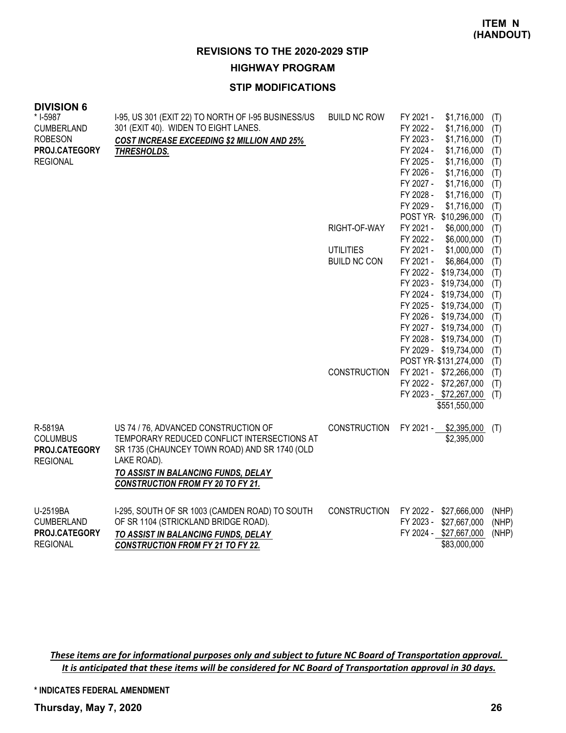**ITEM N (HANDOUT)**

## REVISIONS TO THE 2020-2029 STIP

### HIGHWAY PROGRAM

### STIP MODIFICATIONS

**DIVISION 6**

| Project | Description | Category | Year | Amount | Fund |
|---|---|---|---|---|---|
| * I-5987<br>CUMBERLAND<br>ROBESON<br>**PROJ.CATEGORY**<br>REGIONAL | I-95, US 301 (EXIT 22) TO NORTH OF I-95 BUSINESS/US 301 (EXIT 40). WIDEN TO EIGHT LANES.<br>***COST INCREASE EXCEEDING $2 MILLION AND 25% THRESHOLDS.*** | BUILD NC ROW | FY 2021 - | $1,716,000 | (T) |
| | | | FY 2022 - | $1,716,000 | (T) |
| | | | FY 2023 - | $1,716,000 | (T) |
| | | | FY 2024 - | $1,716,000 | (T) |
| | | | FY 2025 - | $1,716,000 | (T) |
| | | | FY 2026 - | $1,716,000 | (T) |
| | | | FY 2027 - | $1,716,000 | (T) |
| | | | FY 2028 - | $1,716,000 | (T) |
| | | | FY 2029 - | $1,716,000 | (T) |
| | | | POST YR- | $10,296,000 | (T) |
| | | RIGHT-OF-WAY | FY 2021 - | $6,000,000 | (T) |
| | | | FY 2022 - | $6,000,000 | (T) |
| | | UTILITIES | FY 2021 - | $1,000,000 | (T) |
| | | BUILD NC CON | FY 2021 - | $6,864,000 | (T) |
| | | | FY 2022 - | $19,734,000 | (T) |
| | | | FY 2023 - | $19,734,000 | (T) |
| | | | FY 2024 - | $19,734,000 | (T) |
| | | | FY 2025 - | $19,734,000 | (T) |
| | | | FY 2026 - | $19,734,000 | (T) |
| | | | FY 2027 - | $19,734,000 | (T) |
| | | | FY 2028 - | $19,734,000 | (T) |
| | | | FY 2029 - | $19,734,000 | (T) |
| | | | POST YR- | $131,274,000 | (T) |
| | | CONSTRUCTION | FY 2021 - | $72,266,000 | (T) |
| | | | FY 2022 - | $72,267,000 | (T) |
| | | | FY 2023 - | $72,267,000 | (T) |
| | | | | $551,550,000 | |
| R-5819A<br>COLUMBUS<br>**PROJ.CATEGORY**<br>REGIONAL | US 74 / 76, ADVANCED CONSTRUCTION OF TEMPORARY REDUCED CONFLICT INTERSECTIONS AT SR 1735 (CHAUNCEY TOWN ROAD) AND SR 1740 (OLD LAKE ROAD).<br>***TO ASSIST IN BALANCING FUNDS, DELAY CONSTRUCTION FROM FY 20 TO FY 21.*** | CONSTRUCTION | FY 2021 - | $2,395,000 | (T) |
| | | | | $2,395,000 | |
| U-2519BA<br>CUMBERLAND<br>**PROJ.CATEGORY**<br>REGIONAL | I-295, SOUTH OF SR 1003 (CAMDEN ROAD) TO SOUTH OF SR 1104 (STRICKLAND BRIDGE ROAD).<br>***TO ASSIST IN BALANCING FUNDS, DELAY CONSTRUCTION FROM FY 21 TO FY 22.*** | CONSTRUCTION | FY 2022 - | $27,666,000 | (NHP) |
| | | | FY 2023 - | $27,667,000 | (NHP) |
| | | | FY 2024 - | $27,667,000 | (NHP) |
| | | | | $83,000,000 | |

***These items are for informational purposes only and subject to future NC Board of Transportation approval. It is anticipated that these items will be considered for NC Board of Transportation approval in 30 days.***

**\* INDICATES FEDERAL AMENDMENT**

**Thursday, May 7, 2020**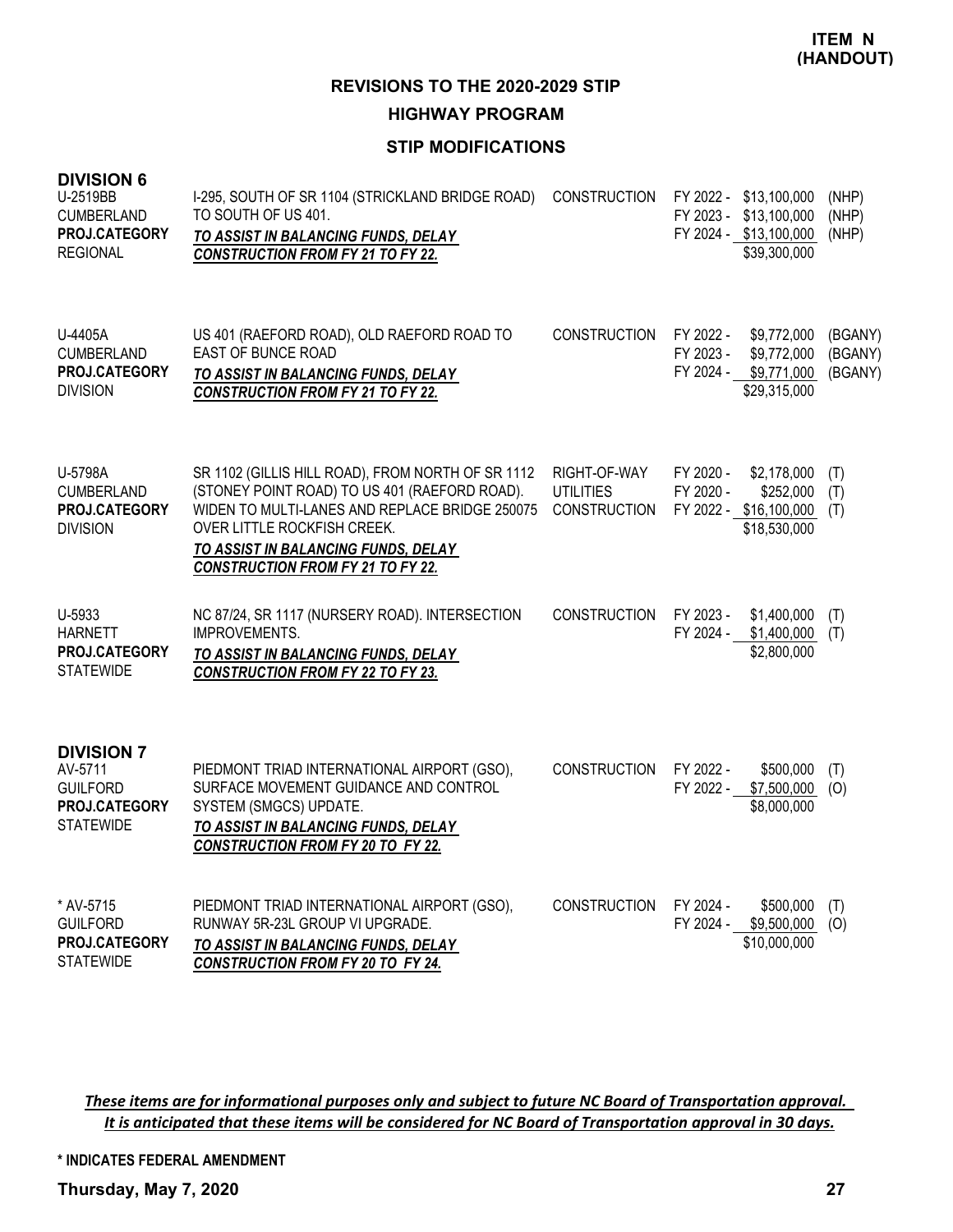**ITEM N (HANDOUT)**

## REVISIONS TO THE 2020-2029 STIP

### HIGHWAY PROGRAM

### STIP MODIFICATIONS

**DIVISION 6**

| | | | | |
|---|---|---|---|---|
| U-2519BB<br>CUMBERLAND<br>**PROJ.CATEGORY**<br>REGIONAL | I-295, SOUTH OF SR 1104 (STRICKLAND BRIDGE ROAD) TO SOUTH OF US 401.<br>***TO ASSIST IN BALANCING FUNDS, DELAY CONSTRUCTION FROM FY 21 TO FY 22.*** | CONSTRUCTION | FY 2022 - \$13,100,000<br>FY 2023 - \$13,100,000<br>FY 2024 - \$13,100,000<br>\$39,300,000 | (NHP)<br>(NHP)<br>(NHP) |
| U-4405A<br>CUMBERLAND<br>**PROJ.CATEGORY**<br>DIVISION | US 401 (RAEFORD ROAD), OLD RAEFORD ROAD TO EAST OF BUNCE ROAD<br>***TO ASSIST IN BALANCING FUNDS, DELAY CONSTRUCTION FROM FY 21 TO FY 22.*** | CONSTRUCTION | FY 2022 - \$9,772,000<br>FY 2023 - \$9,772,000<br>FY 2024 - \$9,771,000<br>\$29,315,000 | (BGANY)<br>(BGANY)<br>(BGANY) |
| U-5798A<br>CUMBERLAND<br>**PROJ.CATEGORY**<br>DIVISION | SR 1102 (GILLIS HILL ROAD), FROM NORTH OF SR 1112 (STONEY POINT ROAD) TO US 401 (RAEFORD ROAD). WIDEN TO MULTI-LANES AND REPLACE BRIDGE 250075 OVER LITTLE ROCKFISH CREEK.<br>***TO ASSIST IN BALANCING FUNDS, DELAY CONSTRUCTION FROM FY 21 TO FY 22.*** | RIGHT-OF-WAY<br>UTILITIES<br>CONSTRUCTION | FY 2020 - \$2,178,000<br>FY 2020 - \$252,000<br>FY 2022 - \$16,100,000<br>\$18,530,000 | (T)<br>(T)<br>(T) |
| U-5933<br>HARNETT<br>**PROJ.CATEGORY**<br>STATEWIDE | NC 87/24, SR 1117 (NURSERY ROAD). INTERSECTION IMPROVEMENTS.<br>***TO ASSIST IN BALANCING FUNDS, DELAY CONSTRUCTION FROM FY 22 TO FY 23.*** | CONSTRUCTION | FY 2023 - \$1,400,000<br>FY 2024 - \$1,400,000<br>\$2,800,000 | (T)<br>(T) |

**DIVISION 7**

| | | | | |
|---|---|---|---|---|
| AV-5711<br>GUILFORD<br>**PROJ.CATEGORY**<br>STATEWIDE | PIEDMONT TRIAD INTERNATIONAL AIRPORT (GSO), SURFACE MOVEMENT GUIDANCE AND CONTROL SYSTEM (SMGCS) UPDATE.<br>***TO ASSIST IN BALANCING FUNDS, DELAY CONSTRUCTION FROM FY 20 TO FY 22.*** | CONSTRUCTION | FY 2022 - \$500,000<br>FY 2022 - \$7,500,000<br>\$8,000,000 | (T)<br>(O) |
| * AV-5715<br>GUILFORD<br>**PROJ.CATEGORY**<br>STATEWIDE | PIEDMONT TRIAD INTERNATIONAL AIRPORT (GSO), RUNWAY 5R-23L GROUP VI UPGRADE.<br>***TO ASSIST IN BALANCING FUNDS, DELAY CONSTRUCTION FROM FY 20 TO FY 24.*** | CONSTRUCTION | FY 2024 - \$500,000<br>FY 2024 - \$9,500,000<br>\$10,000,000 | (T)<br>(O) |

***These items are for informational purposes only and subject to future NC Board of Transportation approval. It is anticipated that these items will be considered for NC Board of Transportation approval in 30 days.***

**\* INDICATES FEDERAL AMENDMENT**

**Thursday, May 7, 2020**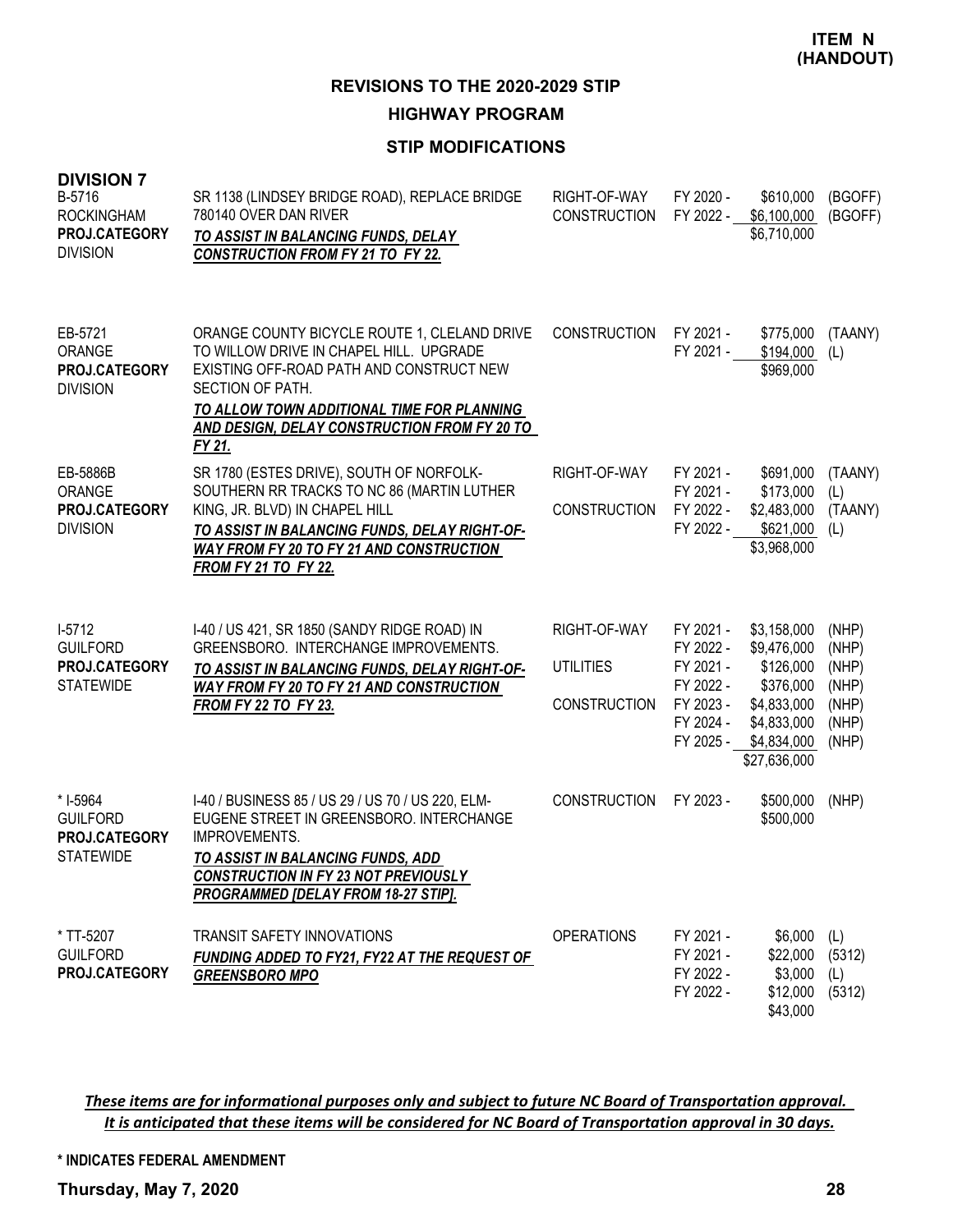**ITEM N (HANDOUT)**

## REVISIONS TO THE 2020-2029 STIP

## HIGHWAY PROGRAM

### STIP MODIFICATIONS

**DIVISION 7**

| Project | Description | Work Type | FY | Amount | Funding |
|---|---|---|---|---|---|
| B-5716<br>ROCKINGHAM<br>**PROJ.CATEGORY**<br>DIVISION | SR 1138 (LINDSEY BRIDGE ROAD), REPLACE BRIDGE 780140 OVER DAN RIVER<br>***TO ASSIST IN BALANCING FUNDS, DELAY CONSTRUCTION FROM FY 21 TO FY 22.*** | RIGHT-OF-WAY<br>CONSTRUCTION | FY 2020 -<br>FY 2022 - | \$610,000<br>\$6,100,000<br>\$6,710,000 | (BGOFF)<br>(BGOFF) |
| EB-5721<br>ORANGE<br>**PROJ.CATEGORY**<br>DIVISION | ORANGE COUNTY BICYCLE ROUTE 1, CLELAND DRIVE TO WILLOW DRIVE IN CHAPEL HILL. UPGRADE EXISTING OFF-ROAD PATH AND CONSTRUCT NEW SECTION OF PATH.<br>***TO ALLOW TOWN ADDITIONAL TIME FOR PLANNING AND DESIGN, DELAY CONSTRUCTION FROM FY 20 TO FY 21.*** | CONSTRUCTION | FY 2021 -<br>FY 2021 - | \$775,000<br>\$194,000<br>\$969,000 | (TAANY)<br>(L) |
| EB-5886B<br>ORANGE<br>**PROJ.CATEGORY**<br>DIVISION | SR 1780 (ESTES DRIVE), SOUTH OF NORFOLK-SOUTHERN RR TRACKS TO NC 86 (MARTIN LUTHER KING, JR. BLVD) IN CHAPEL HILL<br>***TO ASSIST IN BALANCING FUNDS, DELAY RIGHT-OF-WAY FROM FY 20 TO FY 21 AND CONSTRUCTION FROM FY 21 TO FY 22.*** | RIGHT-OF-WAY<br><br>CONSTRUCTION | FY 2021 -<br>FY 2021 -<br>FY 2022 -<br>FY 2022 - | \$691,000<br>\$173,000<br>\$2,483,000<br>\$621,000<br>\$3,968,000 | (TAANY)<br>(L)<br>(TAANY)<br>(L) |
| I-5712<br>GUILFORD<br>**PROJ.CATEGORY**<br>STATEWIDE | I-40 / US 421, SR 1850 (SANDY RIDGE ROAD) IN GREENSBORO. INTERCHANGE IMPROVEMENTS.<br>***TO ASSIST IN BALANCING FUNDS, DELAY RIGHT-OF-WAY FROM FY 20 TO FY 21 AND CONSTRUCTION FROM FY 22 TO FY 23.*** | RIGHT-OF-WAY<br><br>UTILITIES<br><br>CONSTRUCTION | FY 2021 -<br>FY 2022 -<br>FY 2021 -<br>FY 2022 -<br>FY 2023 -<br>FY 2024 -<br>FY 2025 - | \$3,158,000<br>\$9,476,000<br>\$126,000<br>\$376,000<br>\$4,833,000<br>\$4,833,000<br>\$4,834,000<br>\$27,636,000 | (NHP)<br>(NHP)<br>(NHP)<br>(NHP)<br>(NHP)<br>(NHP)<br>(NHP) |
| * I-5964<br>GUILFORD<br>**PROJ.CATEGORY**<br>STATEWIDE | I-40 / BUSINESS 85 / US 29 / US 70 / US 220, ELM-EUGENE STREET IN GREENSBORO. INTERCHANGE IMPROVEMENTS.<br>***TO ASSIST IN BALANCING FUNDS, ADD CONSTRUCTION IN FY 23 NOT PREVIOUSLY PROGRAMMED [DELAY FROM 18-27 STIP].*** | CONSTRUCTION | FY 2023 - | \$500,000<br>\$500,000 | (NHP) |
| * TT-5207<br>GUILFORD<br>**PROJ.CATEGORY** | TRANSIT SAFETY INNOVATIONS<br>***FUNDING ADDED TO FY21, FY22 AT THE REQUEST OF GREENSBORO MPO*** | OPERATIONS | FY 2021 -<br>FY 2021 -<br>FY 2022 -<br>FY 2022 - | \$6,000<br>\$22,000<br>\$3,000<br>\$12,000<br>\$43,000 | (L)<br>(5312)<br>(L)<br>(5312) |

***These items are for informational purposes only and subject to future NC Board of Transportation approval. It is anticipated that these items will be considered for NC Board of Transportation approval in 30 days.***

**\* INDICATES FEDERAL AMENDMENT**

**Thursday, May 7, 2020**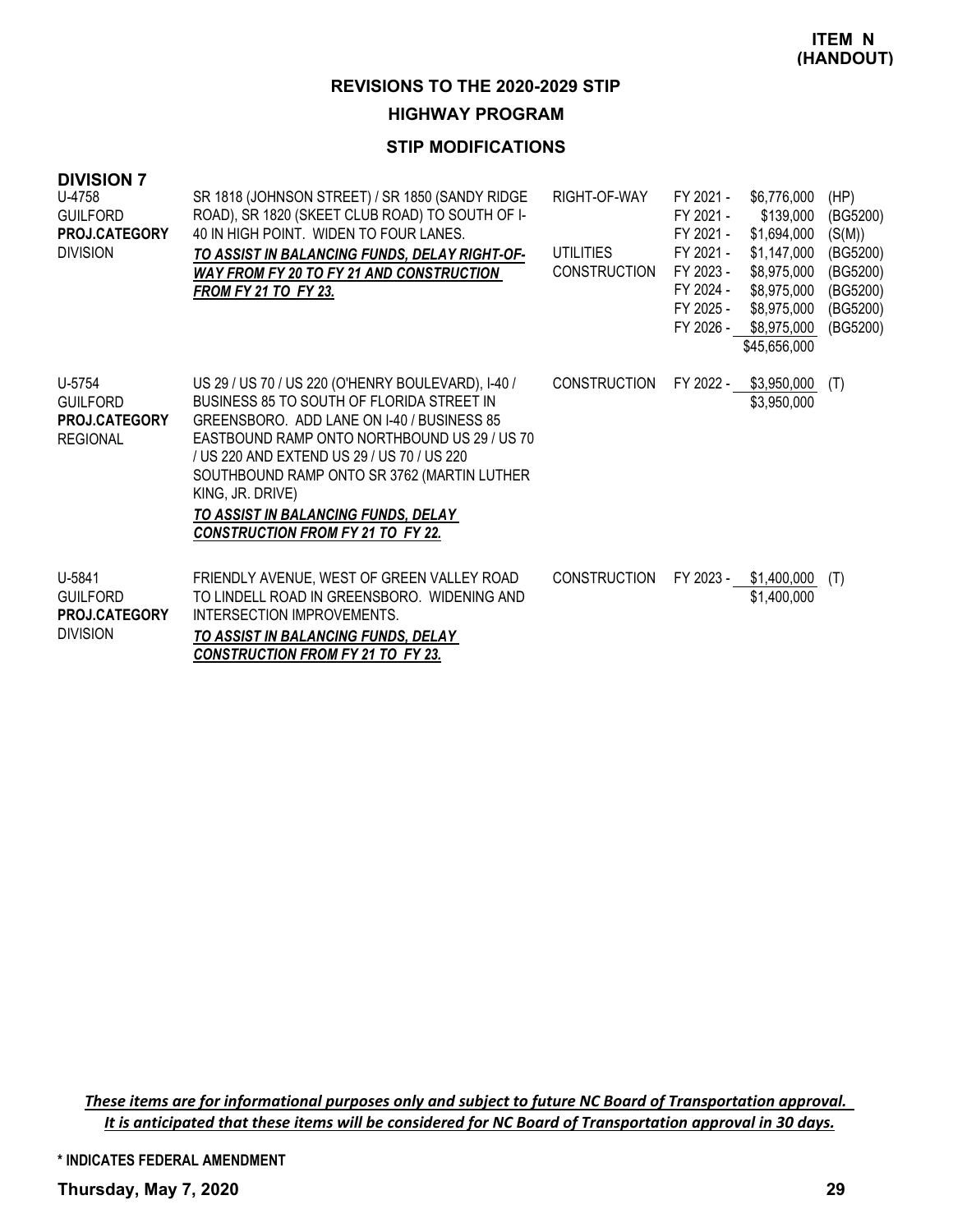**ITEM N (HANDOUT)**

## REVISIONS TO THE 2020-2029 STIP

### HIGHWAY PROGRAM

### STIP MODIFICATIONS

**DIVISION 7**

| Project | Description | Phase | Year | Amount | Fund |
|---|---|---|---|---|---|
| U-4758<br>GUILFORD<br>**PROJ.CATEGORY**<br>DIVISION | SR 1818 (JOHNSON STREET) / SR 1850 (SANDY RIDGE ROAD), SR 1820 (SKEET CLUB ROAD) TO SOUTH OF I-40 IN HIGH POINT. WIDEN TO FOUR LANES.<br>***TO ASSIST IN BALANCING FUNDS, DELAY RIGHT-OF-WAY FROM FY 20 TO FY 21 AND CONSTRUCTION FROM FY 21 TO FY 23.*** | RIGHT-OF-WAY | FY 2021 - | $6,776,000 | (HP) |
| | | | FY 2021 - | $139,000 | (BG5200) |
| | | | FY 2021 - | $1,694,000 | (S(M)) |
| | | UTILITIES | FY 2021 - | $1,147,000 | (BG5200) |
| | | CONSTRUCTION | FY 2023 - | $8,975,000 | (BG5200) |
| | | | FY 2024 - | $8,975,000 | (BG5200) |
| | | | FY 2025 - | $8,975,000 | (BG5200) |
| | | | FY 2026 - | $8,975,000 | (BG5200) |
| | | | | $45,656,000 | |
| U-5754<br>GUILFORD<br>**PROJ.CATEGORY**<br>REGIONAL | US 29 / US 70 / US 220 (O'HENRY BOULEVARD), I-40 / BUSINESS 85 TO SOUTH OF FLORIDA STREET IN GREENSBORO. ADD LANE ON I-40 / BUSINESS 85 EASTBOUND RAMP ONTO NORTHBOUND US 29 / US 70 / US 220 AND EXTEND US 29 / US 70 / US 220 SOUTHBOUND RAMP ONTO SR 3762 (MARTIN LUTHER KING, JR. DRIVE)<br>***TO ASSIST IN BALANCING FUNDS, DELAY CONSTRUCTION FROM FY 21 TO FY 22.*** | CONSTRUCTION | FY 2022 - | $3,950,000 | (T) |
| | | | | $3,950,000 | |
| U-5841<br>GUILFORD<br>**PROJ.CATEGORY**<br>DIVISION | FRIENDLY AVENUE, WEST OF GREEN VALLEY ROAD TO LINDELL ROAD IN GREENSBORO. WIDENING AND INTERSECTION IMPROVEMENTS.<br>***TO ASSIST IN BALANCING FUNDS, DELAY CONSTRUCTION FROM FY 21 TO FY 23.*** | CONSTRUCTION | FY 2023 - | $1,400,000 | (T) |
| | | | | $1,400,000 | |

*These items are for informational purposes only and subject to future NC Board of Transportation approval. It is anticipated that these items will be considered for NC Board of Transportation approval in 30 days.*

**\* INDICATES FEDERAL AMENDMENT**

**Thursday, May 7, 2020**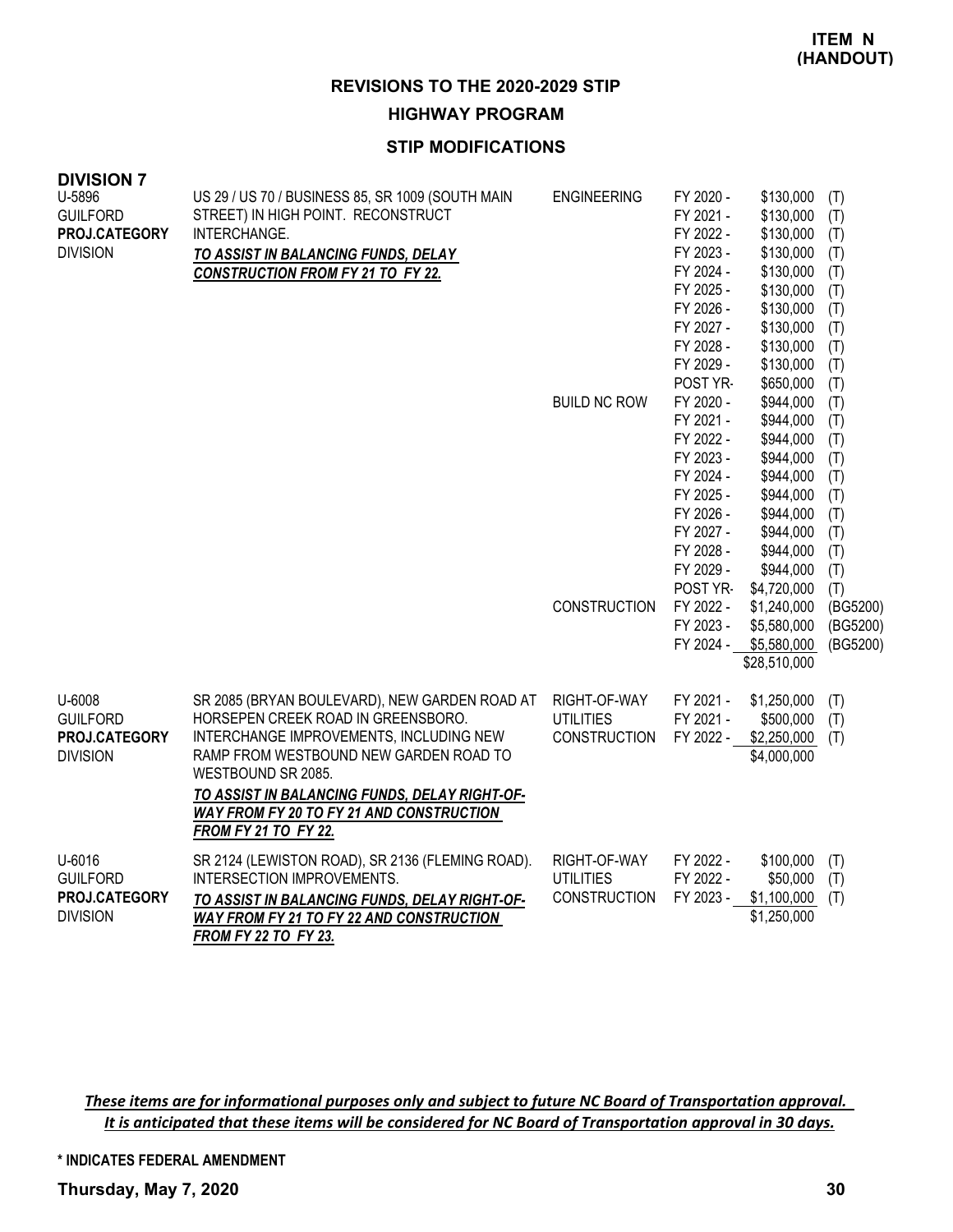**ITEM N (HANDOUT)**

# REVISIONS TO THE 2020-2029 STIP

## HIGHWAY PROGRAM

### STIP MODIFICATIONS

**DIVISION 7**

| Project | Description | Phase | Year | Amount | Source |
|---|---|---|---|---|---|
| U-5896<br>GUILFORD<br>**PROJ.CATEGORY**<br>DIVISION | US 29 / US 70 / BUSINESS 85, SR 1009 (SOUTH MAIN STREET) IN HIGH POINT. RECONSTRUCT INTERCHANGE.<br>***TO ASSIST IN BALANCING FUNDS, DELAY CONSTRUCTION FROM FY 21 TO FY 22.*** | ENGINEERING | FY 2020 - | $130,000 | (T) |
| | | | FY 2021 - | $130,000 | (T) |
| | | | FY 2022 - | $130,000 | (T) |
| | | | FY 2023 - | $130,000 | (T) |
| | | | FY 2024 - | $130,000 | (T) |
| | | | FY 2025 - | $130,000 | (T) |
| | | | FY 2026 - | $130,000 | (T) |
| | | | FY 2027 - | $130,000 | (T) |
| | | | FY 2028 - | $130,000 | (T) |
| | | | FY 2029 - | $130,000 | (T) |
| | | | POST YR- | $650,000 | (T) |
| | | BUILD NC ROW | FY 2020 - | $944,000 | (T) |
| | | | FY 2021 - | $944,000 | (T) |
| | | | FY 2022 - | $944,000 | (T) |
| | | | FY 2023 - | $944,000 | (T) |
| | | | FY 2024 - | $944,000 | (T) |
| | | | FY 2025 - | $944,000 | (T) |
| | | | FY 2026 - | $944,000 | (T) |
| | | | FY 2027 - | $944,000 | (T) |
| | | | FY 2028 - | $944,000 | (T) |
| | | | FY 2029 - | $944,000 | (T) |
| | | | POST YR- | $4,720,000 | (T) |
| | | CONSTRUCTION | FY 2022 - | $1,240,000 | (BG5200) |
| | | | FY 2023 - | $5,580,000 | (BG5200) |
| | | | FY 2024 - | $5,580,000 | (BG5200) |
| | | | | $28,510,000 | |
| U-6008<br>GUILFORD<br>**PROJ.CATEGORY**<br>DIVISION | SR 2085 (BRYAN BOULEVARD), NEW GARDEN ROAD AT HORSEPEN CREEK ROAD IN GREENSBORO. INTERCHANGE IMPROVEMENTS, INCLUDING NEW RAMP FROM WESTBOUND NEW GARDEN ROAD TO WESTBOUND SR 2085.<br>***TO ASSIST IN BALANCING FUNDS, DELAY RIGHT-OF-WAY FROM FY 20 TO FY 21 AND CONSTRUCTION FROM FY 21 TO FY 22.*** | RIGHT-OF-WAY | FY 2021 - | $1,250,000 | (T) |
| | | UTILITIES | FY 2021 - | $500,000 | (T) |
| | | CONSTRUCTION | FY 2022 - | $2,250,000 | (T) |
| | | | | $4,000,000 | |
| U-6016<br>GUILFORD<br>**PROJ.CATEGORY**<br>DIVISION | SR 2124 (LEWISTON ROAD), SR 2136 (FLEMING ROAD). INTERSECTION IMPROVEMENTS.<br>***TO ASSIST IN BALANCING FUNDS, DELAY RIGHT-OF-WAY FROM FY 21 TO FY 22 AND CONSTRUCTION FROM FY 22 TO FY 23.*** | RIGHT-OF-WAY | FY 2022 - | $100,000 | (T) |
| | | UTILITIES | FY 2022 - | $50,000 | (T) |
| | | CONSTRUCTION | FY 2023 - | $1,100,000 | (T) |
| | | | | $1,250,000 | |

***These items are for informational purposes only and subject to future NC Board of Transportation approval. It is anticipated that these items will be considered for NC Board of Transportation approval in 30 days.***

**\* INDICATES FEDERAL AMENDMENT**

**Thursday, May 7, 2020**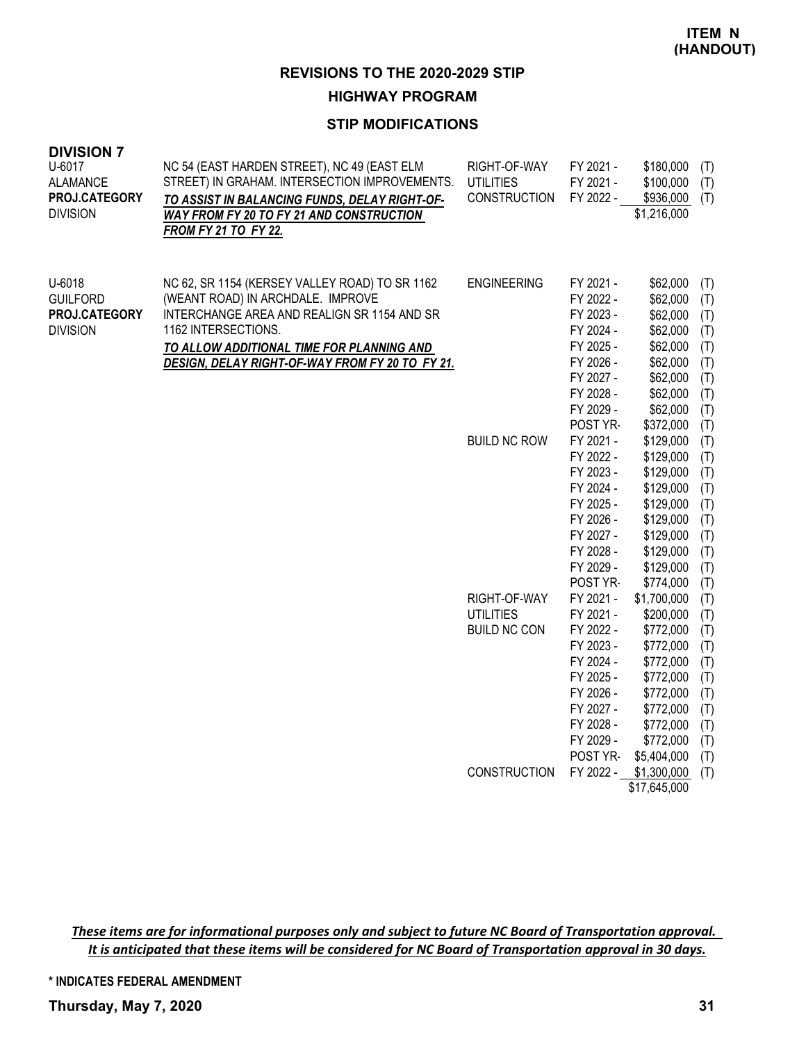**ITEM N (HANDOUT)**

## REVISIONS TO THE 2020-2029 STIP

### HIGHWAY PROGRAM

### STIP MODIFICATIONS

**DIVISION 7**

| Project | Description | Phase | Year | Amount | |
|---|---|---|---|---|---|
| U-6017<br>ALAMANCE<br>**PROJ.CATEGORY**<br>DIVISION | NC 54 (EAST HARDEN STREET), NC 49 (EAST ELM STREET) IN GRAHAM. INTERSECTION IMPROVEMENTS.<br>***TO ASSIST IN BALANCING FUNDS, DELAY RIGHT-OF-WAY FROM FY 20 TO FY 21 AND CONSTRUCTION FROM FY 21 TO FY 22.*** | RIGHT-OF-WAY | FY 2021 - | $180,000 | (T) |
| | | UTILITIES | FY 2021 - | $100,000 | (T) |
| | | CONSTRUCTION | FY 2022 - | $936,000 | (T) |
| | | | | $1,216,000 | |
| U-6018<br>GUILFORD<br>**PROJ.CATEGORY**<br>DIVISION | NC 62, SR 1154 (KERSEY VALLEY ROAD) TO SR 1162 (WEANT ROAD) IN ARCHDALE. IMPROVE INTERCHANGE AREA AND REALIGN SR 1154 AND SR 1162 INTERSECTIONS.<br>***TO ALLOW ADDITIONAL TIME FOR PLANNING AND DESIGN, DELAY RIGHT-OF-WAY FROM FY 20 TO FY 21.*** | ENGINEERING | FY 2021 - | $62,000 | (T) |
| | | | FY 2022 - | $62,000 | (T) |
| | | | FY 2023 - | $62,000 | (T) |
| | | | FY 2024 - | $62,000 | (T) |
| | | | FY 2025 - | $62,000 | (T) |
| | | | FY 2026 - | $62,000 | (T) |
| | | | FY 2027 - | $62,000 | (T) |
| | | | FY 2028 - | $62,000 | (T) |
| | | | FY 2029 - | $62,000 | (T) |
| | | | POST YR- | $372,000 | (T) |
| | | BUILD NC ROW | FY 2021 - | $129,000 | (T) |
| | | | FY 2022 - | $129,000 | (T) |
| | | | FY 2023 - | $129,000 | (T) |
| | | | FY 2024 - | $129,000 | (T) |
| | | | FY 2025 - | $129,000 | (T) |
| | | | FY 2026 - | $129,000 | (T) |
| | | | FY 2027 - | $129,000 | (T) |
| | | | FY 2028 - | $129,000 | (T) |
| | | | FY 2029 - | $129,000 | (T) |
| | | | POST YR- | $774,000 | (T) |
| | | RIGHT-OF-WAY | FY 2021 - | $1,700,000 | (T) |
| | | UTILITIES | FY 2021 - | $200,000 | (T) |
| | | BUILD NC CON | FY 2022 - | $772,000 | (T) |
| | | | FY 2023 - | $772,000 | (T) |
| | | | FY 2024 - | $772,000 | (T) |
| | | | FY 2025 - | $772,000 | (T) |
| | | | FY 2026 - | $772,000 | (T) |
| | | | FY 2027 - | $772,000 | (T) |
| | | | FY 2028 - | $772,000 | (T) |
| | | | FY 2029 - | $772,000 | (T) |
| | | | POST YR- | $5,404,000 | (T) |
| | | CONSTRUCTION | FY 2022 - | $1,300,000 | (T) |
| | | | | $17,645,000 | |

*These items are for informational purposes only and subject to future NC Board of Transportation approval. It is anticipated that these items will be considered for NC Board of Transportation approval in 30 days.*

**\* INDICATES FEDERAL AMENDMENT**

**Thursday, May 7, 2020**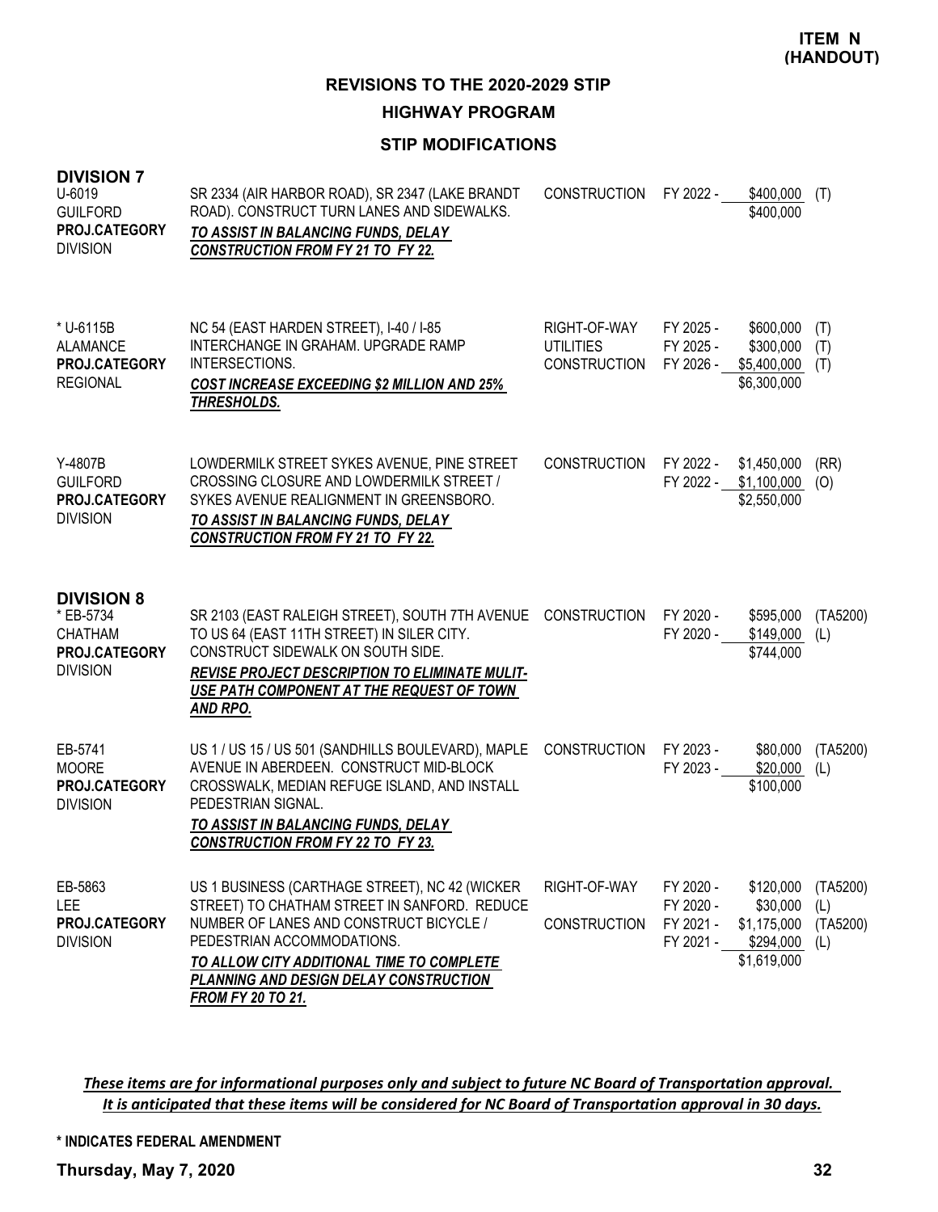**ITEM N (HANDOUT)**

## REVISIONS TO THE 2020-2029 STIP

### HIGHWAY PROGRAM

### STIP MODIFICATIONS

#### DIVISION 7

| Project | Description | Work Type | Fiscal Year | Amount | Fund |
|---|---|---|---|---|---|
| U-6019<br>GUILFORD<br>**PROJ.CATEGORY**<br>DIVISION | SR 2334 (AIR HARBOR ROAD), SR 2347 (LAKE BRANDT ROAD). CONSTRUCT TURN LANES AND SIDEWALKS.<br>***TO ASSIST IN BALANCING FUNDS, DELAY CONSTRUCTION FROM FY 21 TO FY 22.*** | CONSTRUCTION | FY 2022 - | $400,000<br>$400,000 | (T) |
| * U-6115B<br>ALAMANCE<br>**PROJ.CATEGORY**<br>REGIONAL | NC 54 (EAST HARDEN STREET), I-40 / I-85 INTERCHANGE IN GRAHAM. UPGRADE RAMP INTERSECTIONS.<br>***COST INCREASE EXCEEDING $2 MILLION AND 25% THRESHOLDS.*** | RIGHT-OF-WAY<br>UTILITIES<br>CONSTRUCTION | FY 2025 -<br>FY 2025 -<br>FY 2026 - | $600,000<br>$300,000<br>$5,400,000<br>$6,300,000 | (T)<br>(T)<br>(T) |
| Y-4807B<br>GUILFORD<br>**PROJ.CATEGORY**<br>DIVISION | LOWDERMILK STREET SYKES AVENUE, PINE STREET CROSSING CLOSURE AND LOWDERMILK STREET / SYKES AVENUE REALIGNMENT IN GREENSBORO.<br>***TO ASSIST IN BALANCING FUNDS, DELAY CONSTRUCTION FROM FY 21 TO FY 22.*** | CONSTRUCTION | FY 2022 -<br>FY 2022 - | $1,450,000<br>$1,100,000<br>$2,550,000 | (RR)<br>(O) |

#### DIVISION 8

| Project | Description | Work Type | Fiscal Year | Amount | Fund |
|---|---|---|---|---|---|
| * EB-5734<br>CHATHAM<br>**PROJ.CATEGORY**<br>DIVISION | SR 2103 (EAST RALEIGH STREET), SOUTH 7TH AVENUE TO US 64 (EAST 11TH STREET) IN SILER CITY. CONSTRUCT SIDEWALK ON SOUTH SIDE.<br>***REVISE PROJECT DESCRIPTION TO ELIMINATE MULIT-USE PATH COMPONENT AT THE REQUEST OF TOWN AND RPO.*** | CONSTRUCTION | FY 2020 -<br>FY 2020 - | $595,000<br>$149,000<br>$744,000 | (TA5200)<br>(L) |
| EB-5741<br>MOORE<br>**PROJ.CATEGORY**<br>DIVISION | US 1 / US 15 / US 501 (SANDHILLS BOULEVARD), MAPLE AVENUE IN ABERDEEN. CONSTRUCT MID-BLOCK CROSSWALK, MEDIAN REFUGE ISLAND, AND INSTALL PEDESTRIAN SIGNAL.<br>***TO ASSIST IN BALANCING FUNDS, DELAY CONSTRUCTION FROM FY 22 TO FY 23.*** | CONSTRUCTION | FY 2023 -<br>FY 2023 - | $80,000<br>$20,000<br>$100,000 | (TA5200)<br>(L) |
| EB-5863<br>LEE<br>**PROJ.CATEGORY**<br>DIVISION | US 1 BUSINESS (CARTHAGE STREET), NC 42 (WICKER STREET) TO CHATHAM STREET IN SANFORD. REDUCE NUMBER OF LANES AND CONSTRUCT BICYCLE / PEDESTRIAN ACCOMMODATIONS.<br>***TO ALLOW CITY ADDITIONAL TIME TO COMPLETE PLANNING AND DESIGN DELAY CONSTRUCTION FROM FY 20 TO 21.*** | RIGHT-OF-WAY<br><br>CONSTRUCTION | FY 2020 -<br>FY 2020 -<br>FY 2021 -<br>FY 2021 - | $120,000<br>$30,000<br>$1,175,000<br>$294,000<br>$1,619,000 | (TA5200)<br>(L)<br>(TA5200)<br>(L) |

***These items are for informational purposes only and subject to future NC Board of Transportation approval. It is anticipated that these items will be considered for NC Board of Transportation approval in 30 days.***

**\* INDICATES FEDERAL AMENDMENT**

**Thursday, May 7, 2020**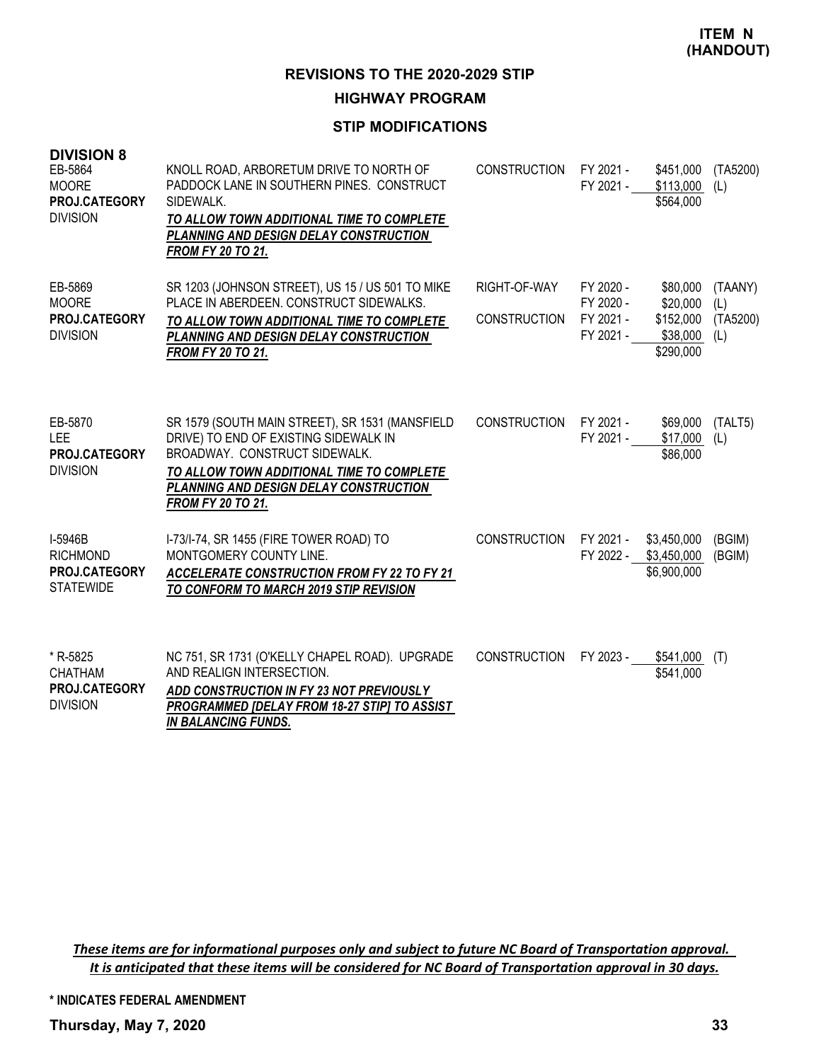**ITEM N (HANDOUT)**

## REVISIONS TO THE 2020-2029 STIP

### HIGHWAY PROGRAM

### STIP MODIFICATIONS

**DIVISION 8**

| Project | Description | Phase | Fiscal Year | Amount | Fund |
|---|---|---|---|---|---|
| EB-5864<br>MOORE<br>**PROJ.CATEGORY**<br>DIVISION | KNOLL ROAD, ARBORETUM DRIVE TO NORTH OF PADDOCK LANE IN SOUTHERN PINES. CONSTRUCT SIDEWALK.<br>***TO ALLOW TOWN ADDITIONAL TIME TO COMPLETE PLANNING AND DESIGN DELAY CONSTRUCTION FROM FY 20 TO 21.*** | CONSTRUCTION | FY 2021 -<br>FY 2021 - | \$451,000<br>\$113,000<br>\$564,000 | (TA5200)<br>(L) |
| EB-5869<br>MOORE<br>**PROJ.CATEGORY**<br>DIVISION | SR 1203 (JOHNSON STREET), US 15 / US 501 TO MIKE PLACE IN ABERDEEN. CONSTRUCT SIDEWALKS.<br>***TO ALLOW TOWN ADDITIONAL TIME TO COMPLETE PLANNING AND DESIGN DELAY CONSTRUCTION FROM FY 20 TO 21.*** | RIGHT-OF-WAY<br><br>CONSTRUCTION | FY 2020 -<br>FY 2020 -<br>FY 2021 -<br>FY 2021 - | \$80,000<br>\$20,000<br>\$152,000<br>\$38,000<br>\$290,000 | (TAANY)<br>(L)<br>(TA5200)<br>(L) |
| EB-5870<br>LEE<br>**PROJ.CATEGORY**<br>DIVISION | SR 1579 (SOUTH MAIN STREET), SR 1531 (MANSFIELD DRIVE) TO END OF EXISTING SIDEWALK IN BROADWAY. CONSTRUCT SIDEWALK.<br>***TO ALLOW TOWN ADDITIONAL TIME TO COMPLETE PLANNING AND DESIGN DELAY CONSTRUCTION FROM FY 20 TO 21.*** | CONSTRUCTION | FY 2021 -<br>FY 2021 - | \$69,000<br>\$17,000<br>\$86,000 | (TALT5)<br>(L) |
| I-5946B<br>RICHMOND<br>**PROJ.CATEGORY**<br>STATEWIDE | I-73/I-74, SR 1455 (FIRE TOWER ROAD) TO MONTGOMERY COUNTY LINE.<br>***ACCELERATE CONSTRUCTION FROM FY 22 TO FY 21 TO CONFORM TO MARCH 2019 STIP REVISION*** | CONSTRUCTION | FY 2021 -<br>FY 2022 - | \$3,450,000<br>\$3,450,000<br>\$6,900,000 | (BGIM)<br>(BGIM) |
| * R-5825<br>CHATHAM<br>**PROJ.CATEGORY**<br>DIVISION | NC 751, SR 1731 (O'KELLY CHAPEL ROAD). UPGRADE AND REALIGN INTERSECTION.<br>***ADD CONSTRUCTION IN FY 23 NOT PREVIOUSLY PROGRAMMED [DELAY FROM 18-27 STIP] TO ASSIST IN BALANCING FUNDS.*** | CONSTRUCTION | FY 2023 - | \$541,000<br>\$541,000 | (T) |

***These items are for informational purposes only and subject to future NC Board of Transportation approval. It is anticipated that these items will be considered for NC Board of Transportation approval in 30 days.***

**\* INDICATES FEDERAL AMENDMENT**

**Thursday, May 7, 2020**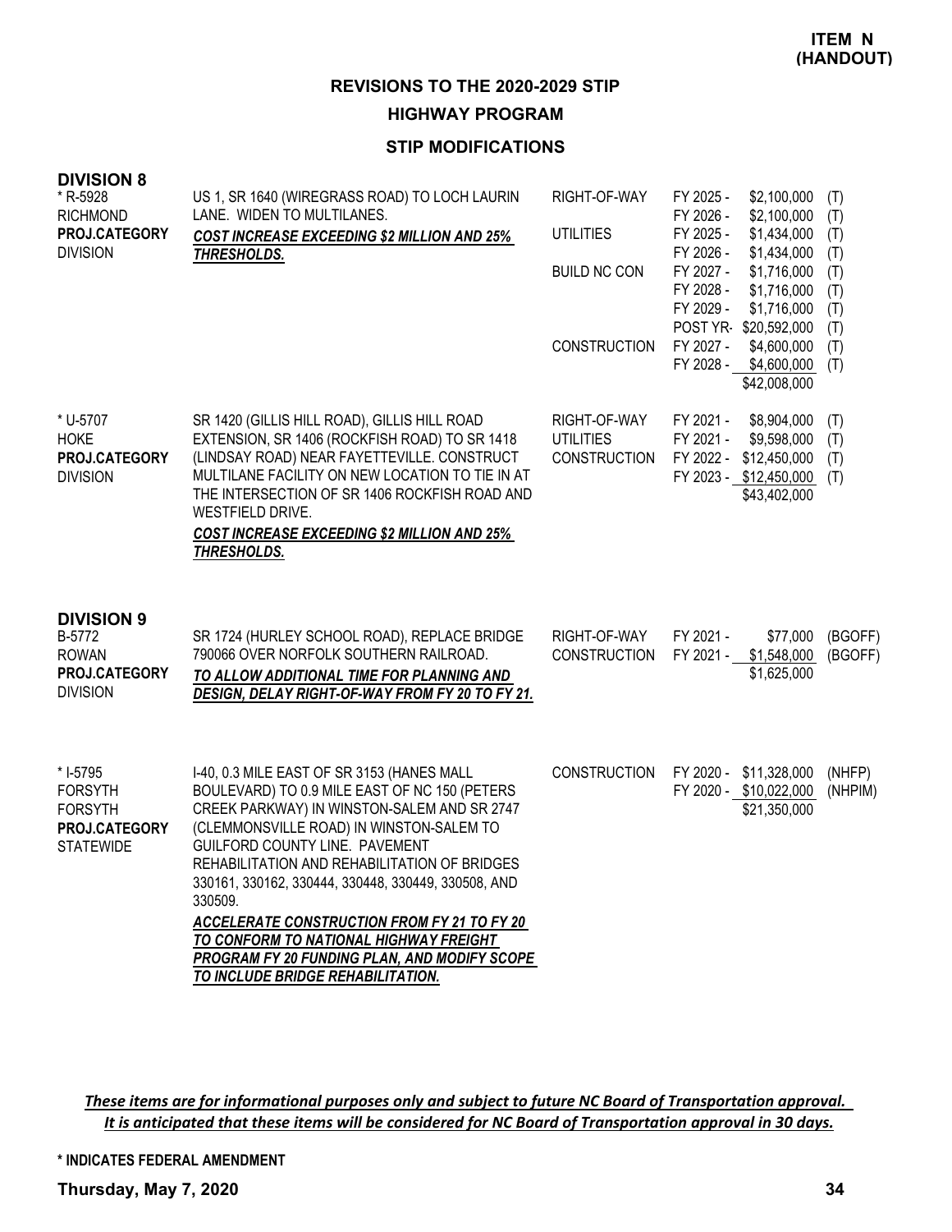**ITEM N (HANDOUT)**

# REVISIONS TO THE 2020-2029 STIP

## HIGHWAY PROGRAM

### STIP MODIFICATIONS

## DIVISION 8

| Project | Description | Phase | Fiscal Year | Cost | Funding |
|---|---|---|---|---|---|
| * R-5928<br>RICHMOND<br>**PROJ.CATEGORY**<br>DIVISION | US 1, SR 1640 (WIREGRASS ROAD) TO LOCH LAURIN LANE. WIDEN TO MULTILANES.<br>***COST INCREASE EXCEEDING $2 MILLION AND 25% THRESHOLDS.*** | RIGHT-OF-WAY | FY 2025 - | $2,100,000 | (T) |
| | | | FY 2026 - | $2,100,000 | (T) |
| | | UTILITIES | FY 2025 - | $1,434,000 | (T) |
| | | | FY 2026 - | $1,434,000 | (T) |
| | | BUILD NC CON | FY 2027 - | $1,716,000 | (T) |
| | | | FY 2028 - | $1,716,000 | (T) |
| | | | FY 2029 - | $1,716,000 | (T) |
| | | | POST YR- | $20,592,000 | (T) |
| | | CONSTRUCTION | FY 2027 - | $4,600,000 | (T) |
| | | | FY 2028 - | $4,600,000 | (T) |
| | | | | $42,008,000 | |
| * U-5707<br>HOKE<br>**PROJ.CATEGORY**<br>DIVISION | SR 1420 (GILLIS HILL ROAD), GILLIS HILL ROAD EXTENSION, SR 1406 (ROCKFISH ROAD) TO SR 1418 (LINDSAY ROAD) NEAR FAYETTEVILLE. CONSTRUCT MULTILANE FACILITY ON NEW LOCATION TO TIE IN AT THE INTERSECTION OF SR 1406 ROCKFISH ROAD AND WESTFIELD DRIVE.<br>***COST INCREASE EXCEEDING $2 MILLION AND 25% THRESHOLDS.*** | RIGHT-OF-WAY | FY 2021 - | $8,904,000 | (T) |
| | | UTILITIES | FY 2021 - | $9,598,000 | (T) |
| | | CONSTRUCTION | FY 2022 - | $12,450,000 | (T) |
| | | | FY 2023 - | $12,450,000 | (T) |
| | | | | $43,402,000 | |

## DIVISION 9

| Project | Description | Phase | Fiscal Year | Cost | Funding |
|---|---|---|---|---|---|
| B-5772<br>ROWAN<br>**PROJ.CATEGORY**<br>DIVISION | SR 1724 (HURLEY SCHOOL ROAD), REPLACE BRIDGE 790066 OVER NORFOLK SOUTHERN RAILROAD.<br>***TO ALLOW ADDITIONAL TIME FOR PLANNING AND DESIGN, DELAY RIGHT-OF-WAY FROM FY 20 TO FY 21.*** | RIGHT-OF-WAY | FY 2021 - | $77,000 | (BGOFF) |
| | | CONSTRUCTION | FY 2021 - | $1,548,000 | (BGOFF) |
| | | | | $1,625,000 | |
| * I-5795<br>FORSYTH<br>FORSYTH<br>**PROJ.CATEGORY**<br>STATEWIDE | I-40, 0.3 MILE EAST OF SR 3153 (HANES MALL BOULEVARD) TO 0.9 MILE EAST OF NC 150 (PETERS CREEK PARKWAY) IN WINSTON-SALEM AND SR 2747 (CLEMMONSVILLE ROAD) IN WINSTON-SALEM TO GUILFORD COUNTY LINE. PAVEMENT REHABILITATION AND REHABILITATION OF BRIDGES 330161, 330162, 330444, 330448, 330449, 330508, AND 330509.<br>***ACCELERATE CONSTRUCTION FROM FY 21 TO FY 20 TO CONFORM TO NATIONAL HIGHWAY FREIGHT PROGRAM FY 20 FUNDING PLAN, AND MODIFY SCOPE TO INCLUDE BRIDGE REHABILITATION.*** | CONSTRUCTION | FY 2020 - | $11,328,000 | (NHFP) |
| | | | FY 2020 - | $10,022,000 | (NHPIM) |
| | | | | $21,350,000 | |

***These items are for informational purposes only and subject to future NC Board of Transportation approval. It is anticipated that these items will be considered for NC Board of Transportation approval in 30 days.***

**\* INDICATES FEDERAL AMENDMENT**

**Thursday, May 7, 2020**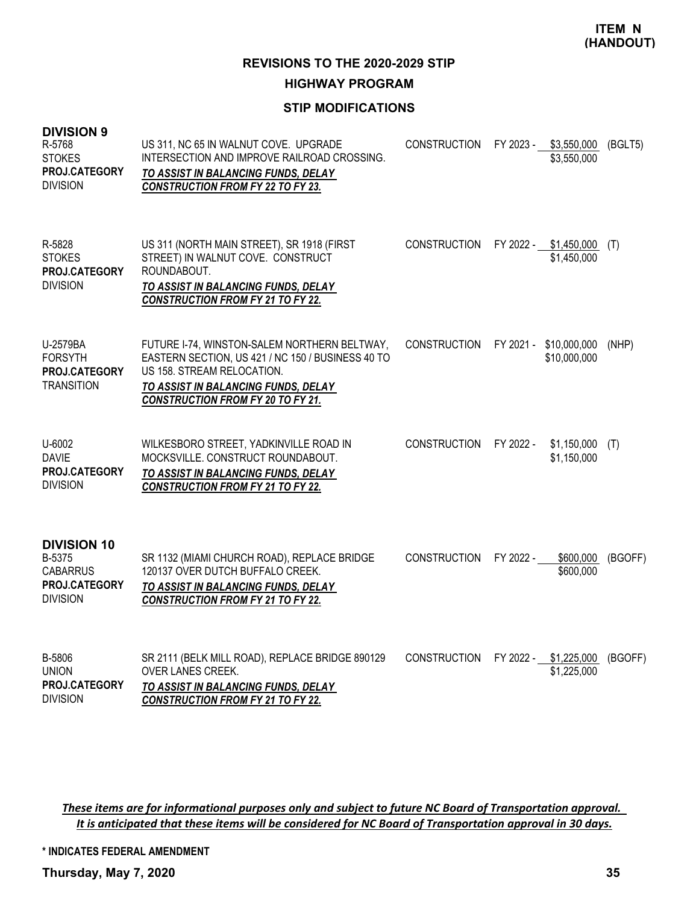**ITEM N (HANDOUT)**

## REVISIONS TO THE 2020-2029 STIP

### HIGHWAY PROGRAM

### STIP MODIFICATIONS

**DIVISION 9**

| Project | Description | Phase | Fiscal Year | Amount | Fund |
|---|---|---|---|---|---|
| R-5768<br>STOKES<br>**PROJ.CATEGORY**<br>DIVISION | US 311, NC 65 IN WALNUT COVE. UPGRADE INTERSECTION AND IMPROVE RAILROAD CROSSING.<br>***TO ASSIST IN BALANCING FUNDS, DELAY CONSTRUCTION FROM FY 22 TO FY 23.*** | CONSTRUCTION | FY 2023 - | \$3,550,000<br>\$3,550,000 | (BGLT5) |
| R-5828<br>STOKES<br>**PROJ.CATEGORY**<br>DIVISION | US 311 (NORTH MAIN STREET), SR 1918 (FIRST STREET) IN WALNUT COVE. CONSTRUCT ROUNDABOUT.<br>***TO ASSIST IN BALANCING FUNDS, DELAY CONSTRUCTION FROM FY 21 TO FY 22.*** | CONSTRUCTION | FY 2022 - | \$1,450,000<br>\$1,450,000 | (T) |
| U-2579BA<br>FORSYTH<br>**PROJ.CATEGORY**<br>TRANSITION | FUTURE I-74, WINSTON-SALEM NORTHERN BELTWAY, EASTERN SECTION, US 421 / NC 150 / BUSINESS 40 TO US 158. STREAM RELOCATION.<br>***TO ASSIST IN BALANCING FUNDS, DELAY CONSTRUCTION FROM FY 20 TO FY 21.*** | CONSTRUCTION | FY 2021 - | \$10,000,000<br>\$10,000,000 | (NHP) |
| U-6002<br>DAVIE<br>**PROJ.CATEGORY**<br>DIVISION | WILKESBORO STREET, YADKINVILLE ROAD IN MOCKSVILLE. CONSTRUCT ROUNDABOUT.<br>***TO ASSIST IN BALANCING FUNDS, DELAY CONSTRUCTION FROM FY 21 TO FY 22.*** | CONSTRUCTION | FY 2022 - | \$1,150,000<br>\$1,150,000 | (T) |

**DIVISION 10**

| Project | Description | Phase | Fiscal Year | Amount | Fund |
|---|---|---|---|---|---|
| B-5375<br>CABARRUS<br>**PROJ.CATEGORY**<br>DIVISION | SR 1132 (MIAMI CHURCH ROAD), REPLACE BRIDGE 120137 OVER DUTCH BUFFALO CREEK.<br>***TO ASSIST IN BALANCING FUNDS, DELAY CONSTRUCTION FROM FY 21 TO FY 22.*** | CONSTRUCTION | FY 2022 - | \$600,000<br>\$600,000 | (BGOFF) |
| B-5806<br>UNION<br>**PROJ.CATEGORY**<br>DIVISION | SR 2111 (BELK MILL ROAD), REPLACE BRIDGE 890129 OVER LANES CREEK.<br>***TO ASSIST IN BALANCING FUNDS, DELAY CONSTRUCTION FROM FY 21 TO FY 22.*** | CONSTRUCTION | FY 2022 - | \$1,225,000<br>\$1,225,000 | (BGOFF) |

***These items are for informational purposes only and subject to future NC Board of Transportation approval. It is anticipated that these items will be considered for NC Board of Transportation approval in 30 days.***

**\* INDICATES FEDERAL AMENDMENT**

**Thursday, May 7, 2020**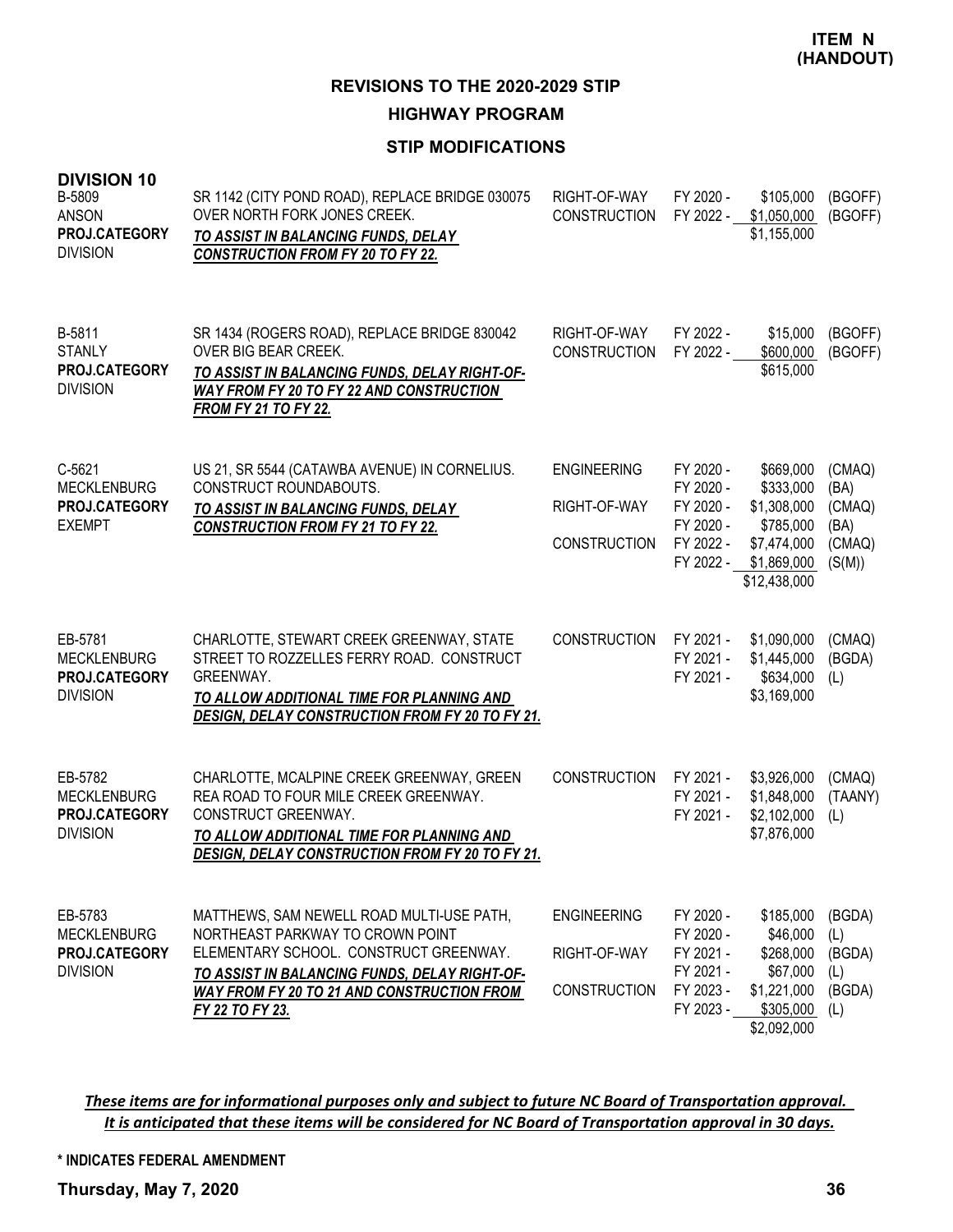**ITEM N (HANDOUT)**

## REVISIONS TO THE 2020-2029 STIP

## HIGHWAY PROGRAM

### STIP MODIFICATIONS

**DIVISION 10**

| Project | Description | Phase | FY | Amount | Fund |
|---|---|---|---|---|---|
| B-5809<br>ANSON<br>**PROJ.CATEGORY**<br>DIVISION | SR 1142 (CITY POND ROAD), REPLACE BRIDGE 030075 OVER NORTH FORK JONES CREEK.<br>***TO ASSIST IN BALANCING FUNDS, DELAY CONSTRUCTION FROM FY 20 TO FY 22.*** | RIGHT-OF-WAY | FY 2020 - | $105,000 | (BGOFF) |
| | | CONSTRUCTION | FY 2022 - | $1,050,000 | (BGOFF) |
| | | | | $1,155,000 | |
| B-5811<br>STANLY<br>**PROJ.CATEGORY**<br>DIVISION | SR 1434 (ROGERS ROAD), REPLACE BRIDGE 830042 OVER BIG BEAR CREEK.<br>***TO ASSIST IN BALANCING FUNDS, DELAY RIGHT-OF-WAY FROM FY 20 TO FY 22 AND CONSTRUCTION FROM FY 21 TO FY 22.*** | RIGHT-OF-WAY | FY 2022 - | $15,000 | (BGOFF) |
| | | CONSTRUCTION | FY 2022 - | $600,000 | (BGOFF) |
| | | | | $615,000 | |
| C-5621<br>MECKLENBURG<br>**PROJ.CATEGORY**<br>EXEMPT | US 21, SR 5544 (CATAWBA AVENUE) IN CORNELIUS. CONSTRUCT ROUNDABOUTS.<br>***TO ASSIST IN BALANCING FUNDS, DELAY CONSTRUCTION FROM FY 21 TO FY 22.*** | ENGINEERING | FY 2020 - | $669,000 | (CMAQ) |
| | | | FY 2020 - | $333,000 | (BA) |
| | | RIGHT-OF-WAY | FY 2020 - | $1,308,000 | (CMAQ) |
| | | | FY 2020 - | $785,000 | (BA) |
| | | CONSTRUCTION | FY 2022 - | $7,474,000 | (CMAQ) |
| | | | FY 2022 - | $1,869,000 | (S(M)) |
| | | | | $12,438,000 | |
| EB-5781<br>MECKLENBURG<br>**PROJ.CATEGORY**<br>DIVISION | CHARLOTTE, STEWART CREEK GREENWAY, STATE STREET TO ROZZELLES FERRY ROAD. CONSTRUCT GREENWAY.<br>***TO ALLOW ADDITIONAL TIME FOR PLANNING AND DESIGN, DELAY CONSTRUCTION FROM FY 20 TO FY 21.*** | CONSTRUCTION | FY 2021 - | $1,090,000 | (CMAQ) |
| | | | FY 2021 - | $1,445,000 | (BGDA) |
| | | | FY 2021 - | $634,000 | (L) |
| | | | | $3,169,000 | |
| EB-5782<br>MECKLENBURG<br>**PROJ.CATEGORY**<br>DIVISION | CHARLOTTE, MCALPINE CREEK GREENWAY, GREEN REA ROAD TO FOUR MILE CREEK GREENWAY. CONSTRUCT GREENWAY.<br>***TO ALLOW ADDITIONAL TIME FOR PLANNING AND DESIGN, DELAY CONSTRUCTION FROM FY 20 TO FY 21.*** | CONSTRUCTION | FY 2021 - | $3,926,000 | (CMAQ) |
| | | | FY 2021 - | $1,848,000 | (TAANY) |
| | | | FY 2021 - | $2,102,000 | (L) |
| | | | | $7,876,000 | |
| EB-5783<br>MECKLENBURG<br>**PROJ.CATEGORY**<br>DIVISION | MATTHEWS, SAM NEWELL ROAD MULTI-USE PATH, NORTHEAST PARKWAY TO CROWN POINT ELEMENTARY SCHOOL. CONSTRUCT GREENWAY.<br>***TO ASSIST IN BALANCING FUNDS, DELAY RIGHT-OF-WAY FROM FY 20 TO 21 AND CONSTRUCTION FROM FY 22 TO FY 23.*** | ENGINEERING | FY 2020 - | $185,000 | (BGDA) |
| | | | FY 2020 - | $46,000 | (L) |
| | | RIGHT-OF-WAY | FY 2021 - | $268,000 | (BGDA) |
| | | | FY 2021 - | $67,000 | (L) |
| | | CONSTRUCTION | FY 2023 - | $1,221,000 | (BGDA) |
| | | | FY 2023 - | $305,000 | (L) |
| | | | | $2,092,000 | |

*These items are for informational purposes only and subject to future NC Board of Transportation approval. It is anticipated that these items will be considered for NC Board of Transportation approval in 30 days.*

**\* INDICATES FEDERAL AMENDMENT**

**Thursday, May 7, 2020**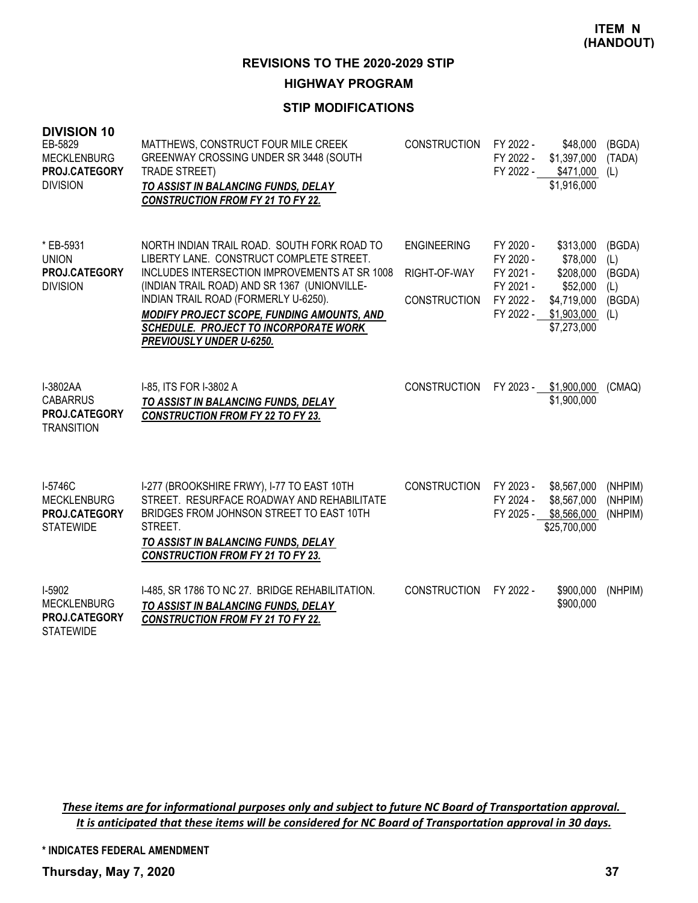**ITEM N (HANDOUT)**

# REVISIONS TO THE 2020-2029 STIP

## HIGHWAY PROGRAM

### STIP MODIFICATIONS

**DIVISION 10**

| Project | Description | Phase | Fiscal Year | Amount | Source |
|---|---|---|---|---|---|
| EB-5829<br>MECKLENBURG<br>**PROJ.CATEGORY**<br>DIVISION | MATTHEWS, CONSTRUCT FOUR MILE CREEK GREENWAY CROSSING UNDER SR 3448 (SOUTH TRADE STREET)<br>***TO ASSIST IN BALANCING FUNDS, DELAY CONSTRUCTION FROM FY 21 TO FY 22.*** | CONSTRUCTION | FY 2022 -<br>FY 2022 -<br>FY 2022 - | \$48,000<br>\$1,397,000<br>\$471,000<br>\$1,916,000 | (BGDA)<br>(TADA)<br>(L) |
| * EB-5931<br>UNION<br>**PROJ.CATEGORY**<br>DIVISION | NORTH INDIAN TRAIL ROAD. SOUTH FORK ROAD TO LIBERTY LANE. CONSTRUCT COMPLETE STREET. INCLUDES INTERSECTION IMPROVEMENTS AT SR 1008 (INDIAN TRAIL ROAD) AND SR 1367 (UNIONVILLE-INDIAN TRAIL ROAD (FORMERLY U-6250).<br>***MODIFY PROJECT SCOPE, FUNDING AMOUNTS, AND SCHEDULE. PROJECT TO INCORPORATE WORK PREVIOUSLY UNDER U-6250.*** | ENGINEERING<br><br>RIGHT-OF-WAY<br><br>CONSTRUCTION | FY 2020 -<br>FY 2020 -<br>FY 2021 -<br>FY 2021 -<br>FY 2022 -<br>FY 2022 - | \$313,000<br>\$78,000<br>\$208,000<br>\$52,000<br>\$4,719,000<br>\$1,903,000<br>\$7,273,000 | (BGDA)<br>(L)<br>(BGDA)<br>(L)<br>(BGDA)<br>(L) |
| I-3802AA<br>CABARRUS<br>**PROJ.CATEGORY**<br>TRANSITION | I-85, ITS FOR I-3802 A<br>***TO ASSIST IN BALANCING FUNDS, DELAY CONSTRUCTION FROM FY 22 TO FY 23.*** | CONSTRUCTION | FY 2023 - | \$1,900,000<br>\$1,900,000 | (CMAQ) |
| I-5746C<br>MECKLENBURG<br>**PROJ.CATEGORY**<br>STATEWIDE | I-277 (BROOKSHIRE FRWY), I-77 TO EAST 10TH STREET. RESURFACE ROADWAY AND REHABILITATE BRIDGES FROM JOHNSON STREET TO EAST 10TH STREET.<br>***TO ASSIST IN BALANCING FUNDS, DELAY CONSTRUCTION FROM FY 21 TO FY 23.*** | CONSTRUCTION | FY 2023 -<br>FY 2024 -<br>FY 2025 - | \$8,567,000<br>\$8,567,000<br>\$8,566,000<br>\$25,700,000 | (NHPIM)<br>(NHPIM)<br>(NHPIM) |
| I-5902<br>MECKLENBURG<br>**PROJ.CATEGORY**<br>STATEWIDE | I-485, SR 1786 TO NC 27. BRIDGE REHABILITATION.<br>***TO ASSIST IN BALANCING FUNDS, DELAY CONSTRUCTION FROM FY 21 TO FY 22.*** | CONSTRUCTION | FY 2022 - | \$900,000<br>\$900,000 | (NHPIM) |

***These items are for informational purposes only and subject to future NC Board of Transportation approval. It is anticipated that these items will be considered for NC Board of Transportation approval in 30 days.***

**\* INDICATES FEDERAL AMENDMENT**

**Thursday, May 7, 2020**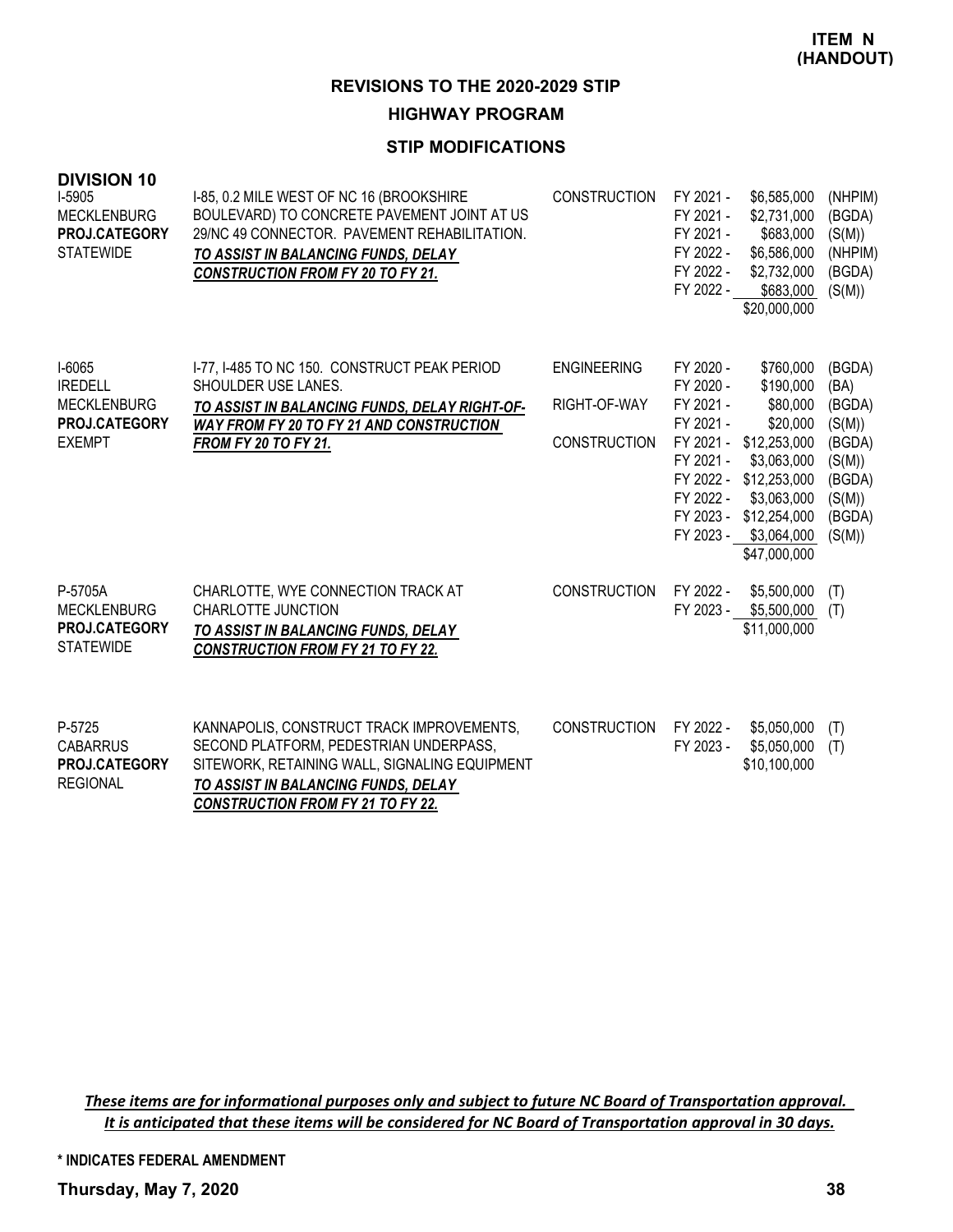**ITEM N (HANDOUT)**

## REVISIONS TO THE 2020-2029 STIP

### HIGHWAY PROGRAM

### STIP MODIFICATIONS

**DIVISION 10**

| Project | Description | Phase | Fiscal Year | Amount | Fund |
|---|---|---|---|---|---|
| I-5905<br>MECKLENBURG<br>**PROJ.CATEGORY**<br>STATEWIDE | I-85, 0.2 MILE WEST OF NC 16 (BROOKSHIRE BOULEVARD) TO CONCRETE PAVEMENT JOINT AT US 29/NC 49 CONNECTOR. PAVEMENT REHABILITATION.<br>***TO ASSIST IN BALANCING FUNDS, DELAY CONSTRUCTION FROM FY 20 TO FY 21.*** | CONSTRUCTION | FY 2021 - | $6,585,000 | (NHPIM) |
| | | | FY 2021 - | $2,731,000 | (BGDA) |
| | | | FY 2021 - | $683,000 | (S(M)) |
| | | | FY 2022 - | $6,586,000 | (NHPIM) |
| | | | FY 2022 - | $2,732,000 | (BGDA) |
| | | | FY 2022 - | $683,000 | (S(M)) |
| | | | | $20,000,000 | |
| I-6065<br>IREDELL<br>MECKLENBURG<br>**PROJ.CATEGORY**<br>EXEMPT | I-77, I-485 TO NC 150. CONSTRUCT PEAK PERIOD SHOULDER USE LANES.<br>***TO ASSIST IN BALANCING FUNDS, DELAY RIGHT-OF-WAY FROM FY 20 TO FY 21 AND CONSTRUCTION FROM FY 20 TO FY 21.*** | ENGINEERING | FY 2020 - | $760,000 | (BGDA) |
| | | | FY 2020 - | $190,000 | (BA) |
| | | RIGHT-OF-WAY | FY 2021 - | $80,000 | (BGDA) |
| | | | FY 2021 - | $20,000 | (S(M)) |
| | | CONSTRUCTION | FY 2021 - | $12,253,000 | (BGDA) |
| | | | FY 2021 - | $3,063,000 | (S(M)) |
| | | | FY 2022 - | $12,253,000 | (BGDA) |
| | | | FY 2022 - | $3,063,000 | (S(M)) |
| | | | FY 2023 - | $12,254,000 | (BGDA) |
| | | | FY 2023 - | $3,064,000 | (S(M)) |
| | | | | $47,000,000 | |
| P-5705A<br>MECKLENBURG<br>**PROJ.CATEGORY**<br>STATEWIDE | CHARLOTTE, WYE CONNECTION TRACK AT CHARLOTTE JUNCTION<br>***TO ASSIST IN BALANCING FUNDS, DELAY CONSTRUCTION FROM FY 21 TO FY 22.*** | CONSTRUCTION | FY 2022 - | $5,500,000 | (T) |
| | | | FY 2023 - | $5,500,000 | (T) |
| | | | | $11,000,000 | |
| P-5725<br>CABARRUS<br>**PROJ.CATEGORY**<br>REGIONAL | KANNAPOLIS, CONSTRUCT TRACK IMPROVEMENTS, SECOND PLATFORM, PEDESTRIAN UNDERPASS, SITEWORK, RETAINING WALL, SIGNALING EQUIPMENT<br>***TO ASSIST IN BALANCING FUNDS, DELAY CONSTRUCTION FROM FY 21 TO FY 22.*** | CONSTRUCTION | FY 2022 - | $5,050,000 | (T) |
| | | | FY 2023 - | $5,050,000 | (T) |
| | | | | $10,100,000 | |

***These items are for informational purposes only and subject to future NC Board of Transportation approval. It is anticipated that these items will be considered for NC Board of Transportation approval in 30 days.***

**\* INDICATES FEDERAL AMENDMENT**

**Thursday, May 7, 2020**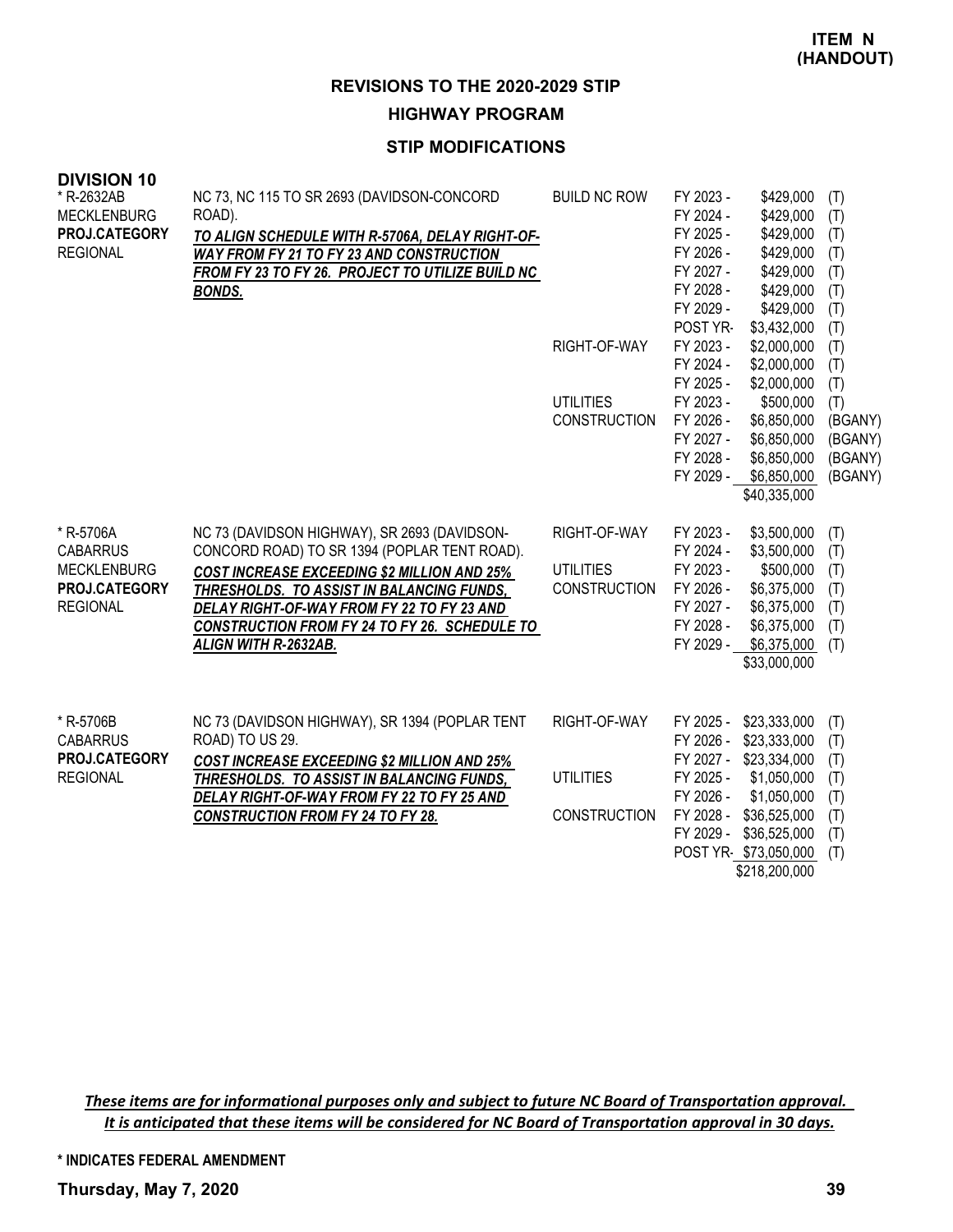**ITEM N (HANDOUT)**

## REVISIONS TO THE 2020-2029 STIP

### HIGHWAY PROGRAM

### STIP MODIFICATIONS

**DIVISION 10**

| Project | Description | Work Type | Fiscal Year | Amount | Fund |
|---|---|---|---|---|---|
| * R-2632AB<br>MECKLENBURG<br>**PROJ.CATEGORY**<br>REGIONAL | NC 73, NC 115 TO SR 2693 (DAVIDSON-CONCORD ROAD).<br>***TO ALIGN SCHEDULE WITH R-5706A, DELAY RIGHT-OF-WAY FROM FY 21 TO FY 23 AND CONSTRUCTION FROM FY 23 TO FY 26. PROJECT TO UTILIZE BUILD NC BONDS.*** | BUILD NC ROW | FY 2023 - | $429,000 | (T) |
| | | | FY 2024 - | $429,000 | (T) |
| | | | FY 2025 - | $429,000 | (T) |
| | | | FY 2026 - | $429,000 | (T) |
| | | | FY 2027 - | $429,000 | (T) |
| | | | FY 2028 - | $429,000 | (T) |
| | | | FY 2029 - | $429,000 | (T) |
| | | | POST YR- | $3,432,000 | (T) |
| | | RIGHT-OF-WAY | FY 2023 - | $2,000,000 | (T) |
| | | | FY 2024 - | $2,000,000 | (T) |
| | | | FY 2025 - | $2,000,000 | (T) |
| | | UTILITIES | FY 2023 - | $500,000 | (T) |
| | | CONSTRUCTION | FY 2026 - | $6,850,000 | (BGANY) |
| | | | FY 2027 - | $6,850,000 | (BGANY) |
| | | | FY 2028 - | $6,850,000 | (BGANY) |
| | | | FY 2029 - | $6,850,000 | (BGANY) |
| | | | | $40,335,000 | |
| * R-5706A<br>CABARRUS<br>MECKLENBURG<br>**PROJ.CATEGORY**<br>REGIONAL | NC 73 (DAVIDSON HIGHWAY), SR 2693 (DAVIDSON-CONCORD ROAD) TO SR 1394 (POPLAR TENT ROAD).<br>***COST INCREASE EXCEEDING $2 MILLION AND 25% THRESHOLDS. TO ASSIST IN BALANCING FUNDS, DELAY RIGHT-OF-WAY FROM FY 22 TO FY 23 AND CONSTRUCTION FROM FY 24 TO FY 26. SCHEDULE TO ALIGN WITH R-2632AB.*** | RIGHT-OF-WAY | FY 2023 - | $3,500,000 | (T) |
| | | | FY 2024 - | $3,500,000 | (T) |
| | | UTILITIES | FY 2023 - | $500,000 | (T) |
| | | CONSTRUCTION | FY 2026 - | $6,375,000 | (T) |
| | | | FY 2027 - | $6,375,000 | (T) |
| | | | FY 2028 - | $6,375,000 | (T) |
| | | | FY 2029 - | $6,375,000 | (T) |
| | | | | $33,000,000 | |
| * R-5706B<br>CABARRUS<br>**PROJ.CATEGORY**<br>REGIONAL | NC 73 (DAVIDSON HIGHWAY), SR 1394 (POPLAR TENT ROAD) TO US 29.<br>***COST INCREASE EXCEEDING $2 MILLION AND 25% THRESHOLDS. TO ASSIST IN BALANCING FUNDS, DELAY RIGHT-OF-WAY FROM FY 22 TO FY 25 AND CONSTRUCTION FROM FY 24 TO FY 28.*** | RIGHT-OF-WAY | FY 2025 - | $23,333,000 | (T) |
| | | | FY 2026 - | $23,333,000 | (T) |
| | | | FY 2027 - | $23,334,000 | (T) |
| | | UTILITIES | FY 2025 - | $1,050,000 | (T) |
| | | | FY 2026 - | $1,050,000 | (T) |
| | | CONSTRUCTION | FY 2028 - | $36,525,000 | (T) |
| | | | FY 2029 - | $36,525,000 | (T) |
| | | | POST YR- | $73,050,000 | (T) |
| | | | | $218,200,000 | |

***These items are for informational purposes only and subject to future NC Board of Transportation approval. It is anticipated that these items will be considered for NC Board of Transportation approval in 30 days.***

**\* INDICATES FEDERAL AMENDMENT**

**Thursday, May 7, 2020**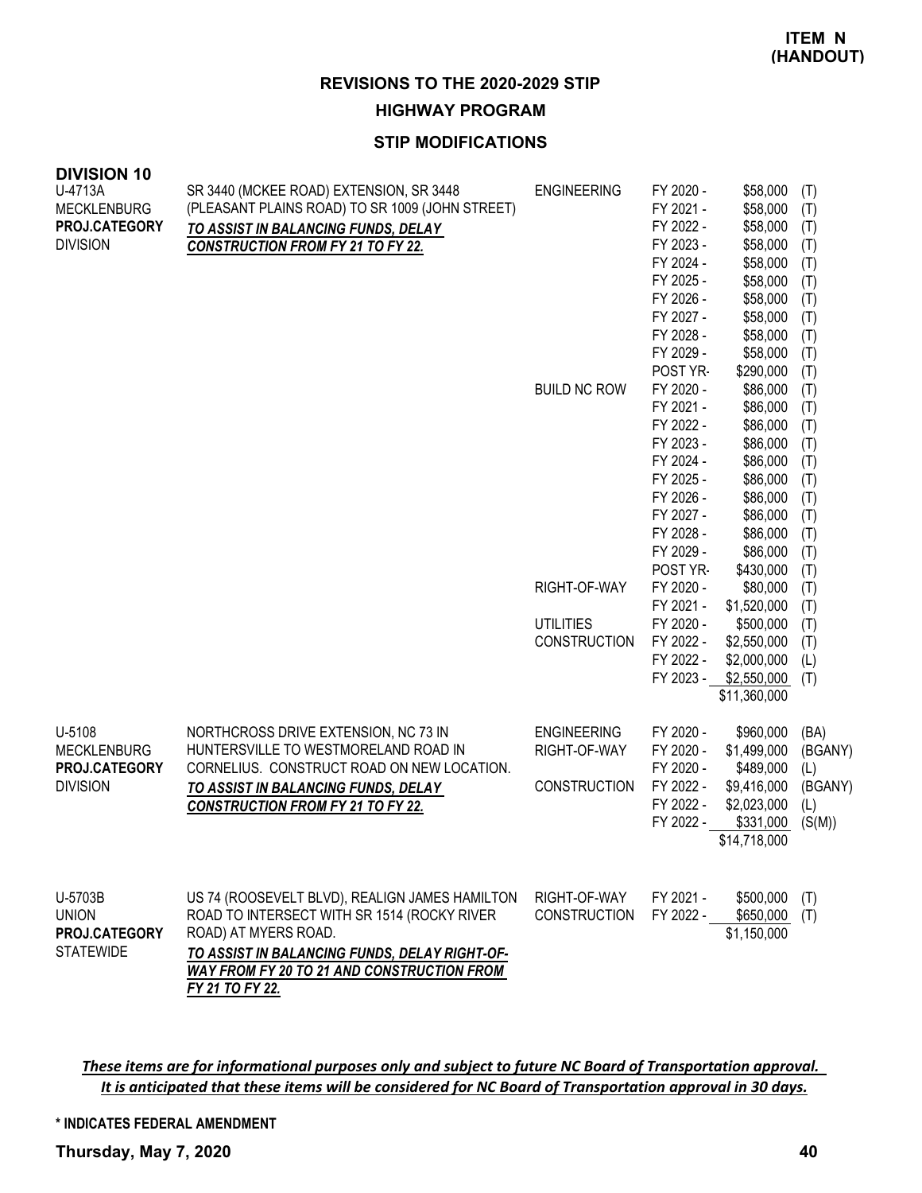**ITEM N (HANDOUT)**

## REVISIONS TO THE 2020-2029 STIP

### HIGHWAY PROGRAM

### STIP MODIFICATIONS

**DIVISION 10**

| Project | Description | Work Type | Fiscal Year | Amount | Fund |
|---|---|---|---|---|---|
| U-4713A<br>MECKLENBURG<br>**PROJ.CATEGORY**<br>DIVISION | SR 3440 (MCKEE ROAD) EXTENSION, SR 3448 (PLEASANT PLAINS ROAD) TO SR 1009 (JOHN STREET)<br>***TO ASSIST IN BALANCING FUNDS, DELAY CONSTRUCTION FROM FY 21 TO FY 22.*** | ENGINEERING | FY 2020 - | $58,000 | (T) |
| | | | FY 2021 - | $58,000 | (T) |
| | | | FY 2022 - | $58,000 | (T) |
| | | | FY 2023 - | $58,000 | (T) |
| | | | FY 2024 - | $58,000 | (T) |
| | | | FY 2025 - | $58,000 | (T) |
| | | | FY 2026 - | $58,000 | (T) |
| | | | FY 2027 - | $58,000 | (T) |
| | | | FY 2028 - | $58,000 | (T) |
| | | | FY 2029 - | $58,000 | (T) |
| | | | POST YR- | $290,000 | (T) |
| | | BUILD NC ROW | FY 2020 - | $86,000 | (T) |
| | | | FY 2021 - | $86,000 | (T) |
| | | | FY 2022 - | $86,000 | (T) |
| | | | FY 2023 - | $86,000 | (T) |
| | | | FY 2024 - | $86,000 | (T) |
| | | | FY 2025 - | $86,000 | (T) |
| | | | FY 2026 - | $86,000 | (T) |
| | | | FY 2027 - | $86,000 | (T) |
| | | | FY 2028 - | $86,000 | (T) |
| | | | FY 2029 - | $86,000 | (T) |
| | | | POST YR- | $430,000 | (T) |
| | | RIGHT-OF-WAY | FY 2020 - | $80,000 | (T) |
| | | | FY 2021 - | $1,520,000 | (T) |
| | | UTILITIES | FY 2020 - | $500,000 | (T) |
| | | CONSTRUCTION | FY 2022 - | $2,550,000 | (T) |
| | | | FY 2022 - | $2,000,000 | (L) |
| | | | FY 2023 - | $2,550,000 | (T) |
| | | | | $11,360,000 | |
| U-5108<br>MECKLENBURG<br>**PROJ.CATEGORY**<br>DIVISION | NORTHCROSS DRIVE EXTENSION, NC 73 IN HUNTERSVILLE TO WESTMORELAND ROAD IN CORNELIUS. CONSTRUCT ROAD ON NEW LOCATION.<br>***TO ASSIST IN BALANCING FUNDS, DELAY CONSTRUCTION FROM FY 21 TO FY 22.*** | ENGINEERING | FY 2020 - | $960,000 | (BA) |
| | | RIGHT-OF-WAY | FY 2020 - | $1,499,000 | (BGANY) |
| | | | FY 2020 - | $489,000 | (L) |
| | | CONSTRUCTION | FY 2022 - | $9,416,000 | (BGANY) |
| | | | FY 2022 - | $2,023,000 | (L) |
| | | | FY 2022 - | $331,000 | (S(M)) |
| | | | | $14,718,000 | |
| U-5703B<br>UNION<br>**PROJ.CATEGORY**<br>STATEWIDE | US 74 (ROOSEVELT BLVD), REALIGN JAMES HAMILTON ROAD TO INTERSECT WITH SR 1514 (ROCKY RIVER ROAD) AT MYERS ROAD.<br>***TO ASSIST IN BALANCING FUNDS, DELAY RIGHT-OF-WAY FROM FY 20 TO 21 AND CONSTRUCTION FROM FY 21 TO FY 22.*** | RIGHT-OF-WAY | FY 2021 - | $500,000 | (T) |
| | | CONSTRUCTION | FY 2022 - | $650,000 | (T) |
| | | | | $1,150,000 | |

***These items are for informational purposes only and subject to future NC Board of Transportation approval. It is anticipated that these items will be considered for NC Board of Transportation approval in 30 days.***

**\* INDICATES FEDERAL AMENDMENT**

**Thursday, May 7, 2020**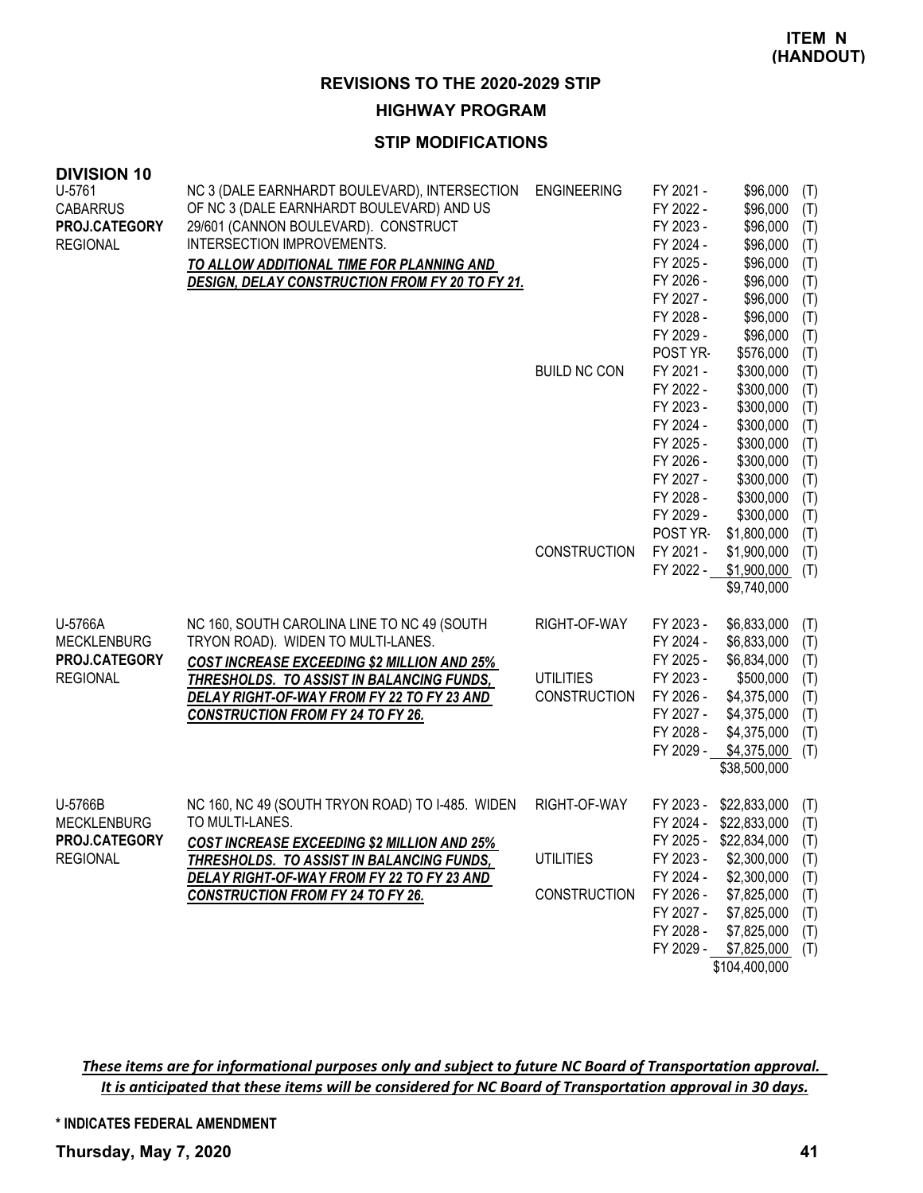**ITEM N (HANDOUT)**

## REVISIONS TO THE 2020-2029 STIP

### HIGHWAY PROGRAM

### STIP MODIFICATIONS

**DIVISION 10**

| Project | Description | Work Type | Fiscal Year | Amount | |
|---|---|---|---|---|---|
| U-5761<br>CABARRUS<br>**PROJ.CATEGORY**<br>REGIONAL | NC 3 (DALE EARNHARDT BOULEVARD), INTERSECTION OF NC 3 (DALE EARNHARDT BOULEVARD) AND US 29/601 (CANNON BOULEVARD). CONSTRUCT INTERSECTION IMPROVEMENTS.<br>***TO ALLOW ADDITIONAL TIME FOR PLANNING AND DESIGN, DELAY CONSTRUCTION FROM FY 20 TO FY 21.*** | ENGINEERING | FY 2021 - | $96,000 | (T) |
| | | | FY 2022 - | $96,000 | (T) |
| | | | FY 2023 - | $96,000 | (T) |
| | | | FY 2024 - | $96,000 | (T) |
| | | | FY 2025 - | $96,000 | (T) |
| | | | FY 2026 - | $96,000 | (T) |
| | | | FY 2027 - | $96,000 | (T) |
| | | | FY 2028 - | $96,000 | (T) |
| | | | FY 2029 - | $96,000 | (T) |
| | | | POST YR- | $576,000 | (T) |
| | | BUILD NC CON | FY 2021 - | $300,000 | (T) |
| | | | FY 2022 - | $300,000 | (T) |
| | | | FY 2023 - | $300,000 | (T) |
| | | | FY 2024 - | $300,000 | (T) |
| | | | FY 2025 - | $300,000 | (T) |
| | | | FY 2026 - | $300,000 | (T) |
| | | | FY 2027 - | $300,000 | (T) |
| | | | FY 2028 - | $300,000 | (T) |
| | | | FY 2029 - | $300,000 | (T) |
| | | | POST YR- | $1,800,000 | (T) |
| | | CONSTRUCTION | FY 2021 - | $1,900,000 | (T) |
| | | | FY 2022 - | $1,900,000 | (T) |
| | | | | $9,740,000 | |
| U-5766A<br>MECKLENBURG<br>**PROJ.CATEGORY**<br>REGIONAL | NC 160, SOUTH CAROLINA LINE TO NC 49 (SOUTH TRYON ROAD). WIDEN TO MULTI-LANES.<br>***COST INCREASE EXCEEDING $2 MILLION AND 25% THRESHOLDS. TO ASSIST IN BALANCING FUNDS, DELAY RIGHT-OF-WAY FROM FY 22 TO FY 23 AND CONSTRUCTION FROM FY 24 TO FY 26.*** | RIGHT-OF-WAY | FY 2023 - | $6,833,000 | (T) |
| | | | FY 2024 - | $6,833,000 | (T) |
| | | | FY 2025 - | $6,834,000 | (T) |
| | | UTILITIES | FY 2023 - | $500,000 | (T) |
| | | CONSTRUCTION | FY 2026 - | $4,375,000 | (T) |
| | | | FY 2027 - | $4,375,000 | (T) |
| | | | FY 2028 - | $4,375,000 | (T) |
| | | | FY 2029 - | $4,375,000 | (T) |
| | | | | $38,500,000 | |
| U-5766B<br>MECKLENBURG<br>**PROJ.CATEGORY**<br>REGIONAL | NC 160, NC 49 (SOUTH TRYON ROAD) TO I-485. WIDEN TO MULTI-LANES.<br>***COST INCREASE EXCEEDING $2 MILLION AND 25% THRESHOLDS. TO ASSIST IN BALANCING FUNDS, DELAY RIGHT-OF-WAY FROM FY 22 TO FY 23 AND CONSTRUCTION FROM FY 24 TO FY 26.*** | RIGHT-OF-WAY | FY 2023 - | $22,833,000 | (T) |
| | | | FY 2024 - | $22,833,000 | (T) |
| | | | FY 2025 - | $22,834,000 | (T) |
| | | UTILITIES | FY 2023 - | $2,300,000 | (T) |
| | | | FY 2024 - | $2,300,000 | (T) |
| | | CONSTRUCTION | FY 2026 - | $7,825,000 | (T) |
| | | | FY 2027 - | $7,825,000 | (T) |
| | | | FY 2028 - | $7,825,000 | (T) |
| | | | FY 2029 - | $7,825,000 | (T) |
| | | | | $104,400,000 | |

***These items are for informational purposes only and subject to future NC Board of Transportation approval. It is anticipated that these items will be considered for NC Board of Transportation approval in 30 days.***

**\* INDICATES FEDERAL AMENDMENT**

**Thursday, May 7, 2020**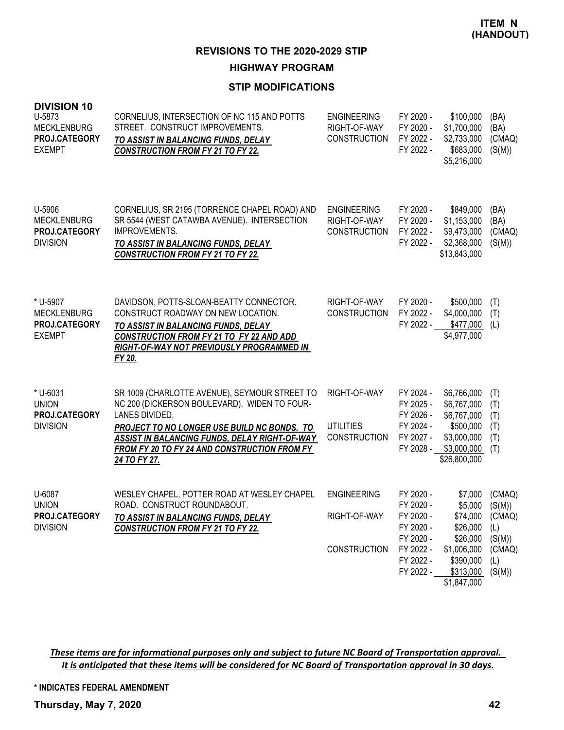**ITEM N (HANDOUT)**

## REVISIONS TO THE 2020-2029 STIP

### HIGHWAY PROGRAM

### STIP MODIFICATIONS

**DIVISION 10**

| Project | Description | Phase | Fiscal Year | Amount | Fund |
|---|---|---|---|---|---|
| U-5873<br>MECKLENBURG<br>**PROJ.CATEGORY**<br>EXEMPT | CORNELIUS, INTERSECTION OF NC 115 AND POTTS STREET. CONSTRUCT IMPROVEMENTS.<br>***TO ASSIST IN BALANCING FUNDS, DELAY CONSTRUCTION FROM FY 21 TO FY 22.*** | ENGINEERING | FY 2020 - | $100,000 | (BA) |
| | | RIGHT-OF-WAY | FY 2020 - | $1,700,000 | (BA) |
| | | CONSTRUCTION | FY 2022 - | $2,733,000 | (CMAQ) |
| | | | FY 2022 - | $683,000 | (S(M)) |
| | | | | $5,216,000 | |
| U-5906<br>MECKLENBURG<br>**PROJ.CATEGORY**<br>DIVISION | CORNELIUS, SR 2195 (TORRENCE CHAPEL ROAD) AND SR 5544 (WEST CATAWBA AVENUE). INTERSECTION IMPROVEMENTS.<br>***TO ASSIST IN BALANCING FUNDS, DELAY CONSTRUCTION FROM FY 21 TO FY 22.*** | ENGINEERING | FY 2020 - | $849,000 | (BA) |
| | | RIGHT-OF-WAY | FY 2020 - | $1,153,000 | (BA) |
| | | CONSTRUCTION | FY 2022 - | $9,473,000 | (CMAQ) |
| | | | FY 2022 - | $2,368,000 | (S(M)) |
| | | | | $13,843,000 | |
| * U-5907<br>MECKLENBURG<br>**PROJ.CATEGORY**<br>EXEMPT | DAVIDSON, POTTS-SLOAN-BEATTY CONNECTOR. CONSTRUCT ROADWAY ON NEW LOCATION.<br>***TO ASSIST IN BALANCING FUNDS, DELAY CONSTRUCTION FROM FY 21 TO FY 22 AND ADD RIGHT-OF-WAY NOT PREVIOUSLY PROGRAMMED IN FY 20.*** | RIGHT-OF-WAY | FY 2020 - | $500,000 | (T) |
| | | CONSTRUCTION | FY 2022 - | $4,000,000 | (T) |
| | | | FY 2022 - | $477,000 | (L) |
| | | | | $4,977,000 | |
| * U-6031<br>UNION<br>**PROJ.CATEGORY**<br>DIVISION | SR 1009 (CHARLOTTE AVENUE), SEYMOUR STREET TO NC 200 (DICKERSON BOULEVARD). WIDEN TO FOUR-LANES DIVIDED.<br>***PROJECT TO NO LONGER USE BUILD NC BONDS. TO ASSIST IN BALANCING FUNDS, DELAY RIGHT-OF-WAY FROM FY 20 TO FY 24 AND CONSTRUCTION FROM FY 24 TO FY 27.*** | RIGHT-OF-WAY | FY 2024 - | $6,766,000 | (T) |
| | | | FY 2025 - | $6,767,000 | (T) |
| | | | FY 2026 - | $6,767,000 | (T) |
| | | UTILITIES | FY 2024 - | $500,000 | (T) |
| | | CONSTRUCTION | FY 2027 - | $3,000,000 | (T) |
| | | | FY 2028 - | $3,000,000 | (T) |
| | | | | $26,800,000 | |
| U-6087<br>UNION<br>**PROJ.CATEGORY**<br>DIVISION | WESLEY CHAPEL, POTTER ROAD AT WESLEY CHAPEL ROAD. CONSTRUCT ROUNDABOUT.<br>***TO ASSIST IN BALANCING FUNDS, DELAY CONSTRUCTION FROM FY 21 TO FY 22.*** | ENGINEERING | FY 2020 - | $7,000 | (CMAQ) |
| | | | FY 2020 - | $5,000 | (S(M)) |
| | | RIGHT-OF-WAY | FY 2020 - | $74,000 | (CMAQ) |
| | | | FY 2020 - | $26,000 | (L) |
| | | | FY 2020 - | $26,000 | (S(M)) |
| | | CONSTRUCTION | FY 2022 - | $1,006,000 | (CMAQ) |
| | | | FY 2022 - | $390,000 | (L) |
| | | | FY 2022 - | $313,000 | (S(M)) |
| | | | | $1,847,000 | |

***These items are for informational purposes only and subject to future NC Board of Transportation approval. It is anticipated that these items will be considered for NC Board of Transportation approval in 30 days.***

**\* INDICATES FEDERAL AMENDMENT**

**Thursday, May 7, 2020**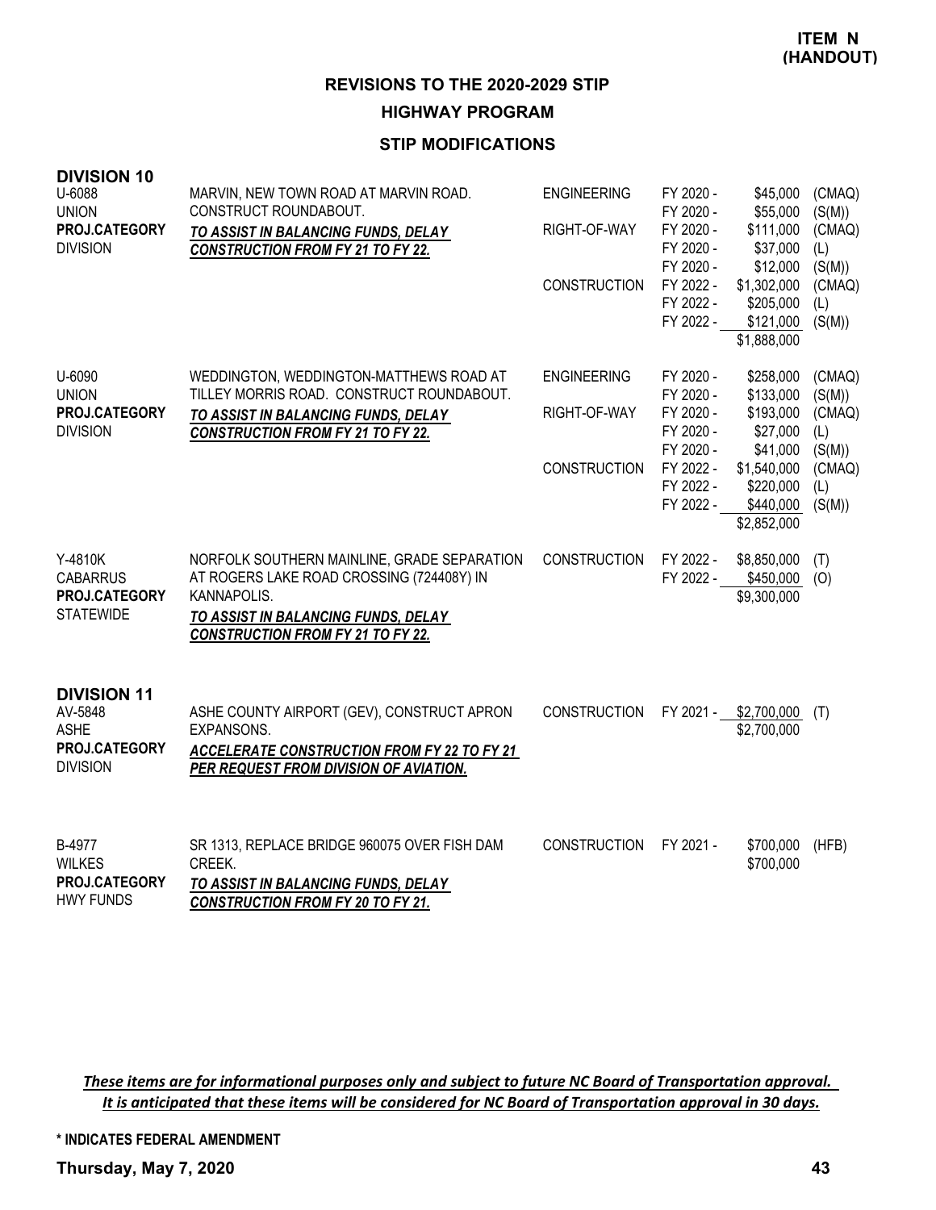**ITEM N (HANDOUT)**

## REVISIONS TO THE 2020-2029 STIP

### HIGHWAY PROGRAM

### STIP MODIFICATIONS

**DIVISION 10**

| Project | Description | Phase | FY | Amount | Fund |
|---|---|---|---|---|---|
| U-6088<br>UNION<br>**PROJ.CATEGORY**<br>DIVISION | MARVIN, NEW TOWN ROAD AT MARVIN ROAD. CONSTRUCT ROUNDABOUT.<br>***TO ASSIST IN BALANCING FUNDS, DELAY CONSTRUCTION FROM FY 21 TO FY 22.*** | ENGINEERING | FY 2020 - | $45,000 | (CMAQ) |
| | | | FY 2020 - | $55,000 | (S(M)) |
| | | RIGHT-OF-WAY | FY 2020 - | $111,000 | (CMAQ) |
| | | | FY 2020 - | $37,000 | (L) |
| | | | FY 2020 - | $12,000 | (S(M)) |
| | | CONSTRUCTION | FY 2022 - | $1,302,000 | (CMAQ) |
| | | | FY 2022 - | $205,000 | (L) |
| | | | FY 2022 - | $121,000 | (S(M)) |
| | | | | $1,888,000 | |
| U-6090<br>UNION<br>**PROJ.CATEGORY**<br>DIVISION | WEDDINGTON, WEDDINGTON-MATTHEWS ROAD AT TILLEY MORRIS ROAD. CONSTRUCT ROUNDABOUT.<br>***TO ASSIST IN BALANCING FUNDS, DELAY CONSTRUCTION FROM FY 21 TO FY 22.*** | ENGINEERING | FY 2020 - | $258,000 | (CMAQ) |
| | | | FY 2020 - | $133,000 | (S(M)) |
| | | RIGHT-OF-WAY | FY 2020 - | $193,000 | (CMAQ) |
| | | | FY 2020 - | $27,000 | (L) |
| | | | FY 2020 - | $41,000 | (S(M)) |
| | | CONSTRUCTION | FY 2022 - | $1,540,000 | (CMAQ) |
| | | | FY 2022 - | $220,000 | (L) |
| | | | FY 2022 - | $440,000 | (S(M)) |
| | | | | $2,852,000 | |
| Y-4810K<br>CABARRUS<br>**PROJ.CATEGORY**<br>STATEWIDE | NORFOLK SOUTHERN MAINLINE, GRADE SEPARATION AT ROGERS LAKE ROAD CROSSING (724408Y) IN KANNAPOLIS.<br>***TO ASSIST IN BALANCING FUNDS, DELAY CONSTRUCTION FROM FY 21 TO FY 22.*** | CONSTRUCTION | FY 2022 - | $8,850,000 | (T) |
| | | | FY 2022 - | $450,000 | (O) |
| | | | | $9,300,000 | |

**DIVISION 11**

| Project | Description | Phase | FY | Amount | Fund |
|---|---|---|---|---|---|
| AV-5848<br>ASHE<br>**PROJ.CATEGORY**<br>DIVISION | ASHE COUNTY AIRPORT (GEV), CONSTRUCT APRON EXPANSONS.<br>***ACCELERATE CONSTRUCTION FROM FY 22 TO FY 21 PER REQUEST FROM DIVISION OF AVIATION.*** | CONSTRUCTION | FY 2021 - | $2,700,000 | (T) |
| | | | | $2,700,000 | |
| B-4977<br>WILKES<br>**PROJ.CATEGORY**<br>HWY FUNDS | SR 1313, REPLACE BRIDGE 960075 OVER FISH DAM CREEK.<br>***TO ASSIST IN BALANCING FUNDS, DELAY CONSTRUCTION FROM FY 20 TO FY 21.*** | CONSTRUCTION | FY 2021 - | $700,000 | (HFB) |
| | | | | $700,000 | |

***These items are for informational purposes only and subject to future NC Board of Transportation approval. It is anticipated that these items will be considered for NC Board of Transportation approval in 30 days.***

**\* INDICATES FEDERAL AMENDMENT**

**Thursday, May 7, 2020**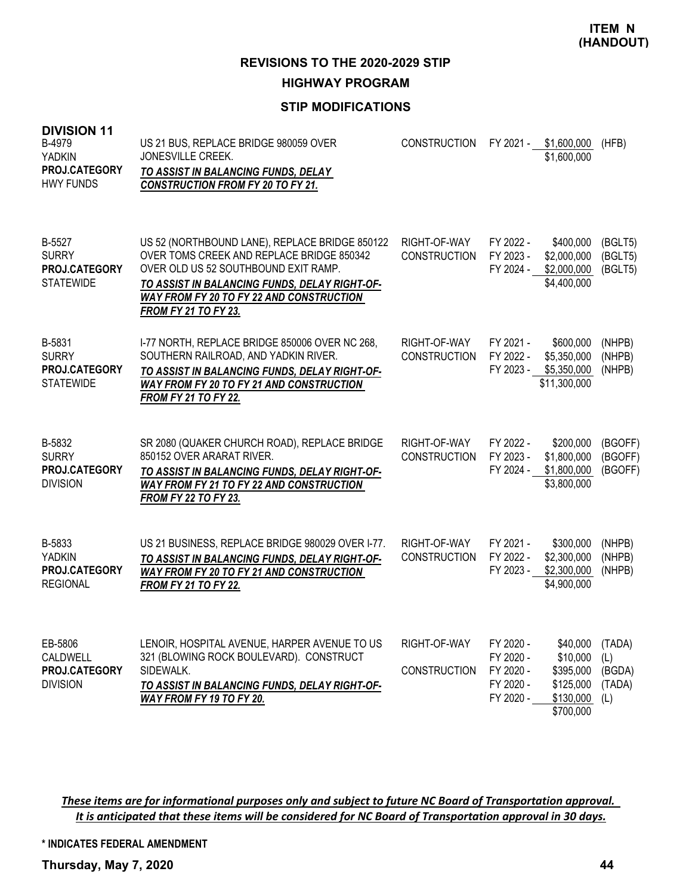**ITEM N (HANDOUT)**

## REVISIONS TO THE 2020-2029 STIP

## HIGHWAY PROGRAM

### STIP MODIFICATIONS

**DIVISION 11**

| Project | Description | Phase | Fiscal Year | Amount | Fund |
|---|---|---|---|---|---|
| B-4979<br>YADKIN<br>**PROJ.CATEGORY**<br>HWY FUNDS | US 21 BUS, REPLACE BRIDGE 980059 OVER JONESVILLE CREEK.<br>***TO ASSIST IN BALANCING FUNDS, DELAY CONSTRUCTION FROM FY 20 TO FY 21.*** | CONSTRUCTION | FY 2021 - | $1,600,000 | (HFB) |
| | | | | $1,600,000 | |
| B-5527<br>SURRY<br>**PROJ.CATEGORY**<br>STATEWIDE | US 52 (NORTHBOUND LANE), REPLACE BRIDGE 850122 OVER TOMS CREEK AND REPLACE BRIDGE 850342 OVER OLD US 52 SOUTHBOUND EXIT RAMP.<br>***TO ASSIST IN BALANCING FUNDS, DELAY RIGHT-OF-WAY FROM FY 20 TO FY 22 AND CONSTRUCTION FROM FY 21 TO FY 23.*** | RIGHT-OF-WAY | FY 2022 - | $400,000 | (BGLT5) |
| | | CONSTRUCTION | FY 2023 - | $2,000,000 | (BGLT5) |
| | | | FY 2024 - | $2,000,000 | (BGLT5) |
| | | | | $4,400,000 | |
| B-5831<br>SURRY<br>**PROJ.CATEGORY**<br>STATEWIDE | I-77 NORTH, REPLACE BRIDGE 850006 OVER NC 268, SOUTHERN RAILROAD, AND YADKIN RIVER.<br>***TO ASSIST IN BALANCING FUNDS, DELAY RIGHT-OF-WAY FROM FY 20 TO FY 21 AND CONSTRUCTION FROM FY 21 TO FY 22.*** | RIGHT-OF-WAY | FY 2021 - | $600,000 | (NHPB) |
| | | CONSTRUCTION | FY 2022 - | $5,350,000 | (NHPB) |
| | | | FY 2023 - | $5,350,000 | (NHPB) |
| | | | | $11,300,000 | |
| B-5832<br>SURRY<br>**PROJ.CATEGORY**<br>DIVISION | SR 2080 (QUAKER CHURCH ROAD), REPLACE BRIDGE 850152 OVER ARARAT RIVER.<br>***TO ASSIST IN BALANCING FUNDS, DELAY RIGHT-OF-WAY FROM FY 21 TO FY 22 AND CONSTRUCTION FROM FY 22 TO FY 23.*** | RIGHT-OF-WAY | FY 2022 - | $200,000 | (BGOFF) |
| | | CONSTRUCTION | FY 2023 - | $1,800,000 | (BGOFF) |
| | | | FY 2024 - | $1,800,000 | (BGOFF) |
| | | | | $3,800,000 | |
| B-5833<br>YADKIN<br>**PROJ.CATEGORY**<br>REGIONAL | US 21 BUSINESS, REPLACE BRIDGE 980029 OVER I-77.<br>***TO ASSIST IN BALANCING FUNDS, DELAY RIGHT-OF-WAY FROM FY 20 TO FY 21 AND CONSTRUCTION FROM FY 21 TO FY 22.*** | RIGHT-OF-WAY | FY 2021 - | $300,000 | (NHPB) |
| | | CONSTRUCTION | FY 2022 - | $2,300,000 | (NHPB) |
| | | | FY 2023 - | $2,300,000 | (NHPB) |
| | | | | $4,900,000 | |
| EB-5806<br>CALDWELL<br>**PROJ.CATEGORY**<br>DIVISION | LENOIR, HOSPITAL AVENUE, HARPER AVENUE TO US 321 (BLOWING ROCK BOULEVARD). CONSTRUCT SIDEWALK.<br>***TO ASSIST IN BALANCING FUNDS, DELAY RIGHT-OF-WAY FROM FY 19 TO FY 20.*** | RIGHT-OF-WAY | FY 2020 - | $40,000 | (TADA) |
| | | | FY 2020 - | $10,000 | (L) |
| | | CONSTRUCTION | FY 2020 - | $395,000 | (BGDA) |
| | | | FY 2020 - | $125,000 | (TADA) |
| | | | FY 2020 - | $130,000 | (L) |
| | | | | $700,000 | |

***These items are for informational purposes only and subject to future NC Board of Transportation approval. It is anticipated that these items will be considered for NC Board of Transportation approval in 30 days.***

**\* INDICATES FEDERAL AMENDMENT**

**Thursday, May 7, 2020**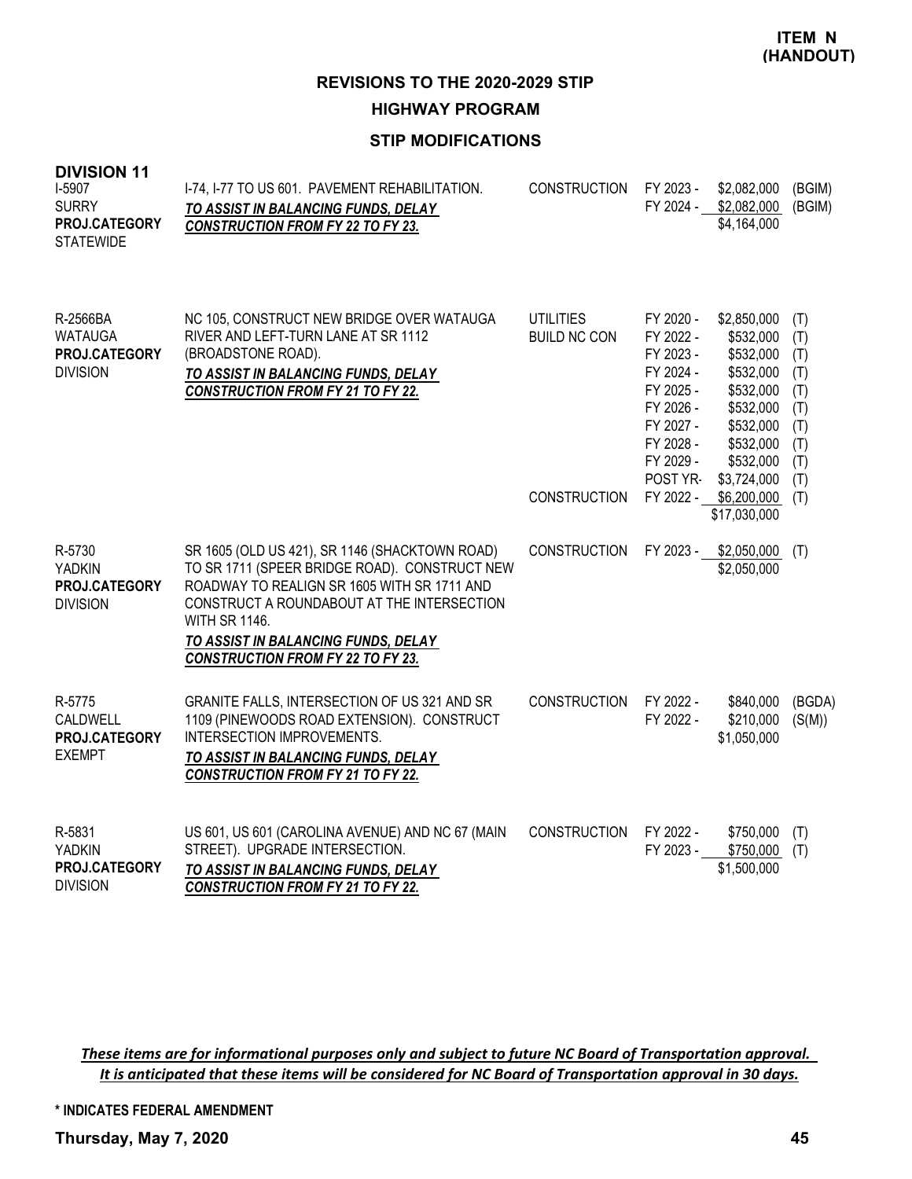**ITEM N (HANDOUT)**

## REVISIONS TO THE 2020-2029 STIP

### HIGHWAY PROGRAM

### STIP MODIFICATIONS

**DIVISION 11**

| Project | Description | Work Type | Fiscal Year | Amount | Funding |
|---|---|---|---|---|---|
| I-5907<br>SURRY<br>**PROJ.CATEGORY**<br>STATEWIDE | I-74, I-77 TO US 601. PAVEMENT REHABILITATION.<br>***TO ASSIST IN BALANCING FUNDS, DELAY CONSTRUCTION FROM FY 22 TO FY 23.*** | CONSTRUCTION | FY 2023 -<br>FY 2024 - | \$2,082,000<br>\$2,082,000<br>\$4,164,000 | (BGIM)<br>(BGIM) |
| R-2566BA<br>WATAUGA<br>**PROJ.CATEGORY**<br>DIVISION | NC 105, CONSTRUCT NEW BRIDGE OVER WATAUGA RIVER AND LEFT-TURN LANE AT SR 1112 (BROADSTONE ROAD).<br>***TO ASSIST IN BALANCING FUNDS, DELAY CONSTRUCTION FROM FY 21 TO FY 22.*** | UTILITIES<br>BUILD NC CON<br><br><br><br><br><br><br><br><br>CONSTRUCTION | FY 2020 -<br>FY 2022 -<br>FY 2023 -<br>FY 2024 -<br>FY 2025 -<br>FY 2026 -<br>FY 2027 -<br>FY 2028 -<br>FY 2029 -<br>POST YR-<br>FY 2022 - | \$2,850,000<br>\$532,000<br>\$532,000<br>\$532,000<br>\$532,000<br>\$532,000<br>\$532,000<br>\$532,000<br>\$532,000<br>\$3,724,000<br>\$6,200,000<br>\$17,030,000 | (T)<br>(T)<br>(T)<br>(T)<br>(T)<br>(T)<br>(T)<br>(T)<br>(T)<br>(T)<br>(T) |
| R-5730<br>YADKIN<br>**PROJ.CATEGORY**<br>DIVISION | SR 1605 (OLD US 421), SR 1146 (SHACKTOWN ROAD) TO SR 1711 (SPEER BRIDGE ROAD). CONSTRUCT NEW ROADWAY TO REALIGN SR 1605 WITH SR 1711 AND CONSTRUCT A ROUNDABOUT AT THE INTERSECTION WITH SR 1146.<br>***TO ASSIST IN BALANCING FUNDS, DELAY CONSTRUCTION FROM FY 22 TO FY 23.*** | CONSTRUCTION | FY 2023 - | \$2,050,000<br>\$2,050,000 | (T) |
| R-5775<br>CALDWELL<br>**PROJ.CATEGORY**<br>EXEMPT | GRANITE FALLS, INTERSECTION OF US 321 AND SR 1109 (PINEWOODS ROAD EXTENSION). CONSTRUCT INTERSECTION IMPROVEMENTS.<br>***TO ASSIST IN BALANCING FUNDS, DELAY CONSTRUCTION FROM FY 21 TO FY 22.*** | CONSTRUCTION | FY 2022 -<br>FY 2022 - | \$840,000<br>\$210,000<br>\$1,050,000 | (BGDA)<br>(S(M)) |
| R-5831<br>YADKIN<br>**PROJ.CATEGORY**<br>DIVISION | US 601, US 601 (CAROLINA AVENUE) AND NC 67 (MAIN STREET). UPGRADE INTERSECTION.<br>***TO ASSIST IN BALANCING FUNDS, DELAY CONSTRUCTION FROM FY 21 TO FY 22.*** | CONSTRUCTION | FY 2022 -<br>FY 2023 - | \$750,000<br>\$750,000<br>\$1,500,000 | (T)<br>(T) |

***These items are for informational purposes only and subject to future NC Board of Transportation approval. It is anticipated that these items will be considered for NC Board of Transportation approval in 30 days.***

**\* INDICATES FEDERAL AMENDMENT**

**Thursday, May 7, 2020**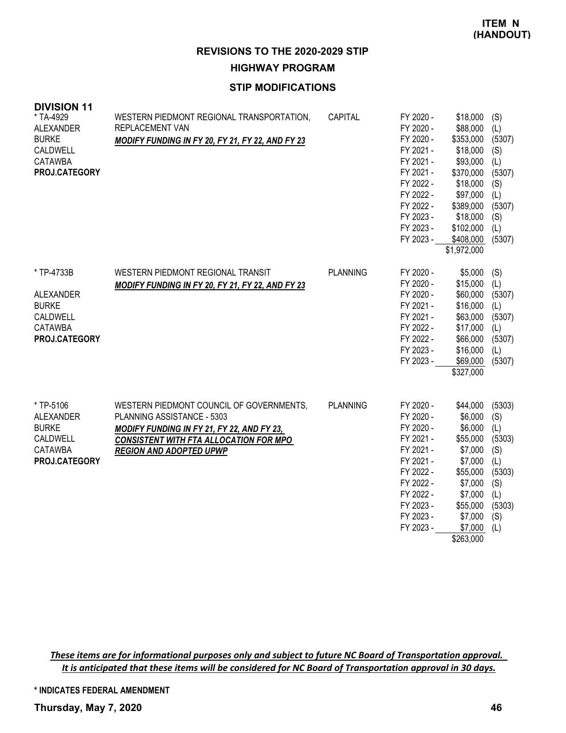**ITEM N (HANDOUT)**

## REVISIONS TO THE 2020-2029 STIP

### HIGHWAY PROGRAM

### STIP MODIFICATIONS

**DIVISION 11**

| Project / Counties | Description | Category | Fiscal Year | Amount | Source |
|---|---|---|---|---|---|
| * TA-4929 | WESTERN PIEDMONT REGIONAL TRANSPORTATION, REPLACEMENT VAN | CAPITAL | FY 2020 - | $18,000 | (S) |
| ALEXANDER | ***MODIFY FUNDING IN FY 20, FY 21, FY 22, AND FY 23*** | | FY 2020 - | $88,000 | (L) |
| BURKE | | | FY 2020 - | $353,000 | (5307) |
| CALDWELL | | | FY 2021 - | $18,000 | (S) |
| CATAWBA | | | FY 2021 - | $93,000 | (L) |
| **PROJ.CATEGORY** | | | FY 2021 - | $370,000 | (5307) |
| | | | FY 2022 - | $18,000 | (S) |
| | | | FY 2022 - | $97,000 | (L) |
| | | | FY 2022 - | $389,000 | (5307) |
| | | | FY 2023 - | $18,000 | (S) |
| | | | FY 2023 - | $102,000 | (L) |
| | | | FY 2023 - | $408,000 | (5307) |
| | | | | $1,972,000 | |
| * TP-4733B | WESTERN PIEDMONT REGIONAL TRANSIT | PLANNING | FY 2020 - | $5,000 | (S) |
| | ***MODIFY FUNDING IN FY 20, FY 21, FY 22, AND FY 23*** | | FY 2020 - | $15,000 | (L) |
| ALEXANDER | | | FY 2020 - | $60,000 | (5307) |
| BURKE | | | FY 2021 - | $16,000 | (L) |
| CALDWELL | | | FY 2021 - | $63,000 | (5307) |
| CATAWBA | | | FY 2022 - | $17,000 | (L) |
| **PROJ.CATEGORY** | | | FY 2022 - | $66,000 | (5307) |
| | | | FY 2023 - | $16,000 | (L) |
| | | | FY 2023 - | $69,000 | (5307) |
| | | | | $327,000 | |
| * TP-5106 | WESTERN PIEDMONT COUNCIL OF GOVERNMENTS, PLANNING ASSISTANCE - 5303 | PLANNING | FY 2020 - | $44,000 | (5303) |
| ALEXANDER | ***MODIFY FUNDING IN FY 21, FY 22, AND FY 23, CONSISTENT WITH FTA ALLOCATION FOR MPO REGION AND ADOPTED UPWP*** | | FY 2020 - | $6,000 | (S) |
| BURKE | | | FY 2020 - | $6,000 | (L) |
| CALDWELL | | | FY 2021 - | $55,000 | (5303) |
| CATAWBA | | | FY 2021 - | $7,000 | (S) |
| **PROJ.CATEGORY** | | | FY 2021 - | $7,000 | (L) |
| | | | FY 2022 - | $55,000 | (5303) |
| | | | FY 2022 - | $7,000 | (S) |
| | | | FY 2022 - | $7,000 | (L) |
| | | | FY 2023 - | $55,000 | (5303) |
| | | | FY 2023 - | $7,000 | (S) |
| | | | FY 2023 - | $7,000 | (L) |
| | | | | $263,000 | |

***These items are for informational purposes only and subject to future NC Board of Transportation approval. It is anticipated that these items will be considered for NC Board of Transportation approval in 30 days.***

**\* INDICATES FEDERAL AMENDMENT**

**Thursday, May 7, 2020**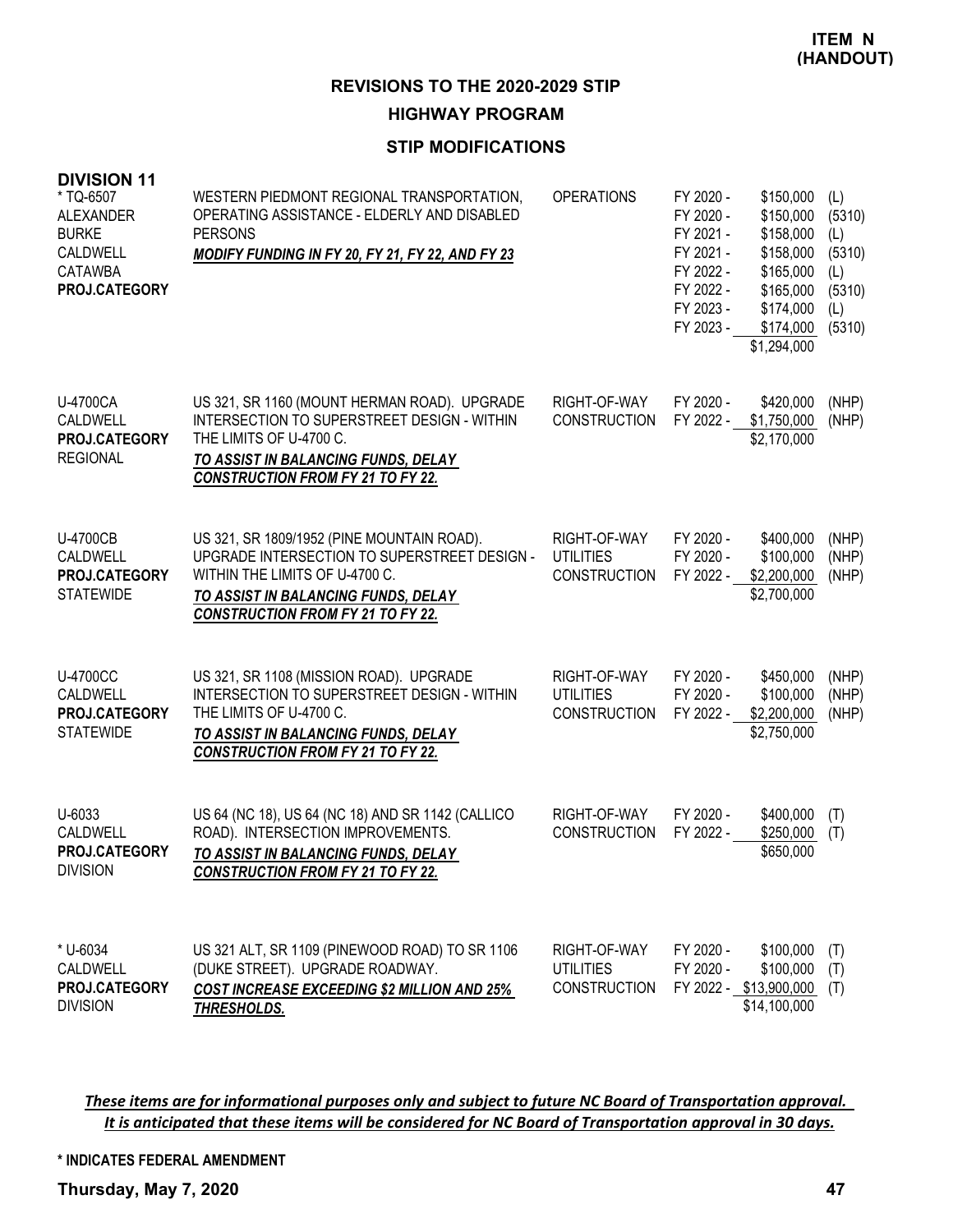**ITEM N (HANDOUT)**

## REVISIONS TO THE 2020-2029 STIP

### HIGHWAY PROGRAM

### STIP MODIFICATIONS

**DIVISION 11**

| Project | Description | Work Type | Fiscal Year | Amount | Fund |
|---|---|---|---|---|---|
| * TQ-6507<br>ALEXANDER<br>BURKE<br>CALDWELL<br>CATAWBA<br>**PROJ.CATEGORY** | WESTERN PIEDMONT REGIONAL TRANSPORTATION, OPERATING ASSISTANCE - ELDERLY AND DISABLED PERSONS<br>***MODIFY FUNDING IN FY 20, FY 21, FY 22, AND FY 23*** | OPERATIONS | FY 2020 -<br>FY 2020 -<br>FY 2021 -<br>FY 2021 -<br>FY 2022 -<br>FY 2022 -<br>FY 2023 -<br>FY 2023 - | \$150,000<br>\$150,000<br>\$158,000<br>\$158,000<br>\$165,000<br>\$165,000<br>\$174,000<br>\$174,000<br>\$1,294,000 | (L)<br>(5310)<br>(L)<br>(5310)<br>(L)<br>(5310)<br>(L)<br>(5310) |
| U-4700CA<br>CALDWELL<br>**PROJ.CATEGORY**<br>REGIONAL | US 321, SR 1160 (MOUNT HERMAN ROAD). UPGRADE INTERSECTION TO SUPERSTREET DESIGN - WITHIN THE LIMITS OF U-4700 C.<br>***TO ASSIST IN BALANCING FUNDS, DELAY CONSTRUCTION FROM FY 21 TO FY 22.*** | RIGHT-OF-WAY<br>CONSTRUCTION | FY 2020 -<br>FY 2022 - | \$420,000<br>\$1,750,000<br>\$2,170,000 | (NHP)<br>(NHP) |
| U-4700CB<br>CALDWELL<br>**PROJ.CATEGORY**<br>STATEWIDE | US 321, SR 1809/1952 (PINE MOUNTAIN ROAD). UPGRADE INTERSECTION TO SUPERSTREET DESIGN - WITHIN THE LIMITS OF U-4700 C.<br>***TO ASSIST IN BALANCING FUNDS, DELAY CONSTRUCTION FROM FY 21 TO FY 22.*** | RIGHT-OF-WAY<br>UTILITIES<br>CONSTRUCTION | FY 2020 -<br>FY 2020 -<br>FY 2022 - | \$400,000<br>\$100,000<br>\$2,200,000<br>\$2,700,000 | (NHP)<br>(NHP)<br>(NHP) |
| U-4700CC<br>CALDWELL<br>**PROJ.CATEGORY**<br>STATEWIDE | US 321, SR 1108 (MISSION ROAD). UPGRADE INTERSECTION TO SUPERSTREET DESIGN - WITHIN THE LIMITS OF U-4700 C.<br>***TO ASSIST IN BALANCING FUNDS, DELAY CONSTRUCTION FROM FY 21 TO FY 22.*** | RIGHT-OF-WAY<br>UTILITIES<br>CONSTRUCTION | FY 2020 -<br>FY 2020 -<br>FY 2022 - | \$450,000<br>\$100,000<br>\$2,200,000<br>\$2,750,000 | (NHP)<br>(NHP)<br>(NHP) |
| U-6033<br>CALDWELL<br>**PROJ.CATEGORY**<br>DIVISION | US 64 (NC 18), US 64 (NC 18) AND SR 1142 (CALLICO ROAD). INTERSECTION IMPROVEMENTS.<br>***TO ASSIST IN BALANCING FUNDS, DELAY CONSTRUCTION FROM FY 21 TO FY 22.*** | RIGHT-OF-WAY<br>CONSTRUCTION | FY 2020 -<br>FY 2022 - | \$400,000<br>\$250,000<br>\$650,000 | (T)<br>(T) |
| * U-6034<br>CALDWELL<br>**PROJ.CATEGORY**<br>DIVISION | US 321 ALT, SR 1109 (PINEWOOD ROAD) TO SR 1106 (DUKE STREET). UPGRADE ROADWAY.<br>***COST INCREASE EXCEEDING \$2 MILLION AND 25% THRESHOLDS.*** | RIGHT-OF-WAY<br>UTILITIES<br>CONSTRUCTION | FY 2020 -<br>FY 2020 -<br>FY 2022 - | \$100,000<br>\$100,000<br>\$13,900,000<br>\$14,100,000 | (T)<br>(T)<br>(T) |

*These items are for informational purposes only and subject to future NC Board of Transportation approval. It is anticipated that these items will be considered for NC Board of Transportation approval in 30 days.*

**\* INDICATES FEDERAL AMENDMENT**

**Thursday, May 7, 2020**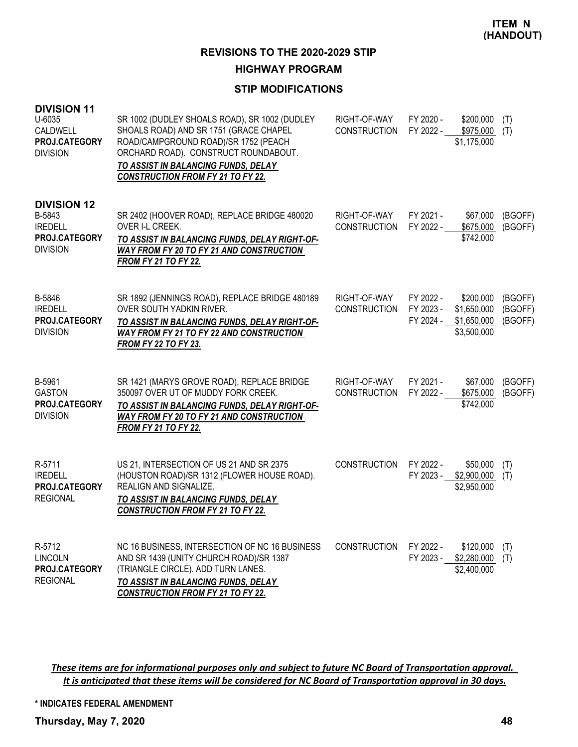**ITEM N (HANDOUT)**

## REVISIONS TO THE 2020-2029 STIP

### HIGHWAY PROGRAM

### STIP MODIFICATIONS

**DIVISION 11**

| Project | Description | Phase | Fiscal Year | Amount | Funding |
|---|---|---|---|---|---|
| U-6035<br>CALDWELL<br>**PROJ.CATEGORY**<br>DIVISION | SR 1002 (DUDLEY SHOALS ROAD), SR 1002 (DUDLEY SHOALS ROAD) AND SR 1751 (GRACE CHAPEL ROAD/CAMPGROUND ROAD)/SR 1752 (PEACH ORCHARD ROAD). CONSTRUCT ROUNDABOUT.<br>***TO ASSIST IN BALANCING FUNDS, DELAY CONSTRUCTION FROM FY 21 TO FY 22.*** | RIGHT-OF-WAY<br>CONSTRUCTION | FY 2020 -<br>FY 2022 - | \$200,000<br>\$975,000<br>\$1,175,000 | (T)<br>(T) |

**DIVISION 12**

| Project | Description | Phase | Fiscal Year | Amount | Funding |
|---|---|---|---|---|---|
| B-5843<br>IREDELL<br>**PROJ.CATEGORY**<br>DIVISION | SR 2402 (HOOVER ROAD), REPLACE BRIDGE 480020 OVER I-L CREEK.<br>***TO ASSIST IN BALANCING FUNDS, DELAY RIGHT-OF-WAY FROM FY 20 TO FY 21 AND CONSTRUCTION FROM FY 21 TO FY 22.*** | RIGHT-OF-WAY<br>CONSTRUCTION | FY 2021 -<br>FY 2022 - | \$67,000<br>\$675,000<br>\$742,000 | (BGOFF)<br>(BGOFF) |
| B-5846<br>IREDELL<br>**PROJ.CATEGORY**<br>DIVISION | SR 1892 (JENNINGS ROAD), REPLACE BRIDGE 480189 OVER SOUTH YADKIN RIVER.<br>***TO ASSIST IN BALANCING FUNDS, DELAY RIGHT-OF-WAY FROM FY 21 TO FY 22 AND CONSTRUCTION FROM FY 22 TO FY 23.*** | RIGHT-OF-WAY<br>CONSTRUCTION | FY 2022 -<br>FY 2023 -<br>FY 2024 - | \$200,000<br>\$1,650,000<br>\$1,650,000<br>\$3,500,000 | (BGOFF)<br>(BGOFF)<br>(BGOFF) |
| B-5961<br>GASTON<br>**PROJ.CATEGORY**<br>DIVISION | SR 1421 (MARYS GROVE ROAD), REPLACE BRIDGE 350097 OVER UT OF MUDDY FORK CREEK.<br>***TO ASSIST IN BALANCING FUNDS, DELAY RIGHT-OF-WAY FROM FY 20 TO FY 21 AND CONSTRUCTION FROM FY 21 TO FY 22.*** | RIGHT-OF-WAY<br>CONSTRUCTION | FY 2021 -<br>FY 2022 - | \$67,000<br>\$675,000<br>\$742,000 | (BGOFF)<br>(BGOFF) |
| R-5711<br>IREDELL<br>**PROJ.CATEGORY**<br>REGIONAL | US 21, INTERSECTION OF US 21 AND SR 2375 (HOUSTON ROAD)/SR 1312 (FLOWER HOUSE ROAD). REALIGN AND SIGNALIZE.<br>***TO ASSIST IN BALANCING FUNDS, DELAY CONSTRUCTION FROM FY 21 TO FY 22.*** | CONSTRUCTION | FY 2022 -<br>FY 2023 - | \$50,000<br>\$2,900,000<br>\$2,950,000 | (T)<br>(T) |
| R-5712<br>LINCOLN<br>**PROJ.CATEGORY**<br>REGIONAL | NC 16 BUSINESS, INTERSECTION OF NC 16 BUSINESS AND SR 1439 (UNITY CHURCH ROAD)/SR 1387 (TRIANGLE CIRCLE). ADD TURN LANES.<br>***TO ASSIST IN BALANCING FUNDS, DELAY CONSTRUCTION FROM FY 21 TO FY 22.*** | CONSTRUCTION | FY 2022 -<br>FY 2023 - | \$120,000<br>\$2,280,000<br>\$2,400,000 | (T)<br>(T) |

*These items are for informational purposes only and subject to future NC Board of Transportation approval. It is anticipated that these items will be considered for NC Board of Transportation approval in 30 days.*

**\* INDICATES FEDERAL AMENDMENT**

**Thursday, May 7, 2020**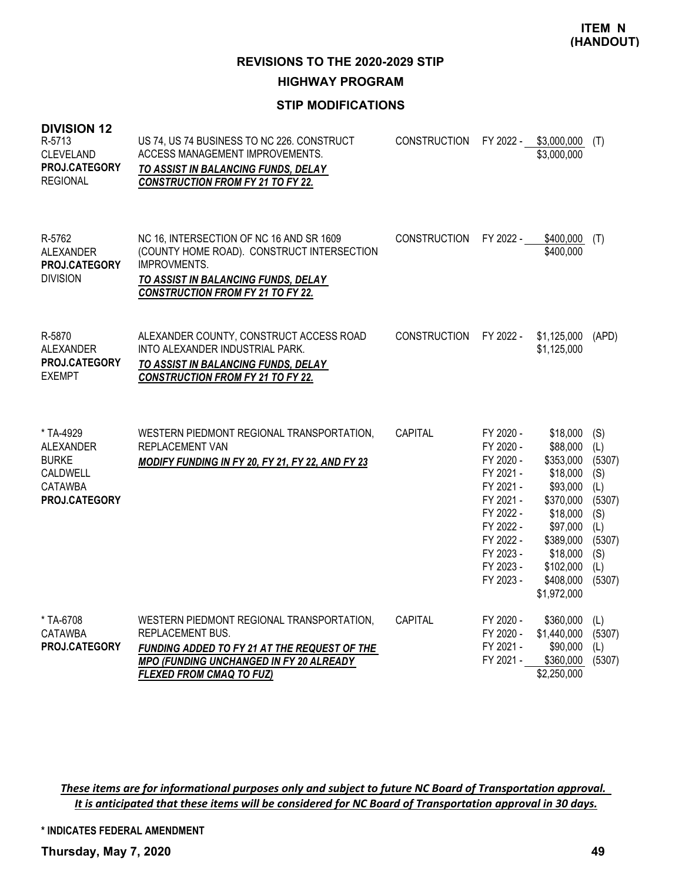**ITEM N (HANDOUT)**

## REVISIONS TO THE 2020-2029 STIP

### HIGHWAY PROGRAM

### STIP MODIFICATIONS

**DIVISION 12**

| Project | Description | Work Type | Fiscal Year | Amount | Source |
|---|---|---|---|---|---|
| R-5713<br>CLEVELAND<br>**PROJ.CATEGORY**<br>REGIONAL | US 74, US 74 BUSINESS TO NC 226. CONSTRUCT ACCESS MANAGEMENT IMPROVEMENTS.<br>***TO ASSIST IN BALANCING FUNDS, DELAY CONSTRUCTION FROM FY 21 TO FY 22.*** | CONSTRUCTION | FY 2022 - | $3,000,000 | (T) |
| | | | | $3,000,000 | |
| R-5762<br>ALEXANDER<br>**PROJ.CATEGORY**<br>DIVISION | NC 16, INTERSECTION OF NC 16 AND SR 1609 (COUNTY HOME ROAD). CONSTRUCT INTERSECTION IMPROVMENTS.<br>***TO ASSIST IN BALANCING FUNDS, DELAY CONSTRUCTION FROM FY 21 TO FY 22.*** | CONSTRUCTION | FY 2022 - | $400,000 | (T) |
| | | | | $400,000 | |
| R-5870<br>ALEXANDER<br>**PROJ.CATEGORY**<br>EXEMPT | ALEXANDER COUNTY, CONSTRUCT ACCESS ROAD INTO ALEXANDER INDUSTRIAL PARK.<br>***TO ASSIST IN BALANCING FUNDS, DELAY CONSTRUCTION FROM FY 21 TO FY 22.*** | CONSTRUCTION | FY 2022 - | $1,125,000 | (APD) |
| | | | | $1,125,000 | |
| * TA-4929<br>ALEXANDER<br>BURKE<br>CALDWELL<br>CATAWBA<br>**PROJ.CATEGORY** | WESTERN PIEDMONT REGIONAL TRANSPORTATION, REPLACEMENT VAN<br>***MODIFY FUNDING IN FY 20, FY 21, FY 22, AND FY 23*** | CAPITAL | FY 2020 - | $18,000 | (S) |
| | | | FY 2020 - | $88,000 | (L) |
| | | | FY 2020 - | $353,000 | (5307) |
| | | | FY 2021 - | $18,000 | (S) |
| | | | FY 2021 - | $93,000 | (L) |
| | | | FY 2021 - | $370,000 | (5307) |
| | | | FY 2022 - | $18,000 | (S) |
| | | | FY 2022 - | $97,000 | (L) |
| | | | FY 2022 - | $389,000 | (5307) |
| | | | FY 2023 - | $18,000 | (S) |
| | | | FY 2023 - | $102,000 | (L) |
| | | | FY 2023 - | $408,000 | (5307) |
| | | | | $1,972,000 | |
| * TA-6708<br>CATAWBA<br>**PROJ.CATEGORY** | WESTERN PIEDMONT REGIONAL TRANSPORTATION, REPLACEMENT BUS.<br>***FUNDING ADDED TO FY 21 AT THE REQUEST OF THE MPO (FUNDING UNCHANGED IN FY 20 ALREADY FLEXED FROM CMAQ TO FUZ)*** | CAPITAL | FY 2020 - | $360,000 | (L) |
| | | | FY 2020 - | $1,440,000 | (5307) |
| | | | FY 2021 - | $90,000 | (L) |
| | | | FY 2021 - | $360,000 | (5307) |
| | | | | $2,250,000 | |

***These items are for informational purposes only and subject to future NC Board of Transportation approval. It is anticipated that these items will be considered for NC Board of Transportation approval in 30 days.***

**\* INDICATES FEDERAL AMENDMENT**

**Thursday, May 7, 2020**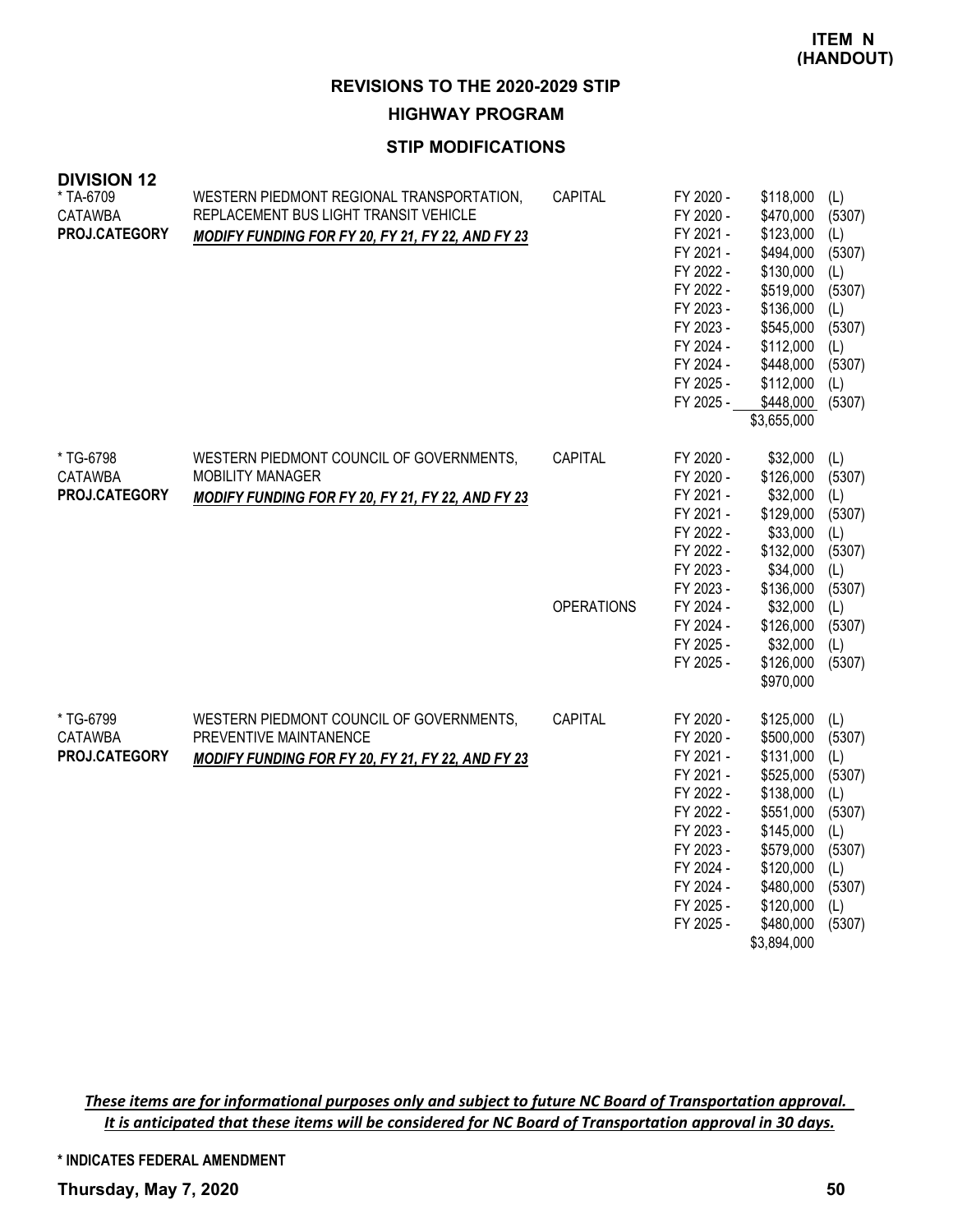**ITEM N (HANDOUT)**

## REVISIONS TO THE 2020-2029 STIP

### HIGHWAY PROGRAM

### STIP MODIFICATIONS

**DIVISION 12**

| Project | Description | Category | Fiscal Year | Amount | Source |
|---|---|---|---|---|---|
| * TA-6709<br>CATAWBA<br>**PROJ.CATEGORY** | WESTERN PIEDMONT REGIONAL TRANSPORTATION, REPLACEMENT BUS LIGHT TRANSIT VEHICLE<br>***MODIFY FUNDING FOR FY 20, FY 21, FY 22, AND FY 23*** | CAPITAL | FY 2020 - | $118,000 | (L) |
| | | | FY 2020 - | $470,000 | (5307) |
| | | | FY 2021 - | $123,000 | (L) |
| | | | FY 2021 - | $494,000 | (5307) |
| | | | FY 2022 - | $130,000 | (L) |
| | | | FY 2022 - | $519,000 | (5307) |
| | | | FY 2023 - | $136,000 | (L) |
| | | | FY 2023 - | $545,000 | (5307) |
| | | | FY 2024 - | $112,000 | (L) |
| | | | FY 2024 - | $448,000 | (5307) |
| | | | FY 2025 - | $112,000 | (L) |
| | | | FY 2025 - | $448,000 | (5307) |
| | | | | $3,655,000 | |
| * TG-6798<br>CATAWBA<br>**PROJ.CATEGORY** | WESTERN PIEDMONT COUNCIL OF GOVERNMENTS, MOBILITY MANAGER<br>***MODIFY FUNDING FOR FY 20, FY 21, FY 22, AND FY 23*** | CAPITAL | FY 2020 - | $32,000 | (L) |
| | | | FY 2020 - | $126,000 | (5307) |
| | | | FY 2021 - | $32,000 | (L) |
| | | | FY 2021 - | $129,000 | (5307) |
| | | | FY 2022 - | $33,000 | (L) |
| | | | FY 2022 - | $132,000 | (5307) |
| | | | FY 2023 - | $34,000 | (L) |
| | | | FY 2023 - | $136,000 | (5307) |
| | | OPERATIONS | FY 2024 - | $32,000 | (L) |
| | | | FY 2024 - | $126,000 | (5307) |
| | | | FY 2025 - | $32,000 | (L) |
| | | | FY 2025 - | $126,000 | (5307) |
| | | | | $970,000 | |
| * TG-6799<br>CATAWBA<br>**PROJ.CATEGORY** | WESTERN PIEDMONT COUNCIL OF GOVERNMENTS, PREVENTIVE MAINTANENCE<br>***MODIFY FUNDING FOR FY 20, FY 21, FY 22, AND FY 23*** | CAPITAL | FY 2020 - | $125,000 | (L) |
| | | | FY 2020 - | $500,000 | (5307) |
| | | | FY 2021 - | $131,000 | (L) |
| | | | FY 2021 - | $525,000 | (5307) |
| | | | FY 2022 - | $138,000 | (L) |
| | | | FY 2022 - | $551,000 | (5307) |
| | | | FY 2023 - | $145,000 | (L) |
| | | | FY 2023 - | $579,000 | (5307) |
| | | | FY 2024 - | $120,000 | (L) |
| | | | FY 2024 - | $480,000 | (5307) |
| | | | FY 2025 - | $120,000 | (L) |
| | | | FY 2025 - | $480,000 | (5307) |
| | | | | $3,894,000 | |

*These items are for informational purposes only and subject to future NC Board of Transportation approval. It is anticipated that these items will be considered for NC Board of Transportation approval in 30 days.*

**\* INDICATES FEDERAL AMENDMENT**

**Thursday, May 7, 2020**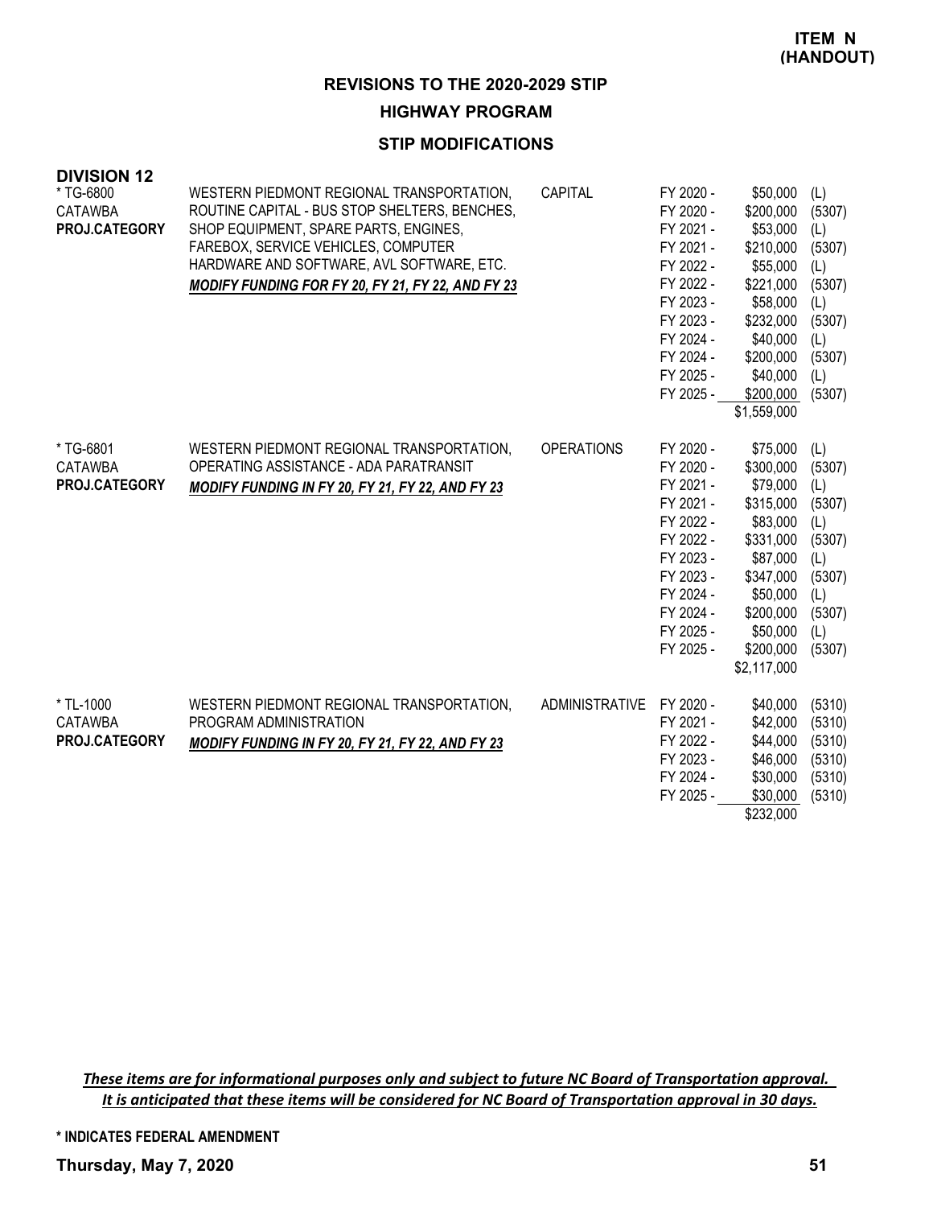**ITEM N (HANDOUT)**

## REVISIONS TO THE 2020-2029 STIP

### HIGHWAY PROGRAM

### STIP MODIFICATIONS

**DIVISION 12**

| Project | Description | Category | Fiscal Year | Amount | Source |
|---|---|---|---|---|---|
| * TG-6800<br>CATAWBA<br>**PROJ.CATEGORY** | WESTERN PIEDMONT REGIONAL TRANSPORTATION, ROUTINE CAPITAL - BUS STOP SHELTERS, BENCHES, SHOP EQUIPMENT, SPARE PARTS, ENGINES, FAREBOX, SERVICE VEHICLES, COMPUTER HARDWARE AND SOFTWARE, AVL SOFTWARE, ETC.<br>***MODIFY FUNDING FOR FY 20, FY 21, FY 22, AND FY 23*** | CAPITAL | FY 2020 - | $50,000 | (L) |
| | | | FY 2020 - | $200,000 | (5307) |
| | | | FY 2021 - | $53,000 | (L) |
| | | | FY 2021 - | $210,000 | (5307) |
| | | | FY 2022 - | $55,000 | (L) |
| | | | FY 2022 - | $221,000 | (5307) |
| | | | FY 2023 - | $58,000 | (L) |
| | | | FY 2023 - | $232,000 | (5307) |
| | | | FY 2024 - | $40,000 | (L) |
| | | | FY 2024 - | $200,000 | (5307) |
| | | | FY 2025 - | $40,000 | (L) |
| | | | FY 2025 - | $200,000 | (5307) |
| | | | | $1,559,000 | |
| * TG-6801<br>CATAWBA<br>**PROJ.CATEGORY** | WESTERN PIEDMONT REGIONAL TRANSPORTATION, OPERATING ASSISTANCE - ADA PARATRANSIT<br>***MODIFY FUNDING IN FY 20, FY 21, FY 22, AND FY 23*** | OPERATIONS | FY 2020 - | $75,000 | (L) |
| | | | FY 2020 - | $300,000 | (5307) |
| | | | FY 2021 - | $79,000 | (L) |
| | | | FY 2021 - | $315,000 | (5307) |
| | | | FY 2022 - | $83,000 | (L) |
| | | | FY 2022 - | $331,000 | (5307) |
| | | | FY 2023 - | $87,000 | (L) |
| | | | FY 2023 - | $347,000 | (5307) |
| | | | FY 2024 - | $50,000 | (L) |
| | | | FY 2024 - | $200,000 | (5307) |
| | | | FY 2025 - | $50,000 | (L) |
| | | | FY 2025 - | $200,000 | (5307) |
| | | | | $2,117,000 | |
| * TL-1000<br>CATAWBA<br>**PROJ.CATEGORY** | WESTERN PIEDMONT REGIONAL TRANSPORTATION, PROGRAM ADMINISTRATION<br>***MODIFY FUNDING IN FY 20, FY 21, FY 22, AND FY 23*** | ADMINISTRATIVE | FY 2020 - | $40,000 | (5310) |
| | | | FY 2021 - | $42,000 | (5310) |
| | | | FY 2022 - | $44,000 | (5310) |
| | | | FY 2023 - | $46,000 | (5310) |
| | | | FY 2024 - | $30,000 | (5310) |
| | | | FY 2025 - | $30,000 | (5310) |
| | | | | $232,000 | |

***These items are for informational purposes only and subject to future NC Board of Transportation approval. It is anticipated that these items will be considered for NC Board of Transportation approval in 30 days.***

**\* INDICATES FEDERAL AMENDMENT**

**Thursday, May 7, 2020**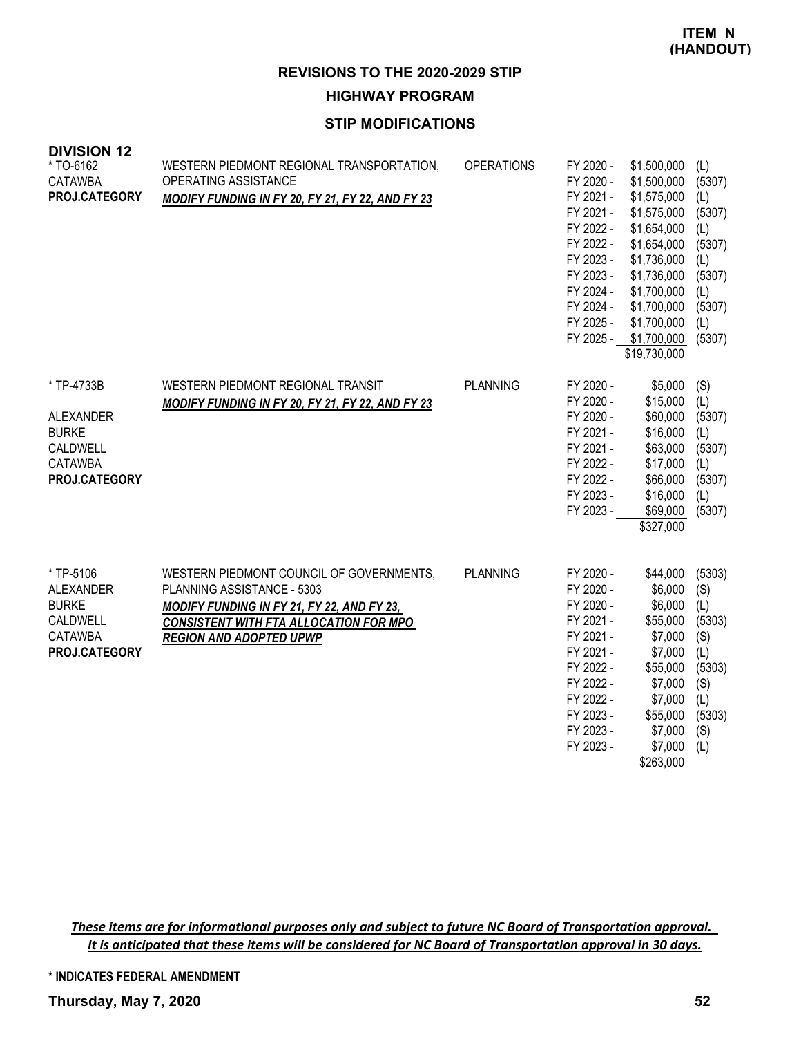**ITEM N (HANDOUT)**

## REVISIONS TO THE 2020-2029 STIP

### HIGHWAY PROGRAM

### STIP MODIFICATIONS

**DIVISION 12**

| Project | Description | Category | Fiscal Year | Amount | Source |
|---|---|---|---|---|---|
| * TO-6162<br>CATAWBA<br>**PROJ.CATEGORY** | WESTERN PIEDMONT REGIONAL TRANSPORTATION, OPERATING ASSISTANCE<br>***MODIFY FUNDING IN FY 20, FY 21, FY 22, AND FY 23*** | OPERATIONS | FY 2020 - | $1,500,000 | (L) |
| | | | FY 2020 - | $1,500,000 | (5307) |
| | | | FY 2021 - | $1,575,000 | (L) |
| | | | FY 2021 - | $1,575,000 | (5307) |
| | | | FY 2022 - | $1,654,000 | (L) |
| | | | FY 2022 - | $1,654,000 | (5307) |
| | | | FY 2023 - | $1,736,000 | (L) |
| | | | FY 2023 - | $1,736,000 | (5307) |
| | | | FY 2024 - | $1,700,000 | (L) |
| | | | FY 2024 - | $1,700,000 | (5307) |
| | | | FY 2025 - | $1,700,000 | (L) |
| | | | FY 2025 - | $1,700,000 | (5307) |
| | | | | $19,730,000 | |
| * TP-4733B<br>ALEXANDER<br>BURKE<br>CALDWELL<br>CATAWBA<br>**PROJ.CATEGORY** | WESTERN PIEDMONT REGIONAL TRANSIT<br>***MODIFY FUNDING IN FY 20, FY 21, FY 22, AND FY 23*** | PLANNING | FY 2020 - | $5,000 | (S) |
| | | | FY 2020 - | $15,000 | (L) |
| | | | FY 2020 - | $60,000 | (5307) |
| | | | FY 2021 - | $16,000 | (L) |
| | | | FY 2021 - | $63,000 | (5307) |
| | | | FY 2022 - | $17,000 | (L) |
| | | | FY 2022 - | $66,000 | (5307) |
| | | | FY 2023 - | $16,000 | (L) |
| | | | FY 2023 - | $69,000 | (5307) |
| | | | | $327,000 | |
| * TP-5106<br>ALEXANDER<br>BURKE<br>CALDWELL<br>CATAWBA<br>**PROJ.CATEGORY** | WESTERN PIEDMONT COUNCIL OF GOVERNMENTS, PLANNING ASSISTANCE - 5303<br>***MODIFY FUNDING IN FY 21, FY 22, AND FY 23, CONSISTENT WITH FTA ALLOCATION FOR MPO REGION AND ADOPTED UPWP*** | PLANNING | FY 2020 - | $44,000 | (5303) |
| | | | FY 2020 - | $6,000 | (S) |
| | | | FY 2020 - | $6,000 | (L) |
| | | | FY 2021 - | $55,000 | (5303) |
| | | | FY 2021 - | $7,000 | (S) |
| | | | FY 2021 - | $7,000 | (L) |
| | | | FY 2022 - | $55,000 | (5303) |
| | | | FY 2022 - | $7,000 | (S) |
| | | | FY 2022 - | $7,000 | (L) |
| | | | FY 2023 - | $55,000 | (5303) |
| | | | FY 2023 - | $7,000 | (S) |
| | | | FY 2023 - | $7,000 | (L) |
| | | | | $263,000 | |

***These items are for informational purposes only and subject to future NC Board of Transportation approval. It is anticipated that these items will be considered for NC Board of Transportation approval in 30 days.***

**\* INDICATES FEDERAL AMENDMENT**

**Thursday, May 7, 2020**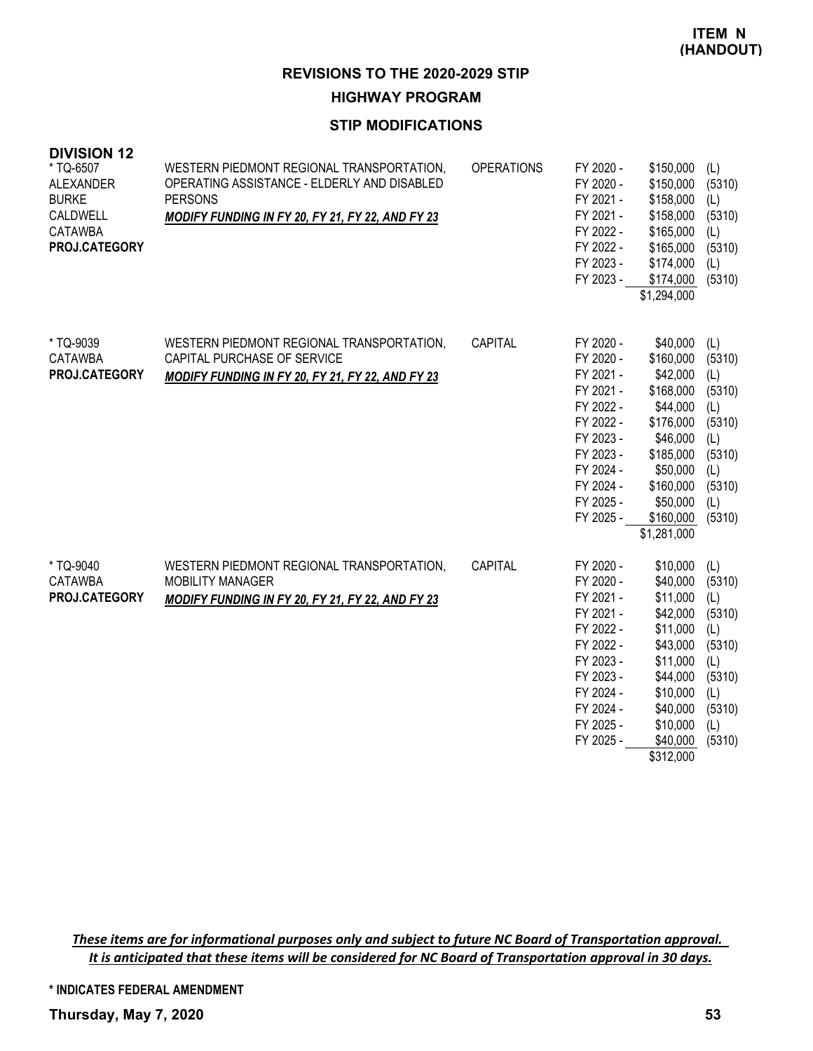**ITEM N (HANDOUT)**

# REVISIONS TO THE 2020-2029 STIP

## HIGHWAY PROGRAM

### STIP MODIFICATIONS

**DIVISION 12**

| Project | Description | Category | Fiscal Year | Amount | Source |
|---|---|---|---|---|---|
| * TQ-6507<br>ALEXANDER<br>BURKE<br>CALDWELL<br>CATAWBA<br>**PROJ.CATEGORY** | WESTERN PIEDMONT REGIONAL TRANSPORTATION, OPERATING ASSISTANCE - ELDERLY AND DISABLED PERSONS<br>***MODIFY FUNDING IN FY 20, FY 21, FY 22, AND FY 23*** | OPERATIONS | FY 2020 - | $150,000 | (L) |
| | | | FY 2020 - | $150,000 | (5310) |
| | | | FY 2021 - | $158,000 | (L) |
| | | | FY 2021 - | $158,000 | (5310) |
| | | | FY 2022 - | $165,000 | (L) |
| | | | FY 2022 - | $165,000 | (5310) |
| | | | FY 2023 - | $174,000 | (L) |
| | | | FY 2023 - | $174,000 | (5310) |
| | | | | $1,294,000 | |
| * TQ-9039<br>CATAWBA<br>**PROJ.CATEGORY** | WESTERN PIEDMONT REGIONAL TRANSPORTATION, CAPITAL PURCHASE OF SERVICE<br>***MODIFY FUNDING IN FY 20, FY 21, FY 22, AND FY 23*** | CAPITAL | FY 2020 - | $40,000 | (L) |
| | | | FY 2020 - | $160,000 | (5310) |
| | | | FY 2021 - | $42,000 | (L) |
| | | | FY 2021 - | $168,000 | (5310) |
| | | | FY 2022 - | $44,000 | (L) |
| | | | FY 2022 - | $176,000 | (5310) |
| | | | FY 2023 - | $46,000 | (L) |
| | | | FY 2023 - | $185,000 | (5310) |
| | | | FY 2024 - | $50,000 | (L) |
| | | | FY 2024 - | $160,000 | (5310) |
| | | | FY 2025 - | $50,000 | (L) |
| | | | FY 2025 - | $160,000 | (5310) |
| | | | | $1,281,000 | |
| * TQ-9040<br>CATAWBA<br>**PROJ.CATEGORY** | WESTERN PIEDMONT REGIONAL TRANSPORTATION, MOBILITY MANAGER<br>***MODIFY FUNDING IN FY 20, FY 21, FY 22, AND FY 23*** | CAPITAL | FY 2020 - | $10,000 | (L) |
| | | | FY 2020 - | $40,000 | (5310) |
| | | | FY 2021 - | $11,000 | (L) |
| | | | FY 2021 - | $42,000 | (5310) |
| | | | FY 2022 - | $11,000 | (L) |
| | | | FY 2022 - | $43,000 | (5310) |
| | | | FY 2023 - | $11,000 | (L) |
| | | | FY 2023 - | $44,000 | (5310) |
| | | | FY 2024 - | $10,000 | (L) |
| | | | FY 2024 - | $40,000 | (5310) |
| | | | FY 2025 - | $10,000 | (L) |
| | | | FY 2025 - | $40,000 | (5310) |
| | | | | $312,000 | |

***These items are for informational purposes only and subject to future NC Board of Transportation approval. It is anticipated that these items will be considered for NC Board of Transportation approval in 30 days.***

**\* INDICATES FEDERAL AMENDMENT**

**Thursday, May 7, 2020**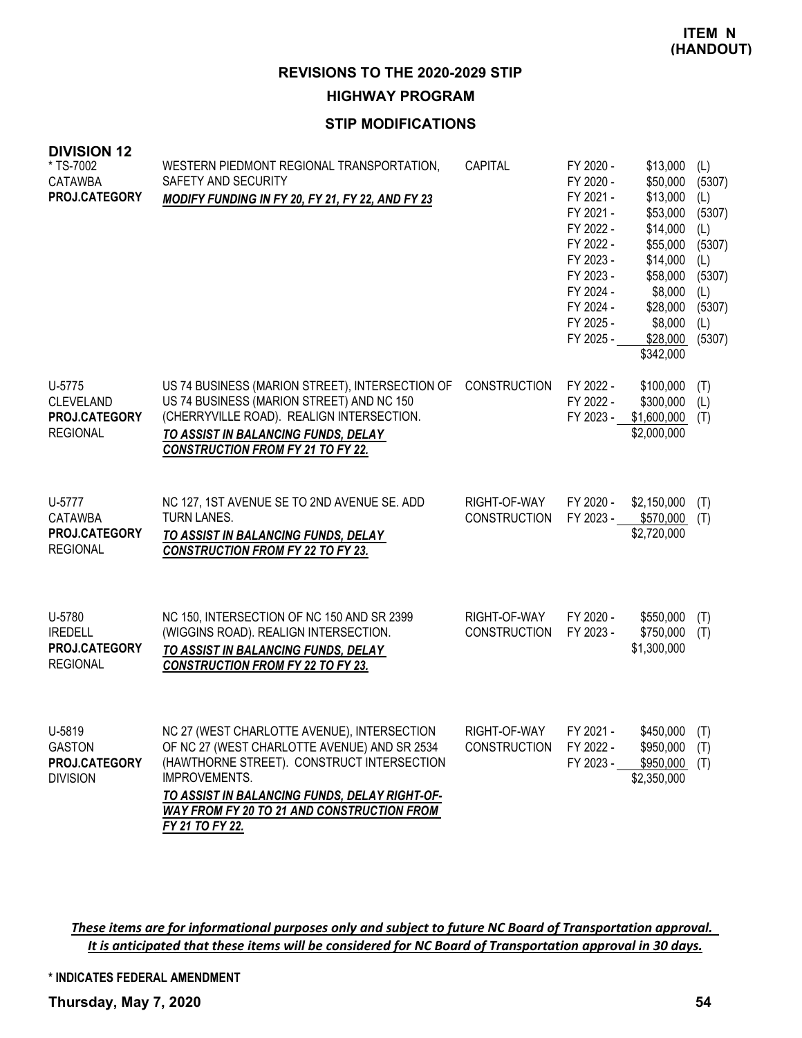**ITEM N (HANDOUT)**

## REVISIONS TO THE 2020-2029 STIP

### HIGHWAY PROGRAM

### STIP MODIFICATIONS

**DIVISION 12**

| Project | Description | Category | Fiscal Year | Amount | Source |
|---|---|---|---|---|---|
| * TS-7002<br>CATAWBA<br>**PROJ.CATEGORY** | WESTERN PIEDMONT REGIONAL TRANSPORTATION, SAFETY AND SECURITY<br>***MODIFY FUNDING IN FY 20, FY 21, FY 22, AND FY 23*** | CAPITAL | FY 2020 - | $13,000 | (L) |
| | | | FY 2020 - | $50,000 | (5307) |
| | | | FY 2021 - | $13,000 | (L) |
| | | | FY 2021 - | $53,000 | (5307) |
| | | | FY 2022 - | $14,000 | (L) |
| | | | FY 2022 - | $55,000 | (5307) |
| | | | FY 2023 - | $14,000 | (L) |
| | | | FY 2023 - | $58,000 | (5307) |
| | | | FY 2024 - | $8,000 | (L) |
| | | | FY 2024 - | $28,000 | (5307) |
| | | | FY 2025 - | $8,000 | (L) |
| | | | FY 2025 - | $28,000 | (5307) |
| | | | | $342,000 | |
| U-5775<br>CLEVELAND<br>**PROJ.CATEGORY**<br>REGIONAL | US 74 BUSINESS (MARION STREET), INTERSECTION OF US 74 BUSINESS (MARION STREET) AND NC 150 (CHERRYVILLE ROAD). REALIGN INTERSECTION.<br>***TO ASSIST IN BALANCING FUNDS, DELAY CONSTRUCTION FROM FY 21 TO FY 22.*** | CONSTRUCTION | FY 2022 - | $100,000 | (T) |
| | | | FY 2022 - | $300,000 | (L) |
| | | | FY 2023 - | $1,600,000 | (T) |
| | | | | $2,000,000 | |
| U-5777<br>CATAWBA<br>**PROJ.CATEGORY**<br>REGIONAL | NC 127, 1ST AVENUE SE TO 2ND AVENUE SE. ADD TURN LANES.<br>***TO ASSIST IN BALANCING FUNDS, DELAY CONSTRUCTION FROM FY 22 TO FY 23.*** | RIGHT-OF-WAY | FY 2020 - | $2,150,000 | (T) |
| | | CONSTRUCTION | FY 2023 - | $570,000 | (T) |
| | | | | $2,720,000 | |
| U-5780<br>IREDELL<br>**PROJ.CATEGORY**<br>REGIONAL | NC 150, INTERSECTION OF NC 150 AND SR 2399 (WIGGINS ROAD). REALIGN INTERSECTION.<br>***TO ASSIST IN BALANCING FUNDS, DELAY CONSTRUCTION FROM FY 22 TO FY 23.*** | RIGHT-OF-WAY | FY 2020 - | $550,000 | (T) |
| | | CONSTRUCTION | FY 2023 - | $750,000 | (T) |
| | | | | $1,300,000 | |
| U-5819<br>GASTON<br>**PROJ.CATEGORY**<br>DIVISION | NC 27 (WEST CHARLOTTE AVENUE), INTERSECTION OF NC 27 (WEST CHARLOTTE AVENUE) AND SR 2534 (HAWTHORNE STREET). CONSTRUCT INTERSECTION IMPROVEMENTS.<br>***TO ASSIST IN BALANCING FUNDS, DELAY RIGHT-OF-WAY FROM FY 20 TO 21 AND CONSTRUCTION FROM FY 21 TO FY 22.*** | RIGHT-OF-WAY | FY 2021 - | $450,000 | (T) |
| | | CONSTRUCTION | FY 2022 - | $950,000 | (T) |
| | | | FY 2023 - | $950,000 | (T) |
| | | | | $2,350,000 | |

***These items are for informational purposes only and subject to future NC Board of Transportation approval. It is anticipated that these items will be considered for NC Board of Transportation approval in 30 days.***

**\* INDICATES FEDERAL AMENDMENT**

**Thursday, May 7, 2020**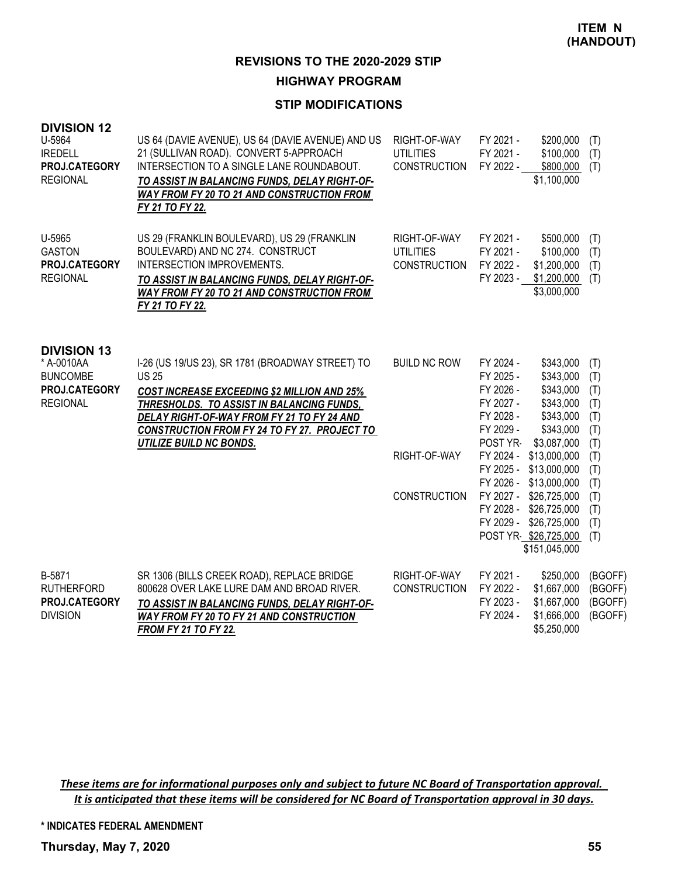**ITEM N (HANDOUT)**

## REVISIONS TO THE 2020-2029 STIP

### HIGHWAY PROGRAM

### STIP MODIFICATIONS

**DIVISION 12**

| Project | Description | Phase | Year | Amount | Source |
|---|---|---|---|---|---|
| U-5964<br>IREDELL<br>**PROJ.CATEGORY**<br>REGIONAL | US 64 (DAVIE AVENUE), US 64 (DAVIE AVENUE) AND US 21 (SULLIVAN ROAD). CONVERT 5-APPROACH INTERSECTION TO A SINGLE LANE ROUNDABOUT.<br>***TO ASSIST IN BALANCING FUNDS, DELAY RIGHT-OF-WAY FROM FY 20 TO 21 AND CONSTRUCTION FROM FY 21 TO FY 22.*** | RIGHT-OF-WAY | FY 2021 - | $200,000 | (T) |
| | | UTILITIES | FY 2021 - | $100,000 | (T) |
| | | CONSTRUCTION | FY 2022 - | $800,000 | (T) |
| | | | | $1,100,000 | |
| U-5965<br>GASTON<br>**PROJ.CATEGORY**<br>REGIONAL | US 29 (FRANKLIN BOULEVARD), US 29 (FRANKLIN BOULEVARD) AND NC 274. CONSTRUCT INTERSECTION IMPROVEMENTS.<br>***TO ASSIST IN BALANCING FUNDS, DELAY RIGHT-OF-WAY FROM FY 20 TO 21 AND CONSTRUCTION FROM FY 21 TO FY 22.*** | RIGHT-OF-WAY | FY 2021 - | $500,000 | (T) |
| | | UTILITIES | FY 2021 - | $100,000 | (T) |
| | | CONSTRUCTION | FY 2022 - | $1,200,000 | (T) |
| | | | FY 2023 - | $1,200,000 | (T) |
| | | | | $3,000,000 | |

**DIVISION 13**

| Project | Description | Phase | Year | Amount | Source |
|---|---|---|---|---|---|
| * A-0010AA<br>BUNCOMBE<br>**PROJ.CATEGORY**<br>REGIONAL | I-26 (US 19/US 23), SR 1781 (BROADWAY STREET) TO US 25<br>***COST INCREASE EXCEEDING $2 MILLION AND 25% THRESHOLDS. TO ASSIST IN BALANCING FUNDS, DELAY RIGHT-OF-WAY FROM FY 21 TO FY 24 AND CONSTRUCTION FROM FY 24 TO FY 27. PROJECT TO UTILIZE BUILD NC BONDS.*** | BUILD NC ROW | FY 2024 - | $343,000 | (T) |
| | | | FY 2025 - | $343,000 | (T) |
| | | | FY 2026 - | $343,000 | (T) |
| | | | FY 2027 - | $343,000 | (T) |
| | | | FY 2028 - | $343,000 | (T) |
| | | | FY 2029 - | $343,000 | (T) |
| | | | POST YR- | $3,087,000 | (T) |
| | | RIGHT-OF-WAY | FY 2024 - | $13,000,000 | (T) |
| | | | FY 2025 - | $13,000,000 | (T) |
| | | | FY 2026 - | $13,000,000 | (T) |
| | | CONSTRUCTION | FY 2027 - | $26,725,000 | (T) |
| | | | FY 2028 - | $26,725,000 | (T) |
| | | | FY 2029 - | $26,725,000 | (T) |
| | | | POST YR- | $26,725,000 | (T) |
| | | | | $151,045,000 | |
| B-5871<br>RUTHERFORD<br>**PROJ.CATEGORY**<br>DIVISION | SR 1306 (BILLS CREEK ROAD), REPLACE BRIDGE 800628 OVER LAKE LURE DAM AND BROAD RIVER.<br>***TO ASSIST IN BALANCING FUNDS, DELAY RIGHT-OF-WAY FROM FY 20 TO FY 21 AND CONSTRUCTION FROM FY 21 TO FY 22.*** | RIGHT-OF-WAY | FY 2021 - | $250,000 | (BGOFF) |
| | | CONSTRUCTION | FY 2022 - | $1,667,000 | (BGOFF) |
| | | | FY 2023 - | $1,667,000 | (BGOFF) |
| | | | FY 2024 - | $1,666,000 | (BGOFF) |
| | | | | $5,250,000 | |

***These items are for informational purposes only and subject to future NC Board of Transportation approval. It is anticipated that these items will be considered for NC Board of Transportation approval in 30 days.***

**\* INDICATES FEDERAL AMENDMENT**

**Thursday, May 7, 2020**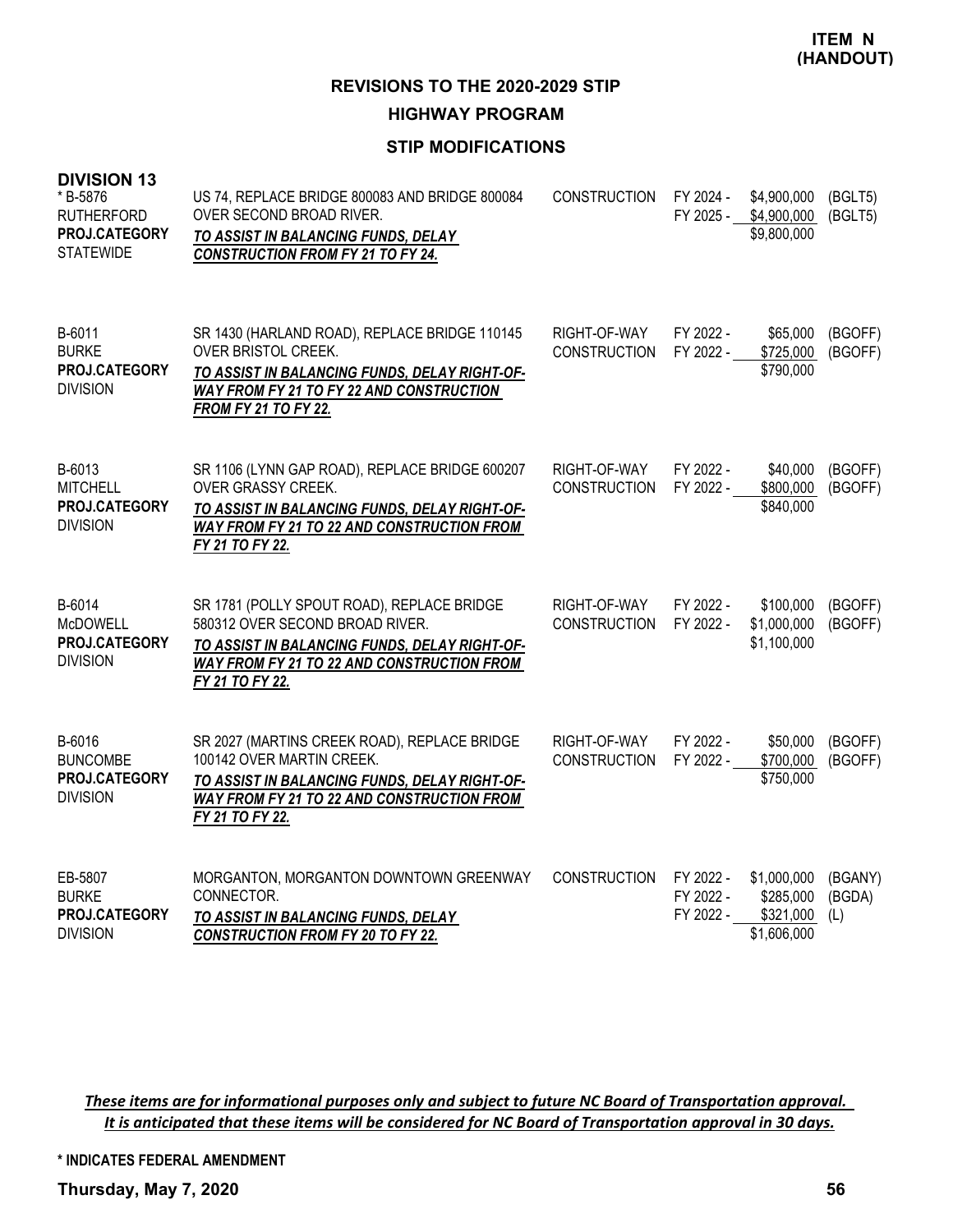**ITEM N (HANDOUT)**

## REVISIONS TO THE 2020-2029 STIP

### HIGHWAY PROGRAM

### STIP MODIFICATIONS

**DIVISION 13**

| Project | Description | Phase | Year | Amount | Fund |
|---|---|---|---|---|---|
| * B-5876<br>RUTHERFORD<br>**PROJ.CATEGORY**<br>STATEWIDE | US 74, REPLACE BRIDGE 800083 AND BRIDGE 800084 OVER SECOND BROAD RIVER.<br>***TO ASSIST IN BALANCING FUNDS, DELAY CONSTRUCTION FROM FY 21 TO FY 24.*** | CONSTRUCTION | FY 2024 -<br>FY 2025 - | $4,900,000<br>$4,900,000<br>$9,800,000 | (BGLT5)<br>(BGLT5) |
| B-6011<br>BURKE<br>**PROJ.CATEGORY**<br>DIVISION | SR 1430 (HARLAND ROAD), REPLACE BRIDGE 110145 OVER BRISTOL CREEK.<br>***TO ASSIST IN BALANCING FUNDS, DELAY RIGHT-OF-WAY FROM FY 21 TO FY 22 AND CONSTRUCTION FROM FY 21 TO FY 22.*** | RIGHT-OF-WAY<br>CONSTRUCTION | FY 2022 -<br>FY 2022 - | $65,000<br>$725,000<br>$790,000 | (BGOFF)<br>(BGOFF) |
| B-6013<br>MITCHELL<br>**PROJ.CATEGORY**<br>DIVISION | SR 1106 (LYNN GAP ROAD), REPLACE BRIDGE 600207 OVER GRASSY CREEK.<br>***TO ASSIST IN BALANCING FUNDS, DELAY RIGHT-OF-WAY FROM FY 21 TO 22 AND CONSTRUCTION FROM FY 21 TO FY 22.*** | RIGHT-OF-WAY<br>CONSTRUCTION | FY 2022 -<br>FY 2022 - | $40,000<br>$800,000<br>$840,000 | (BGOFF)<br>(BGOFF) |
| B-6014<br>McDOWELL<br>**PROJ.CATEGORY**<br>DIVISION | SR 1781 (POLLY SPOUT ROAD), REPLACE BRIDGE 580312 OVER SECOND BROAD RIVER.<br>***TO ASSIST IN BALANCING FUNDS, DELAY RIGHT-OF-WAY FROM FY 21 TO 22 AND CONSTRUCTION FROM FY 21 TO FY 22.*** | RIGHT-OF-WAY<br>CONSTRUCTION | FY 2022 -<br>FY 2022 - | $100,000<br>$1,000,000<br>$1,100,000 | (BGOFF)<br>(BGOFF) |
| B-6016<br>BUNCOMBE<br>**PROJ.CATEGORY**<br>DIVISION | SR 2027 (MARTINS CREEK ROAD), REPLACE BRIDGE 100142 OVER MARTIN CREEK.<br>***TO ASSIST IN BALANCING FUNDS, DELAY RIGHT-OF-WAY FROM FY 21 TO 22 AND CONSTRUCTION FROM FY 21 TO FY 22.*** | RIGHT-OF-WAY<br>CONSTRUCTION | FY 2022 -<br>FY 2022 - | $50,000<br>$700,000<br>$750,000 | (BGOFF)<br>(BGOFF) |
| EB-5807<br>BURKE<br>**PROJ.CATEGORY**<br>DIVISION | MORGANTON, MORGANTON DOWNTOWN GREENWAY CONNECTOR.<br>***TO ASSIST IN BALANCING FUNDS, DELAY CONSTRUCTION FROM FY 20 TO FY 22.*** | CONSTRUCTION | FY 2022 -<br>FY 2022 -<br>FY 2022 - | $1,000,000<br>$285,000<br>$321,000<br>$1,606,000 | (BGANY)<br>(BGDA)<br>(L) |

***These items are for informational purposes only and subject to future NC Board of Transportation approval. It is anticipated that these items will be considered for NC Board of Transportation approval in 30 days.***

**\* INDICATES FEDERAL AMENDMENT**

**Thursday, May 7, 2020**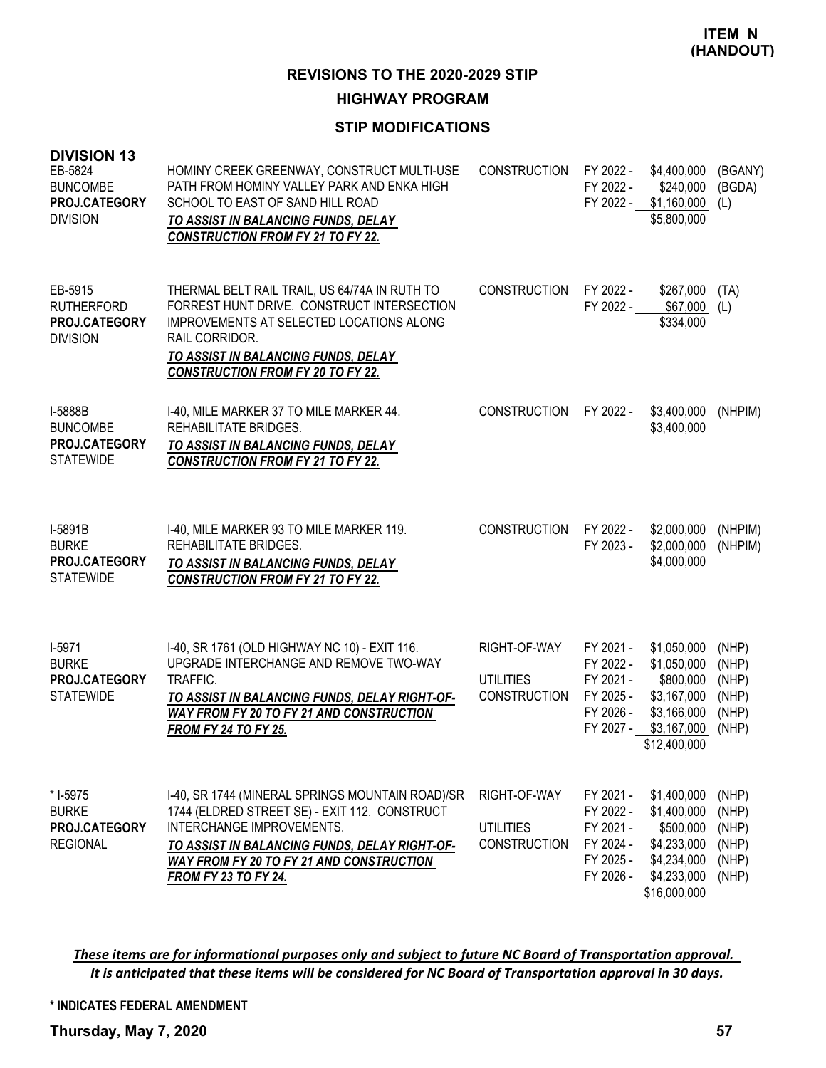**ITEM N (HANDOUT)**

## REVISIONS TO THE 2020-2029 STIP

### HIGHWAY PROGRAM

### STIP MODIFICATIONS

**DIVISION 13**

| Project | Description | Work Type | Fiscal Year | Amount | Fund |
|---|---|---|---|---|---|
| EB-5824<br>BUNCOMBE<br>**PROJ.CATEGORY**<br>DIVISION | HOMINY CREEK GREENWAY, CONSTRUCT MULTI-USE PATH FROM HOMINY VALLEY PARK AND ENKA HIGH SCHOOL TO EAST OF SAND HILL ROAD<br>***TO ASSIST IN BALANCING FUNDS, DELAY CONSTRUCTION FROM FY 21 TO FY 22.*** | CONSTRUCTION | FY 2022 -<br>FY 2022 -<br>FY 2022 - | \$4,400,000<br>\$240,000<br>\$1,160,000<br>\$5,800,000 | (BGANY)<br>(BGDA)<br>(L) |
| EB-5915<br>RUTHERFORD<br>**PROJ.CATEGORY**<br>DIVISION | THERMAL BELT RAIL TRAIL, US 64/74A IN RUTH TO FORREST HUNT DRIVE. CONSTRUCT INTERSECTION IMPROVEMENTS AT SELECTED LOCATIONS ALONG RAIL CORRIDOR.<br>***TO ASSIST IN BALANCING FUNDS, DELAY CONSTRUCTION FROM FY 20 TO FY 22.*** | CONSTRUCTION | FY 2022 -<br>FY 2022 - | \$267,000<br>\$67,000<br>\$334,000 | (TA)<br>(L) |
| I-5888B<br>BUNCOMBE<br>**PROJ.CATEGORY**<br>STATEWIDE | I-40, MILE MARKER 37 TO MILE MARKER 44. REHABILITATE BRIDGES.<br>***TO ASSIST IN BALANCING FUNDS, DELAY CONSTRUCTION FROM FY 21 TO FY 22.*** | CONSTRUCTION | FY 2022 - | \$3,400,000<br>\$3,400,000 | (NHPIM) |
| I-5891B<br>BURKE<br>**PROJ.CATEGORY**<br>STATEWIDE | I-40, MILE MARKER 93 TO MILE MARKER 119. REHABILITATE BRIDGES.<br>***TO ASSIST IN BALANCING FUNDS, DELAY CONSTRUCTION FROM FY 21 TO FY 22.*** | CONSTRUCTION | FY 2022 -<br>FY 2023 - | \$2,000,000<br>\$2,000,000<br>\$4,000,000 | (NHPIM)<br>(NHPIM) |
| I-5971<br>BURKE<br>**PROJ.CATEGORY**<br>STATEWIDE | I-40, SR 1761 (OLD HIGHWAY NC 10) - EXIT 116. UPGRADE INTERCHANGE AND REMOVE TWO-WAY TRAFFIC.<br>***TO ASSIST IN BALANCING FUNDS, DELAY RIGHT-OF-WAY FROM FY 20 TO FY 21 AND CONSTRUCTION FROM FY 24 TO FY 25.*** | RIGHT-OF-WAY<br><br>UTILITIES<br>CONSTRUCTION | FY 2021 -<br>FY 2022 -<br>FY 2021 -<br>FY 2025 -<br>FY 2026 -<br>FY 2027 - | \$1,050,000<br>\$1,050,000<br>\$800,000<br>\$3,167,000<br>\$3,166,000<br>\$3,167,000<br>\$12,400,000 | (NHP)<br>(NHP)<br>(NHP)<br>(NHP)<br>(NHP)<br>(NHP) |
| * I-5975<br>BURKE<br>**PROJ.CATEGORY**<br>REGIONAL | I-40, SR 1744 (MINERAL SPRINGS MOUNTAIN ROAD)/SR 1744 (ELDRED STREET SE) - EXIT 112. CONSTRUCT INTERCHANGE IMPROVEMENTS.<br>***TO ASSIST IN BALANCING FUNDS, DELAY RIGHT-OF-WAY FROM FY 20 TO FY 21 AND CONSTRUCTION FROM FY 23 TO FY 24.*** | RIGHT-OF-WAY<br><br>UTILITIES<br>CONSTRUCTION | FY 2021 -<br>FY 2022 -<br>FY 2021 -<br>FY 2024 -<br>FY 2025 -<br>FY 2026 - | \$1,400,000<br>\$1,400,000<br>\$500,000<br>\$4,233,000<br>\$4,234,000<br>\$4,233,000<br>\$16,000,000 | (NHP)<br>(NHP)<br>(NHP)<br>(NHP)<br>(NHP)<br>(NHP) |

***These items are for informational purposes only and subject to future NC Board of Transportation approval. It is anticipated that these items will be considered for NC Board of Transportation approval in 30 days.***

**\* INDICATES FEDERAL AMENDMENT**

**Thursday, May 7, 2020**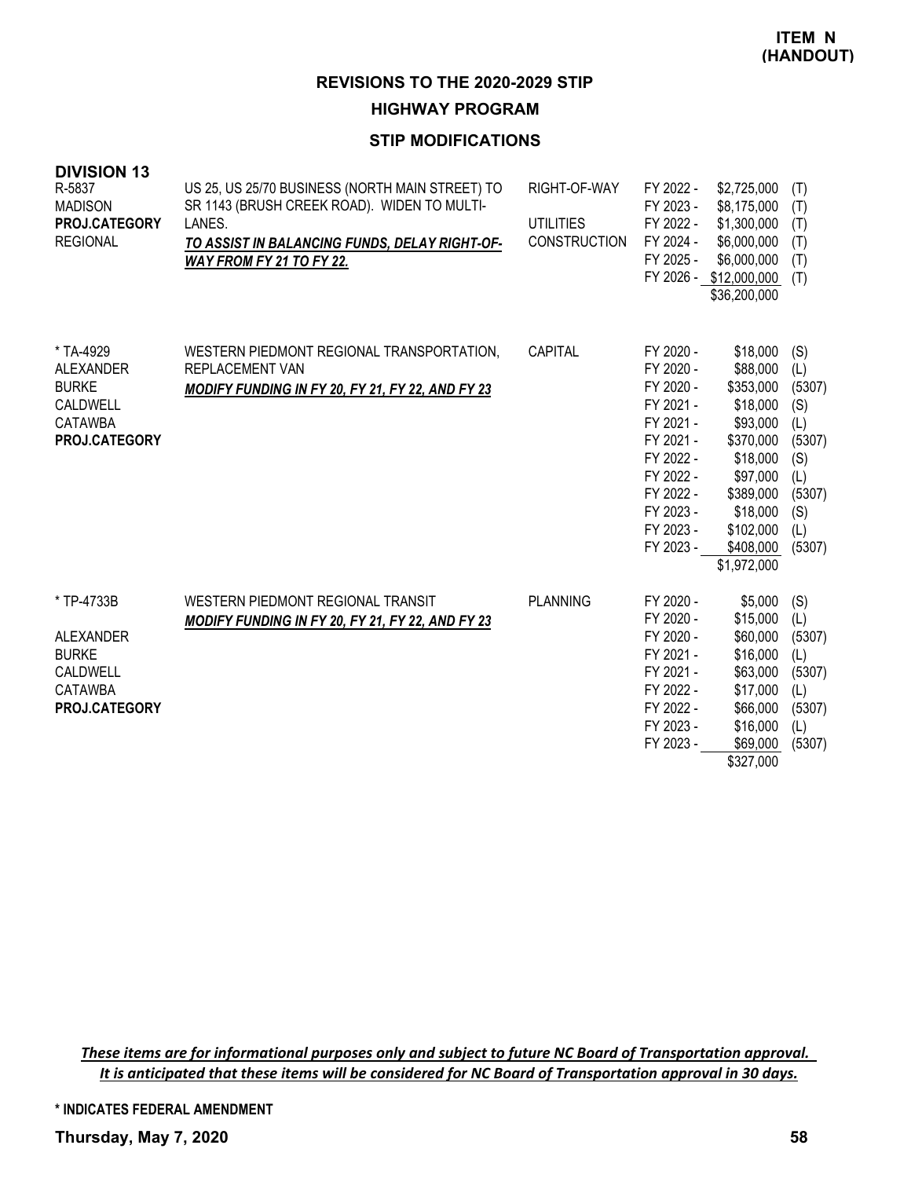**ITEM N (HANDOUT)**

## REVISIONS TO THE 2020-2029 STIP

### HIGHWAY PROGRAM

### STIP MODIFICATIONS

**DIVISION 13**

| Project | Description | Work Type | Fiscal Year | Amount | Source |
|---|---|---|---|---|---|
| R-5837<br>MADISON<br>**PROJ.CATEGORY**<br>REGIONAL | US 25, US 25/70 BUSINESS (NORTH MAIN STREET) TO SR 1143 (BRUSH CREEK ROAD). WIDEN TO MULTI-LANES.<br>***TO ASSIST IN BALANCING FUNDS, DELAY RIGHT-OF-WAY FROM FY 21 TO FY 22.*** | RIGHT-OF-WAY | FY 2022 - | $2,725,000 | (T) |
| | | | FY 2023 - | $8,175,000 | (T) |
| | | UTILITIES | FY 2022 - | $1,300,000 | (T) |
| | | CONSTRUCTION | FY 2024 - | $6,000,000 | (T) |
| | | | FY 2025 - | $6,000,000 | (T) |
| | | | FY 2026 - | $12,000,000 | (T) |
| | | | | $36,200,000 | |
| * TA-4929<br>ALEXANDER<br>BURKE<br>CALDWELL<br>CATAWBA<br>**PROJ.CATEGORY** | WESTERN PIEDMONT REGIONAL TRANSPORTATION, REPLACEMENT VAN<br>***MODIFY FUNDING IN FY 20, FY 21, FY 22, AND FY 23*** | CAPITAL | FY 2020 - | $18,000 | (S) |
| | | | FY 2020 - | $88,000 | (L) |
| | | | FY 2020 - | $353,000 | (5307) |
| | | | FY 2021 - | $18,000 | (S) |
| | | | FY 2021 - | $93,000 | (L) |
| | | | FY 2021 - | $370,000 | (5307) |
| | | | FY 2022 - | $18,000 | (S) |
| | | | FY 2022 - | $97,000 | (L) |
| | | | FY 2022 - | $389,000 | (5307) |
| | | | FY 2023 - | $18,000 | (S) |
| | | | FY 2023 - | $102,000 | (L) |
| | | | FY 2023 - | $408,000 | (5307) |
| | | | | $1,972,000 | |
| * TP-4733B<br>ALEXANDER<br>BURKE<br>CALDWELL<br>CATAWBA<br>**PROJ.CATEGORY** | WESTERN PIEDMONT REGIONAL TRANSIT<br>***MODIFY FUNDING IN FY 20, FY 21, FY 22, AND FY 23*** | PLANNING | FY 2020 - | $5,000 | (S) |
| | | | FY 2020 - | $15,000 | (L) |
| | | | FY 2020 - | $60,000 | (5307) |
| | | | FY 2021 - | $16,000 | (L) |
| | | | FY 2021 - | $63,000 | (5307) |
| | | | FY 2022 - | $17,000 | (L) |
| | | | FY 2022 - | $66,000 | (5307) |
| | | | FY 2023 - | $16,000 | (L) |
| | | | FY 2023 - | $69,000 | (5307) |
| | | | | $327,000 | |

*These items are for informational purposes only and subject to future NC Board of Transportation approval. It is anticipated that these items will be considered for NC Board of Transportation approval in 30 days.*

**\* INDICATES FEDERAL AMENDMENT**

**Thursday, May 7, 2020**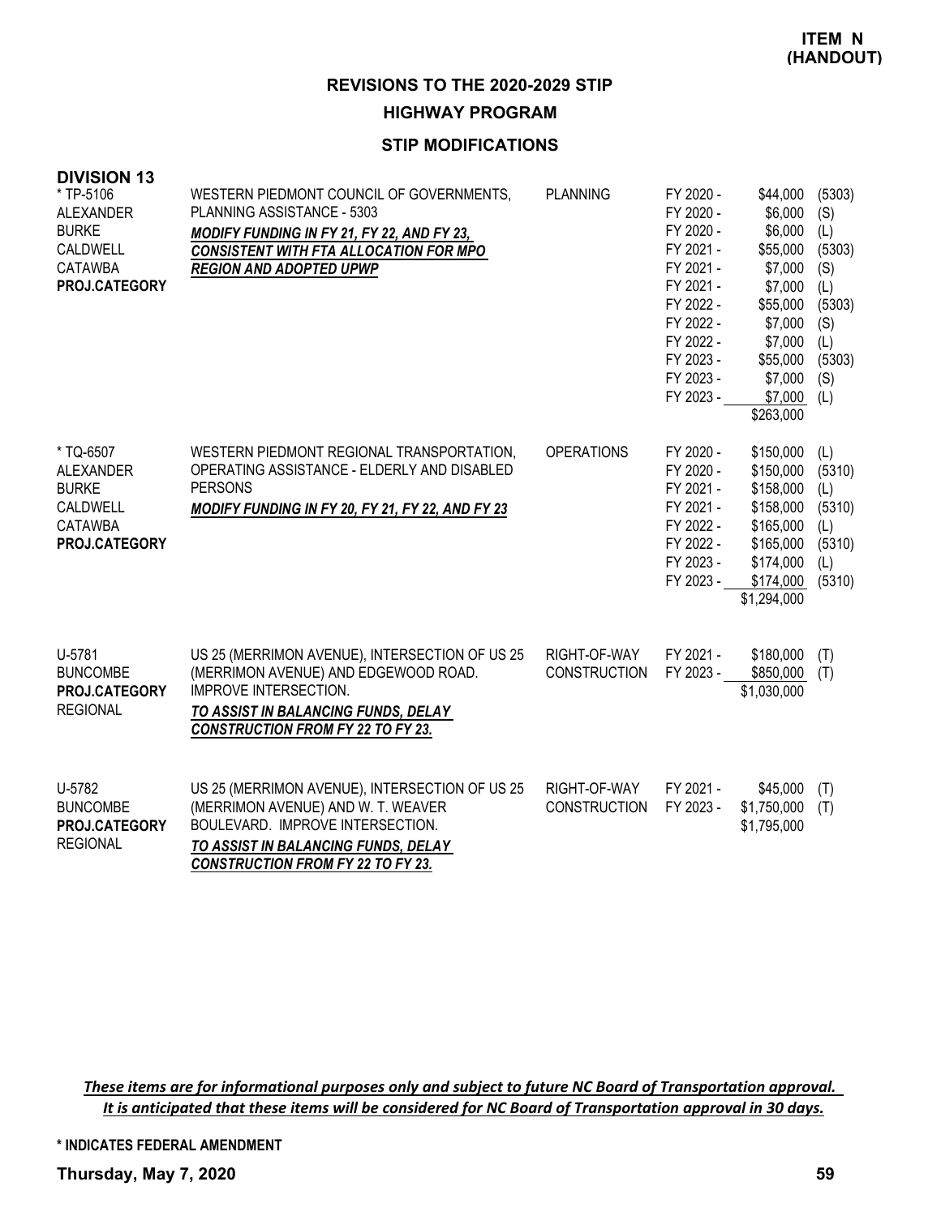**ITEM N (HANDOUT)**

## REVISIONS TO THE 2020-2029 STIP

### HIGHWAY PROGRAM

### STIP MODIFICATIONS

**DIVISION 13**

| Project | Description | Category | Fiscal Year | Amount | Source |
|---|---|---|---|---|---|
| * TP-5106<br>ALEXANDER<br>BURKE<br>CALDWELL<br>CATAWBA<br>**PROJ.CATEGORY** | WESTERN PIEDMONT COUNCIL OF GOVERNMENTS, PLANNING ASSISTANCE - 5303<br>***MODIFY FUNDING IN FY 21, FY 22, AND FY 23, CONSISTENT WITH FTA ALLOCATION FOR MPO REGION AND ADOPTED UPWP*** | PLANNING | FY 2020 - | $44,000 | (5303) |
| | | | FY 2020 - | $6,000 | (S) |
| | | | FY 2020 - | $6,000 | (L) |
| | | | FY 2021 - | $55,000 | (5303) |
| | | | FY 2021 - | $7,000 | (S) |
| | | | FY 2021 - | $7,000 | (L) |
| | | | FY 2022 - | $55,000 | (5303) |
| | | | FY 2022 - | $7,000 | (S) |
| | | | FY 2022 - | $7,000 | (L) |
| | | | FY 2023 - | $55,000 | (5303) |
| | | | FY 2023 - | $7,000 | (S) |
| | | | FY 2023 - | $7,000 | (L) |
| | | | | $263,000 | |
| * TQ-6507<br>ALEXANDER<br>BURKE<br>CALDWELL<br>CATAWBA<br>**PROJ.CATEGORY** | WESTERN PIEDMONT REGIONAL TRANSPORTATION, OPERATING ASSISTANCE - ELDERLY AND DISABLED PERSONS<br>***MODIFY FUNDING IN FY 20, FY 21, FY 22, AND FY 23*** | OPERATIONS | FY 2020 - | $150,000 | (L) |
| | | | FY 2020 - | $150,000 | (5310) |
| | | | FY 2021 - | $158,000 | (L) |
| | | | FY 2021 - | $158,000 | (5310) |
| | | | FY 2022 - | $165,000 | (L) |
| | | | FY 2022 - | $165,000 | (5310) |
| | | | FY 2023 - | $174,000 | (L) |
| | | | FY 2023 - | $174,000 | (5310) |
| | | | | $1,294,000 | |
| U-5781<br>BUNCOMBE<br>**PROJ.CATEGORY**<br>REGIONAL | US 25 (MERRIMON AVENUE), INTERSECTION OF US 25 (MERRIMON AVENUE) AND EDGEWOOD ROAD. IMPROVE INTERSECTION.<br>***TO ASSIST IN BALANCING FUNDS, DELAY CONSTRUCTION FROM FY 22 TO FY 23.*** | RIGHT-OF-WAY | FY 2021 - | $180,000 | (T) |
| | | CONSTRUCTION | FY 2023 - | $850,000 | (T) |
| | | | | $1,030,000 | |
| U-5782<br>BUNCOMBE<br>**PROJ.CATEGORY**<br>REGIONAL | US 25 (MERRIMON AVENUE), INTERSECTION OF US 25 (MERRIMON AVENUE) AND W. T. WEAVER BOULEVARD. IMPROVE INTERSECTION.<br>***TO ASSIST IN BALANCING FUNDS, DELAY CONSTRUCTION FROM FY 22 TO FY 23.*** | RIGHT-OF-WAY | FY 2021 - | $45,000 | (T) |
| | | CONSTRUCTION | FY 2023 - | $1,750,000 | (T) |
| | | | | $1,795,000 | |

***These items are for informational purposes only and subject to future NC Board of Transportation approval. It is anticipated that these items will be considered for NC Board of Transportation approval in 30 days.***

**\* INDICATES FEDERAL AMENDMENT**

**Thursday, May 7, 2020**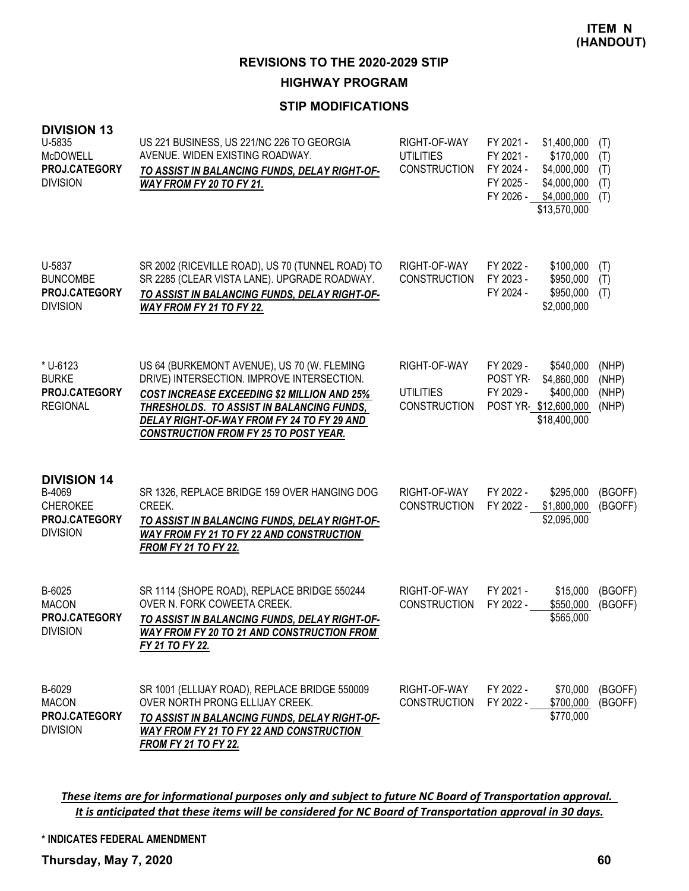**ITEM N (HANDOUT)**

## REVISIONS TO THE 2020-2029 STIP

### HIGHWAY PROGRAM

### STIP MODIFICATIONS

**DIVISION 13**

| Project | Description | Work Type | Year | Amount | Fund |
|---|---|---|---|---|---|
| U-5835<br>McDOWELL<br>**PROJ.CATEGORY**<br>DIVISION | US 221 BUSINESS, US 221/NC 226 TO GEORGIA AVENUE. WIDEN EXISTING ROADWAY.<br>***TO ASSIST IN BALANCING FUNDS, DELAY RIGHT-OF-WAY FROM FY 20 TO FY 21.*** | RIGHT-OF-WAY | FY 2021 - | $1,400,000 | (T) |
| | | UTILITIES | FY 2021 - | $170,000 | (T) |
| | | CONSTRUCTION | FY 2024 - | $4,000,000 | (T) |
| | | | FY 2025 - | $4,000,000 | (T) |
| | | | FY 2026 - | $4,000,000 | (T) |
| | | | | $13,570,000 | |
| U-5837<br>BUNCOMBE<br>**PROJ.CATEGORY**<br>DIVISION | SR 2002 (RICEVILLE ROAD), US 70 (TUNNEL ROAD) TO SR 2285 (CLEAR VISTA LANE). UPGRADE ROADWAY.<br>***TO ASSIST IN BALANCING FUNDS, DELAY RIGHT-OF-WAY FROM FY 21 TO FY 22.*** | RIGHT-OF-WAY | FY 2022 - | $100,000 | (T) |
| | | CONSTRUCTION | FY 2023 - | $950,000 | (T) |
| | | | FY 2024 - | $950,000 | (T) |
| | | | | $2,000,000 | |
| * U-6123<br>BURKE<br>**PROJ.CATEGORY**<br>REGIONAL | US 64 (BURKEMONT AVENUE), US 70 (W. FLEMING DRIVE) INTERSECTION. IMPROVE INTERSECTION.<br>***COST INCREASE EXCEEDING $2 MILLION AND 25% THRESHOLDS. TO ASSIST IN BALANCING FUNDS, DELAY RIGHT-OF-WAY FROM FY 24 TO FY 29 AND CONSTRUCTION FROM FY 25 TO POST YEAR.*** | RIGHT-OF-WAY | FY 2029 - | $540,000 | (NHP) |
| | | | POST YR- | $4,860,000 | (NHP) |
| | | UTILITIES | FY 2029 - | $400,000 | (NHP) |
| | | CONSTRUCTION | POST YR- | $12,600,000 | (NHP) |
| | | | | $18,400,000 | |

**DIVISION 14**

| Project | Description | Work Type | Year | Amount | Fund |
|---|---|---|---|---|---|
| B-4069<br>CHEROKEE<br>**PROJ.CATEGORY**<br>DIVISION | SR 1326, REPLACE BRIDGE 159 OVER HANGING DOG CREEK.<br>***TO ASSIST IN BALANCING FUNDS, DELAY RIGHT-OF-WAY FROM FY 21 TO FY 22 AND CONSTRUCTION FROM FY 21 TO FY 22.*** | RIGHT-OF-WAY | FY 2022 - | $295,000 | (BGOFF) |
| | | CONSTRUCTION | FY 2022 - | $1,800,000 | (BGOFF) |
| | | | | $2,095,000 | |
| B-6025<br>MACON<br>**PROJ.CATEGORY**<br>DIVISION | SR 1114 (SHOPE ROAD), REPLACE BRIDGE 550244 OVER N. FORK COWEETA CREEK.<br>***TO ASSIST IN BALANCING FUNDS, DELAY RIGHT-OF-WAY FROM FY 20 TO 21 AND CONSTRUCTION FROM FY 21 TO FY 22.*** | RIGHT-OF-WAY | FY 2021 - | $15,000 | (BGOFF) |
| | | CONSTRUCTION | FY 2022 - | $550,000 | (BGOFF) |
| | | | | $565,000 | |
| B-6029<br>MACON<br>**PROJ.CATEGORY**<br>DIVISION | SR 1001 (ELLIJAY ROAD), REPLACE BRIDGE 550009 OVER NORTH PRONG ELLIJAY CREEK.<br>***TO ASSIST IN BALANCING FUNDS, DELAY RIGHT-OF-WAY FROM FY 21 TO FY 22 AND CONSTRUCTION FROM FY 21 TO FY 22.*** | RIGHT-OF-WAY | FY 2022 - | $70,000 | (BGOFF) |
| | | CONSTRUCTION | FY 2022 - | $700,000 | (BGOFF) |
| | | | | $770,000 | |

*These items are for informational purposes only and subject to future NC Board of Transportation approval. It is anticipated that these items will be considered for NC Board of Transportation approval in 30 days.*

**\* INDICATES FEDERAL AMENDMENT**

**Thursday, May 7, 2020**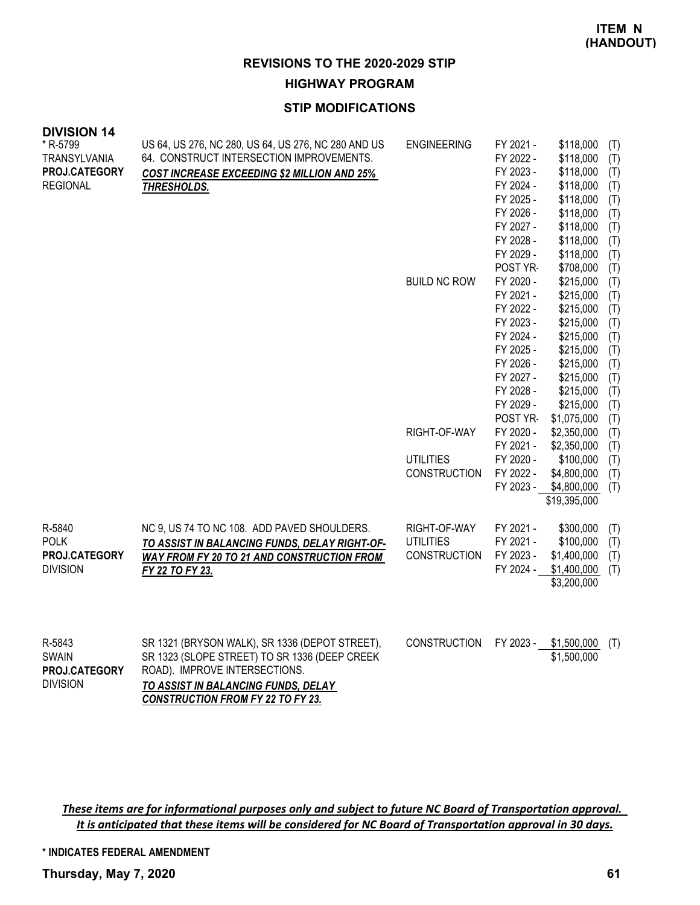**ITEM N (HANDOUT)**

## REVISIONS TO THE 2020-2029 STIP

### HIGHWAY PROGRAM

### STIP MODIFICATIONS

**DIVISION 14**

| Project | Description | Phase | Year | Amount | |
|---|---|---|---|---|---|
| * R-5799 TRANSYLVANIA **PROJ.CATEGORY** REGIONAL | US 64, US 276, NC 280, US 64, US 276, NC 280 AND US 64. CONSTRUCT INTERSECTION IMPROVEMENTS. ***COST INCREASE EXCEEDING $2 MILLION AND 25% THRESHOLDS.*** | ENGINEERING | FY 2021 - | $118,000 | (T) |
| | | | FY 2022 - | $118,000 | (T) |
| | | | FY 2023 - | $118,000 | (T) |
| | | | FY 2024 - | $118,000 | (T) |
| | | | FY 2025 - | $118,000 | (T) |
| | | | FY 2026 - | $118,000 | (T) |
| | | | FY 2027 - | $118,000 | (T) |
| | | | FY 2028 - | $118,000 | (T) |
| | | | FY 2029 - | $118,000 | (T) |
| | | | POST YR- | $708,000 | (T) |
| | | BUILD NC ROW | FY 2020 - | $215,000 | (T) |
| | | | FY 2021 - | $215,000 | (T) |
| | | | FY 2022 - | $215,000 | (T) |
| | | | FY 2023 - | $215,000 | (T) |
| | | | FY 2024 - | $215,000 | (T) |
| | | | FY 2025 - | $215,000 | (T) |
| | | | FY 2026 - | $215,000 | (T) |
| | | | FY 2027 - | $215,000 | (T) |
| | | | FY 2028 - | $215,000 | (T) |
| | | | FY 2029 - | $215,000 | (T) |
| | | | POST YR- | $1,075,000 | (T) |
| | | RIGHT-OF-WAY | FY 2020 - | $2,350,000 | (T) |
| | | | FY 2021 - | $2,350,000 | (T) |
| | | UTILITIES | FY 2020 - | $100,000 | (T) |
| | | CONSTRUCTION | FY 2022 - | $4,800,000 | (T) |
| | | | FY 2023 - | $4,800,000 | (T) |
| | | | | $19,395,000 | |
| R-5840 POLK **PROJ.CATEGORY** DIVISION | NC 9, US 74 TO NC 108. ADD PAVED SHOULDERS. ***TO ASSIST IN BALANCING FUNDS, DELAY RIGHT-OF-WAY FROM FY 20 TO 21 AND CONSTRUCTION FROM FY 22 TO FY 23.*** | RIGHT-OF-WAY | FY 2021 - | $300,000 | (T) |
| | | UTILITIES | FY 2021 - | $100,000 | (T) |
| | | CONSTRUCTION | FY 2023 - | $1,400,000 | (T) |
| | | | FY 2024 - | $1,400,000 | (T) |
| | | | | $3,200,000 | |
| R-5843 SWAIN **PROJ.CATEGORY** DIVISION | SR 1321 (BRYSON WALK), SR 1336 (DEPOT STREET), SR 1323 (SLOPE STREET) TO SR 1336 (DEEP CREEK ROAD). IMPROVE INTERSECTIONS. ***TO ASSIST IN BALANCING FUNDS, DELAY CONSTRUCTION FROM FY 22 TO FY 23.*** | CONSTRUCTION | FY 2023 - | $1,500,000 | (T) |
| | | | | $1,500,000 | |

*These items are for informational purposes only and subject to future NC Board of Transportation approval. It is anticipated that these items will be considered for NC Board of Transportation approval in 30 days.*

**\* INDICATES FEDERAL AMENDMENT**

**Thursday, May 7, 2020**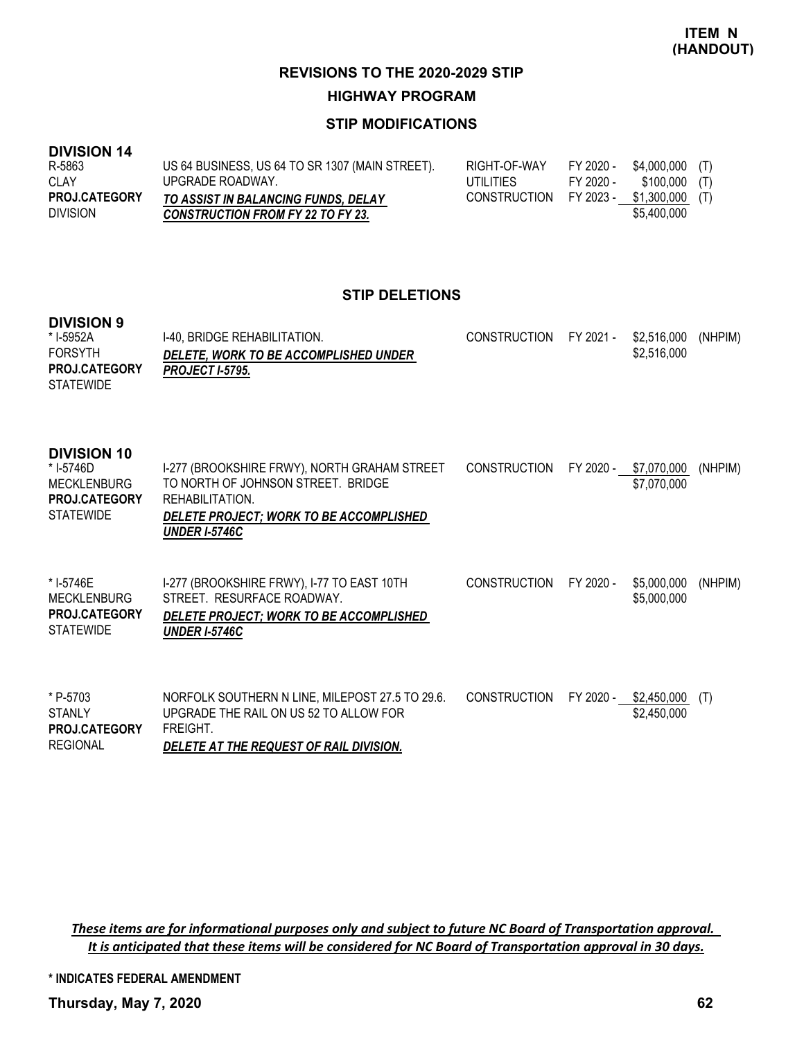**ITEM N (HANDOUT)**

## REVISIONS TO THE 2020-2029 STIP

### HIGHWAY PROGRAM

### STIP MODIFICATIONS

**DIVISION 14**

| | | | | | |
|---|---|---|---|---|---|
| R-5863<br>CLAY<br>**PROJ.CATEGORY**<br>DIVISION | US 64 BUSINESS, US 64 TO SR 1307 (MAIN STREET). UPGRADE ROADWAY.<br>***TO ASSIST IN BALANCING FUNDS, DELAY CONSTRUCTION FROM FY 22 TO FY 23.*** | RIGHT-OF-WAY | FY 2020 - | $4,000,000 | (T) |
| | | UTILITIES | FY 2020 - | $100,000 | (T) |
| | | CONSTRUCTION | FY 2023 - | $1,300,000 | (T) |
| | | | | $5,400,000 | |

### STIP DELETIONS

**DIVISION 9**

| | | | | | |
|---|---|---|---|---|---|
| * I-5952A<br>FORSYTH<br>**PROJ.CATEGORY**<br>STATEWIDE | I-40, BRIDGE REHABILITATION.<br>***DELETE, WORK TO BE ACCOMPLISHED UNDER PROJECT I-5795.*** | CONSTRUCTION | FY 2021 - | $2,516,000 | (NHPIM) |
| | | | | $2,516,000 | |

**DIVISION 10**

| | | | | | |
|---|---|---|---|---|---|
| * I-5746D<br>MECKLENBURG<br>**PROJ.CATEGORY**<br>STATEWIDE | I-277 (BROOKSHIRE FRWY), NORTH GRAHAM STREET TO NORTH OF JOHNSON STREET. BRIDGE REHABILITATION.<br>***DELETE PROJECT; WORK TO BE ACCOMPLISHED UNDER I-5746C*** | CONSTRUCTION | FY 2020 - | $7,070,000 | (NHPIM) |
| | | | | $7,070,000 | |
| * I-5746E<br>MECKLENBURG<br>**PROJ.CATEGORY**<br>STATEWIDE | I-277 (BROOKSHIRE FRWY), I-77 TO EAST 10TH STREET. RESURFACE ROADWAY.<br>***DELETE PROJECT; WORK TO BE ACCOMPLISHED UNDER I-5746C*** | CONSTRUCTION | FY 2020 - | $5,000,000 | (NHPIM) |
| | | | | $5,000,000 | |
| * P-5703<br>STANLY<br>**PROJ.CATEGORY**<br>REGIONAL | NORFOLK SOUTHERN N LINE, MILEPOST 27.5 TO 29.6. UPGRADE THE RAIL ON US 52 TO ALLOW FOR FREIGHT.<br>***DELETE AT THE REQUEST OF RAIL DIVISION.*** | CONSTRUCTION | FY 2020 - | $2,450,000 | (T) |
| | | | | $2,450,000 | |

***These items are for informational purposes only and subject to future NC Board of Transportation approval. It is anticipated that these items will be considered for NC Board of Transportation approval in 30 days.***

**\* INDICATES FEDERAL AMENDMENT**

**Thursday, May 7, 2020**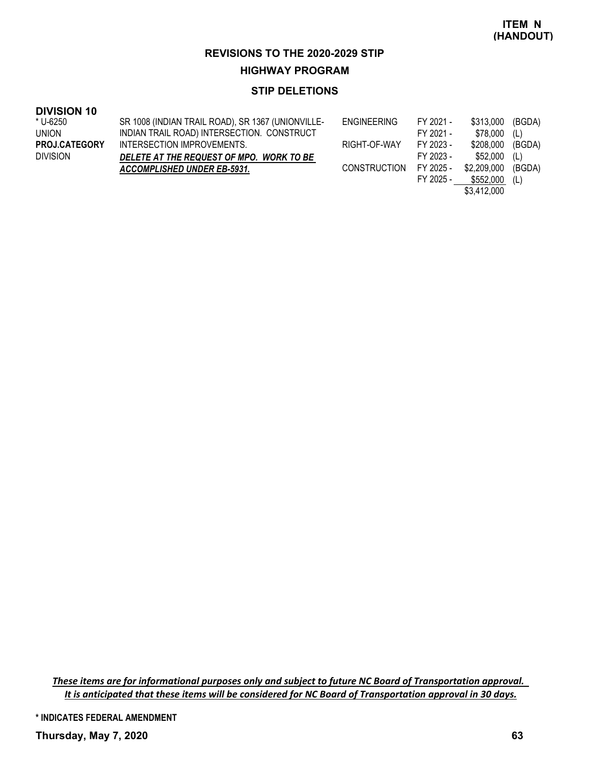**ITEM N**
**(HANDOUT)**

## REVISIONS TO THE 2020-2029 STIP

### HIGHWAY PROGRAM

### STIP DELETIONS

**DIVISION 10**

| | | | | | |
|---|---|---|---|---|---|
| * U-6250 | SR 1008 (INDIAN TRAIL ROAD), SR 1367 (UNIONVILLE-INDIAN TRAIL ROAD) INTERSECTION. CONSTRUCT INTERSECTION IMPROVEMENTS. | ENGINEERING | FY 2021 - | $313,000 | (BGDA) |
| UNION | | | FY 2021 - | $78,000 | (L) |
| **PROJ.CATEGORY** | | RIGHT-OF-WAY | FY 2023 - | $208,000 | (BGDA) |
| DIVISION | ***DELETE AT THE REQUEST OF MPO. WORK TO BE ACCOMPLISHED UNDER EB-5931.*** | | FY 2023 - | $52,000 | (L) |
| | | CONSTRUCTION | FY 2025 - | $2,209,000 | (BGDA) |
| | | | FY 2025 - | $552,000 | (L) |
| | | | | $3,412,000 | |

*These items are for informational purposes only and subject to future NC Board of Transportation approval. It is anticipated that these items will be considered for NC Board of Transportation approval in 30 days.*

**\* INDICATES FEDERAL AMENDMENT**

**Thursday, May 7, 2020**